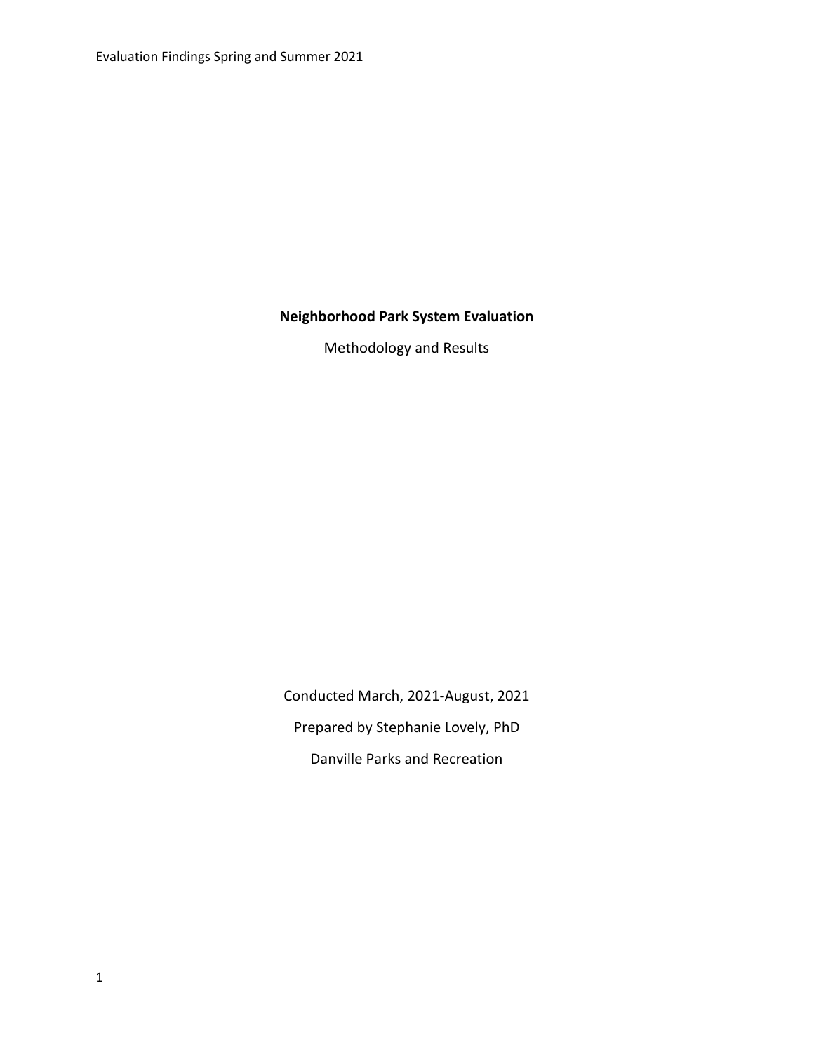# Neighborhood Park System Evaluation

Methodology and Results

Conducted March, 2021-August, 2021

Prepared by Stephanie Lovely, PhD

Danville Parks and Recreation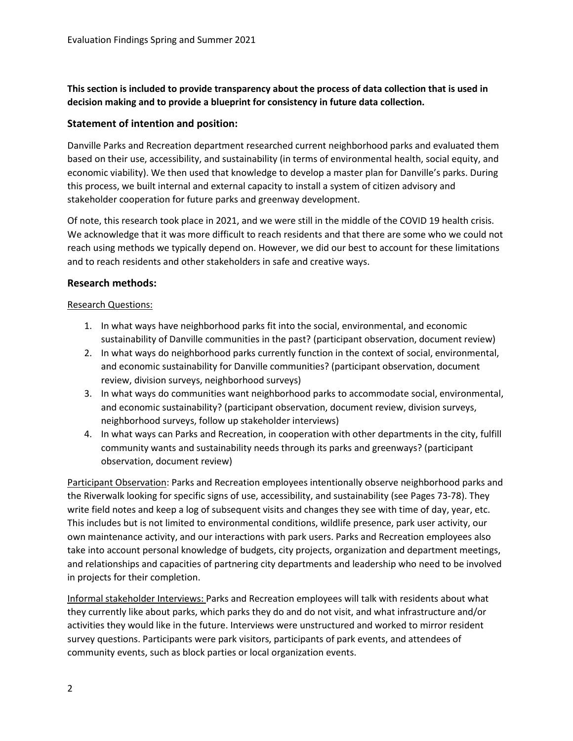**This section is included to provide transparency about the process of data collection that is used in decision making and to provide a blueprint for consistency in future data collection.**

## Statement of intention and position:

Danville Parks and Recreation department researched current neighborhood parks and evaluated them based on their use, accessibility, and sustainability (in terms of environmental health, social equity, and economic viability). We then used that knowledge to develop a master plan for Danville's parks. During this process, we built internal and external capacity to install a system of citizen advisory and stakeholder cooperation for future parks and greenway development.

Of note, this research took place in 2021, and we were still in the middle of the COVID 19 health crisis. We acknowledge that it was more difficult to reach residents and that there are some who we could not reach using methods we typically depend on. However, we did our best to account for these limitations and to reach residents and other stakeholders in safe and creative ways.

## Research methods:

Research Questions:

1. In what ways have neighborhood parks fit into the social, environmental, and economic sustainability of Danville communities in the past? (participant observation, document review)
2. In what ways do neighborhood parks currently function in the context of social, environmental, and economic sustainability for Danville communities? (participant observation, document review, division surveys, neighborhood surveys)
3. In what ways do communities want neighborhood parks to accommodate social, environmental, and economic sustainability? (participant observation, document review, division surveys, neighborhood surveys, follow up stakeholder interviews)
4. In what ways can Parks and Recreation, in cooperation with other departments in the city, fulfill community wants and sustainability needs through its parks and greenways? (participant observation, document review)

Participant Observation: Parks and Recreation employees intentionally observe neighborhood parks and the Riverwalk looking for specific signs of use, accessibility, and sustainability (see Pages 73-78). They write field notes and keep a log of subsequent visits and changes they see with time of day, year, etc. This includes but is not limited to environmental conditions, wildlife presence, park user activity, our own maintenance activity, and our interactions with park users. Parks and Recreation employees also take into account personal knowledge of budgets, city projects, organization and department meetings, and relationships and capacities of partnering city departments and leadership who need to be involved in projects for their completion.

Informal stakeholder Interviews: Parks and Recreation employees will talk with residents about what they currently like about parks, which parks they do and do not visit, and what infrastructure and/or activities they would like in the future. Interviews were unstructured and worked to mirror resident survey questions. Participants were park visitors, participants of park events, and attendees of community events, such as block parties or local organization events.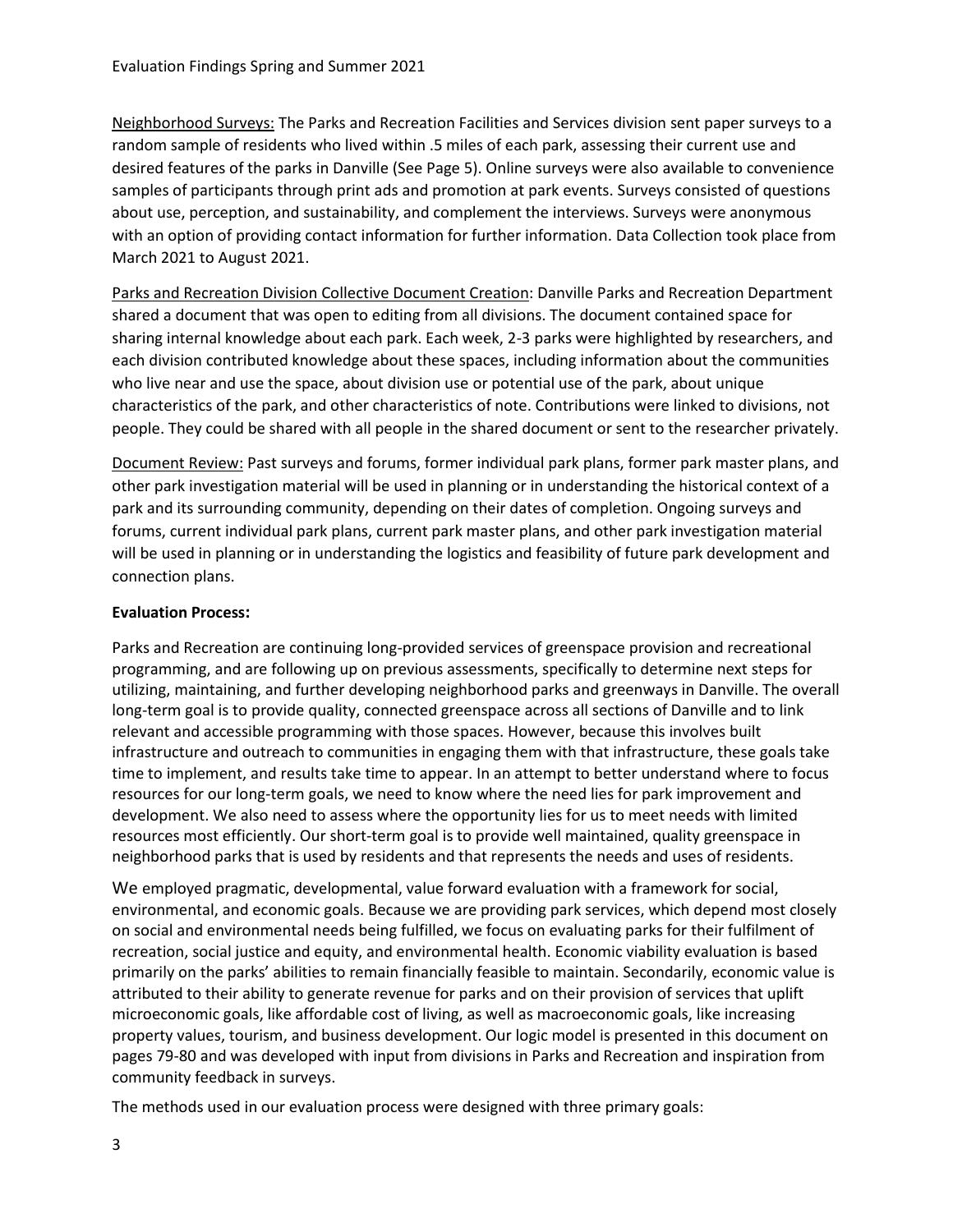Neighborhood Surveys: The Parks and Recreation Facilities and Services division sent paper surveys to a random sample of residents who lived within .5 miles of each park, assessing their current use and desired features of the parks in Danville (See Page 5). Online surveys were also available to convenience samples of participants through print ads and promotion at park events. Surveys consisted of questions about use, perception, and sustainability, and complement the interviews. Surveys were anonymous with an option of providing contact information for further information. Data Collection took place from March 2021 to August 2021.

Parks and Recreation Division Collective Document Creation: Danville Parks and Recreation Department shared a document that was open to editing from all divisions. The document contained space for sharing internal knowledge about each park. Each week, 2-3 parks were highlighted by researchers, and each division contributed knowledge about these spaces, including information about the communities who live near and use the space, about division use or potential use of the park, about unique characteristics of the park, and other characteristics of note. Contributions were linked to divisions, not people. They could be shared with all people in the shared document or sent to the researcher privately.

Document Review: Past surveys and forums, former individual park plans, former park master plans, and other park investigation material will be used in planning or in understanding the historical context of a park and its surrounding community, depending on their dates of completion. Ongoing surveys and forums, current individual park plans, current park master plans, and other park investigation material will be used in planning or in understanding the logistics and feasibility of future park development and connection plans.

**Evaluation Process:**

Parks and Recreation are continuing long-provided services of greenspace provision and recreational programming, and are following up on previous assessments, specifically to determine next steps for utilizing, maintaining, and further developing neighborhood parks and greenways in Danville. The overall long-term goal is to provide quality, connected greenspace across all sections of Danville and to link relevant and accessible programming with those spaces. However, because this involves built infrastructure and outreach to communities in engaging them with that infrastructure, these goals take time to implement, and results take time to appear. In an attempt to better understand where to focus resources for our long-term goals, we need to know where the need lies for park improvement and development. We also need to assess where the opportunity lies for us to meet needs with limited resources most efficiently. Our short-term goal is to provide well maintained, quality greenspace in neighborhood parks that is used by residents and that represents the needs and uses of residents.

We employed pragmatic, developmental, value forward evaluation with a framework for social, environmental, and economic goals. Because we are providing park services, which depend most closely on social and environmental needs being fulfilled, we focus on evaluating parks for their fulfilment of recreation, social justice and equity, and environmental health. Economic viability evaluation is based primarily on the parks' abilities to remain financially feasible to maintain. Secondarily, economic value is attributed to their ability to generate revenue for parks and on their provision of services that uplift microeconomic goals, like affordable cost of living, as well as macroeconomic goals, like increasing property values, tourism, and business development. Our logic model is presented in this document on pages 79-80 and was developed with input from divisions in Parks and Recreation and inspiration from community feedback in surveys.

The methods used in our evaluation process were designed with three primary goals: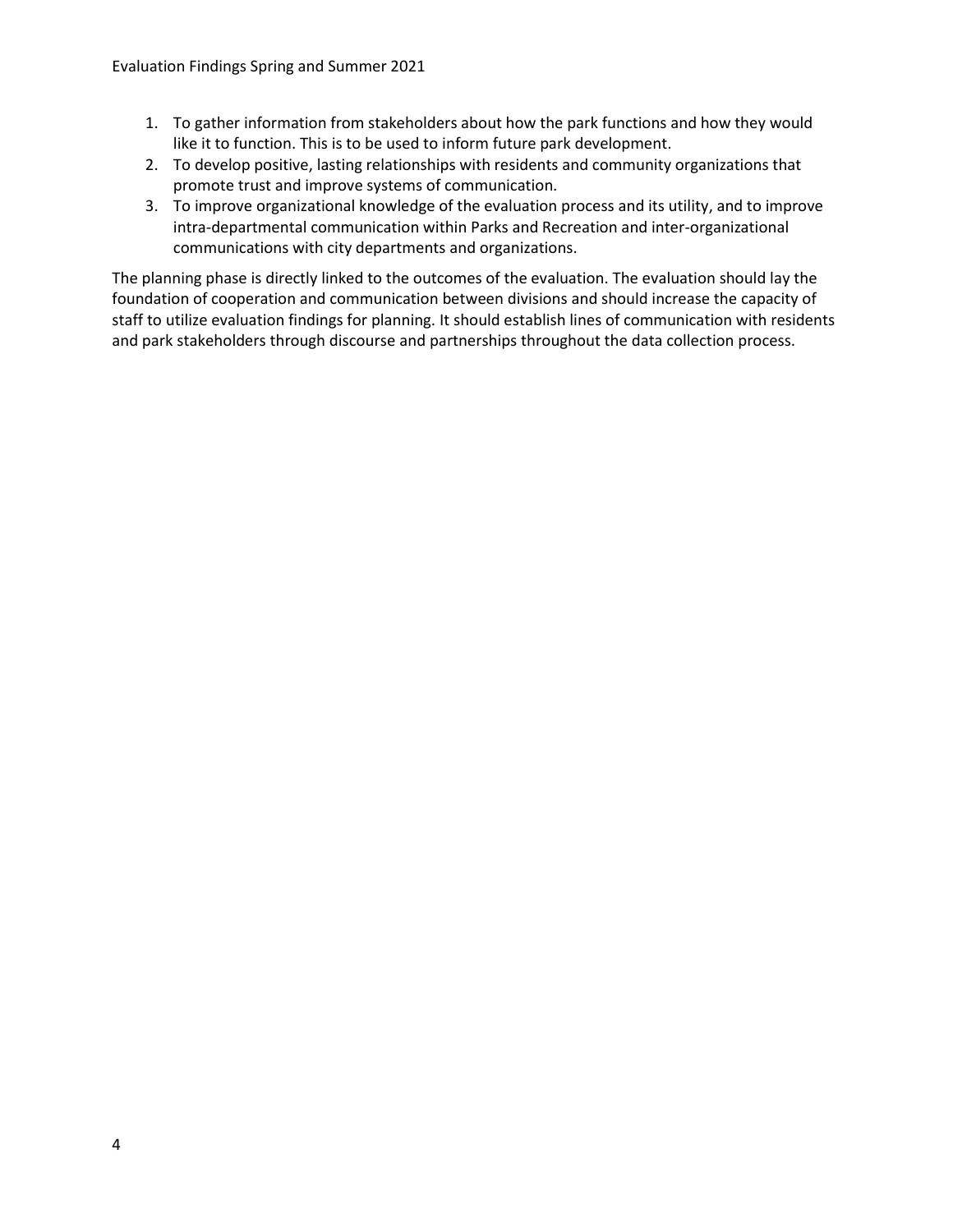1. To gather information from stakeholders about how the park functions and how they would like it to function. This is to be used to inform future park development.
2. To develop positive, lasting relationships with residents and community organizations that promote trust and improve systems of communication.
3. To improve organizational knowledge of the evaluation process and its utility, and to improve intra-departmental communication within Parks and Recreation and inter-organizational communications with city departments and organizations.

The planning phase is directly linked to the outcomes of the evaluation. The evaluation should lay the foundation of cooperation and communication between divisions and should increase the capacity of staff to utilize evaluation findings for planning. It should establish lines of communication with residents and park stakeholders through discourse and partnerships throughout the data collection process.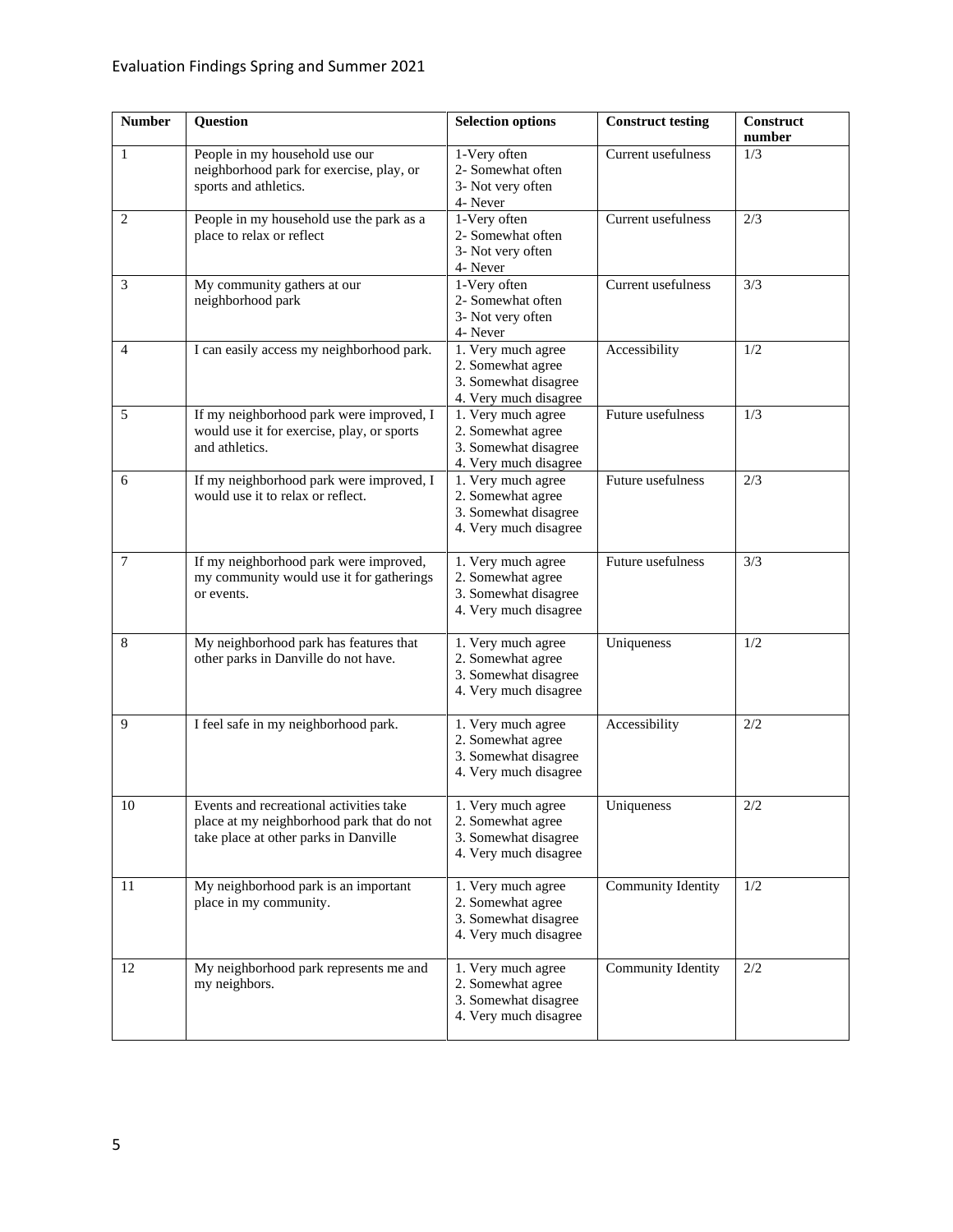| Number | Question | Selection options | Construct testing | Construct number |
|---|---|---|---|---|
| 1 | People in my household use our neighborhood park for exercise, play, or sports and athletics. | 1-Very often<br>2- Somewhat often<br>3- Not very often<br>4- Never | Current usefulness | 1/3 |
| 2 | People in my household use the park as a place to relax or reflect | 1-Very often<br>2- Somewhat often<br>3- Not very often<br>4- Never | Current usefulness | 2/3 |
| 3 | My community gathers at our neighborhood park | 1-Very often<br>2- Somewhat often<br>3- Not very often<br>4- Never | Current usefulness | 3/3 |
| 4 | I can easily access my neighborhood park. | 1. Very much agree<br>2. Somewhat agree<br>3. Somewhat disagree<br>4. Very much disagree | Accessibility | 1/2 |
| 5 | If my neighborhood park were improved, I would use it for exercise, play, or sports and athletics. | 1. Very much agree<br>2. Somewhat agree<br>3. Somewhat disagree<br>4. Very much disagree | Future usefulness | 1/3 |
| 6 | If my neighborhood park were improved, I would use it to relax or reflect. | 1. Very much agree<br>2. Somewhat agree<br>3. Somewhat disagree<br>4. Very much disagree | Future usefulness | 2/3 |
| 7 | If my neighborhood park were improved, my community would use it for gatherings or events. | 1. Very much agree<br>2. Somewhat agree<br>3. Somewhat disagree<br>4. Very much disagree | Future usefulness | 3/3 |
| 8 | My neighborhood park has features that other parks in Danville do not have. | 1. Very much agree<br>2. Somewhat agree<br>3. Somewhat disagree<br>4. Very much disagree | Uniqueness | 1/2 |
| 9 | I feel safe in my neighborhood park. | 1. Very much agree<br>2. Somewhat agree<br>3. Somewhat disagree<br>4. Very much disagree | Accessibility | 2/2 |
| 10 | Events and recreational activities take place at my neighborhood park that do not take place at other parks in Danville | 1. Very much agree<br>2. Somewhat agree<br>3. Somewhat disagree<br>4. Very much disagree | Uniqueness | 2/2 |
| 11 | My neighborhood park is an important place in my community. | 1. Very much agree<br>2. Somewhat agree<br>3. Somewhat disagree<br>4. Very much disagree | Community Identity | 1/2 |
| 12 | My neighborhood park represents me and my neighbors. | 1. Very much agree<br>2. Somewhat agree<br>3. Somewhat disagree<br>4. Very much disagree | Community Identity | 2/2 |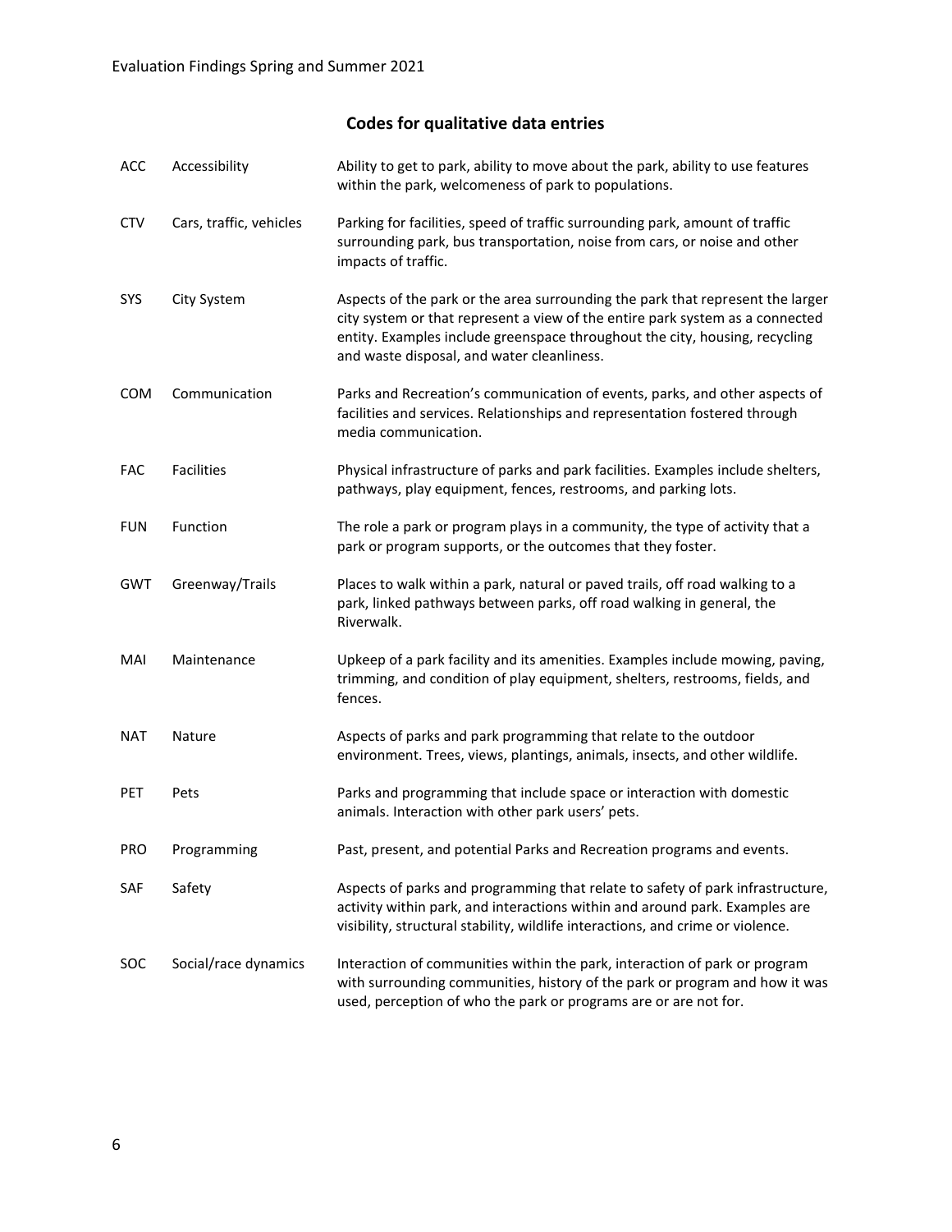## Codes for qualitative data entries

| Code | Name | Description |
|---|---|---|
| ACC | Accessibility | Ability to get to park, ability to move about the park, ability to use features within the park, welcomeness of park to populations. |
| CTV | Cars, traffic, vehicles | Parking for facilities, speed of traffic surrounding park, amount of traffic surrounding park, bus transportation, noise from cars, or noise and other impacts of traffic. |
| SYS | City System | Aspects of the park or the area surrounding the park that represent the larger city system or that represent a view of the entire park system as a connected entity. Examples include greenspace throughout the city, housing, recycling and waste disposal, and water cleanliness. |
| COM | Communication | Parks and Recreation's communication of events, parks, and other aspects of facilities and services. Relationships and representation fostered through media communication. |
| FAC | Facilities | Physical infrastructure of parks and park facilities. Examples include shelters, pathways, play equipment, fences, restrooms, and parking lots. |
| FUN | Function | The role a park or program plays in a community, the type of activity that a park or program supports, or the outcomes that they foster. |
| GWT | Greenway/Trails | Places to walk within a park, natural or paved trails, off road walking to a park, linked pathways between parks, off road walking in general, the Riverwalk. |
| MAI | Maintenance | Upkeep of a park facility and its amenities. Examples include mowing, paving, trimming, and condition of play equipment, shelters, restrooms, fields, and fences. |
| NAT | Nature | Aspects of parks and park programming that relate to the outdoor environment. Trees, views, plantings, animals, insects, and other wildlife. |
| PET | Pets | Parks and programming that include space or interaction with domestic animals. Interaction with other park users' pets. |
| PRO | Programming | Past, present, and potential Parks and Recreation programs and events. |
| SAF | Safety | Aspects of parks and programming that relate to safety of park infrastructure, activity within park, and interactions within and around park. Examples are visibility, structural stability, wildlife interactions, and crime or violence. |
| SOC | Social/race dynamics | Interaction of communities within the park, interaction of park or program with surrounding communities, history of the park or program and how it was used, perception of who the park or programs are or are not for. |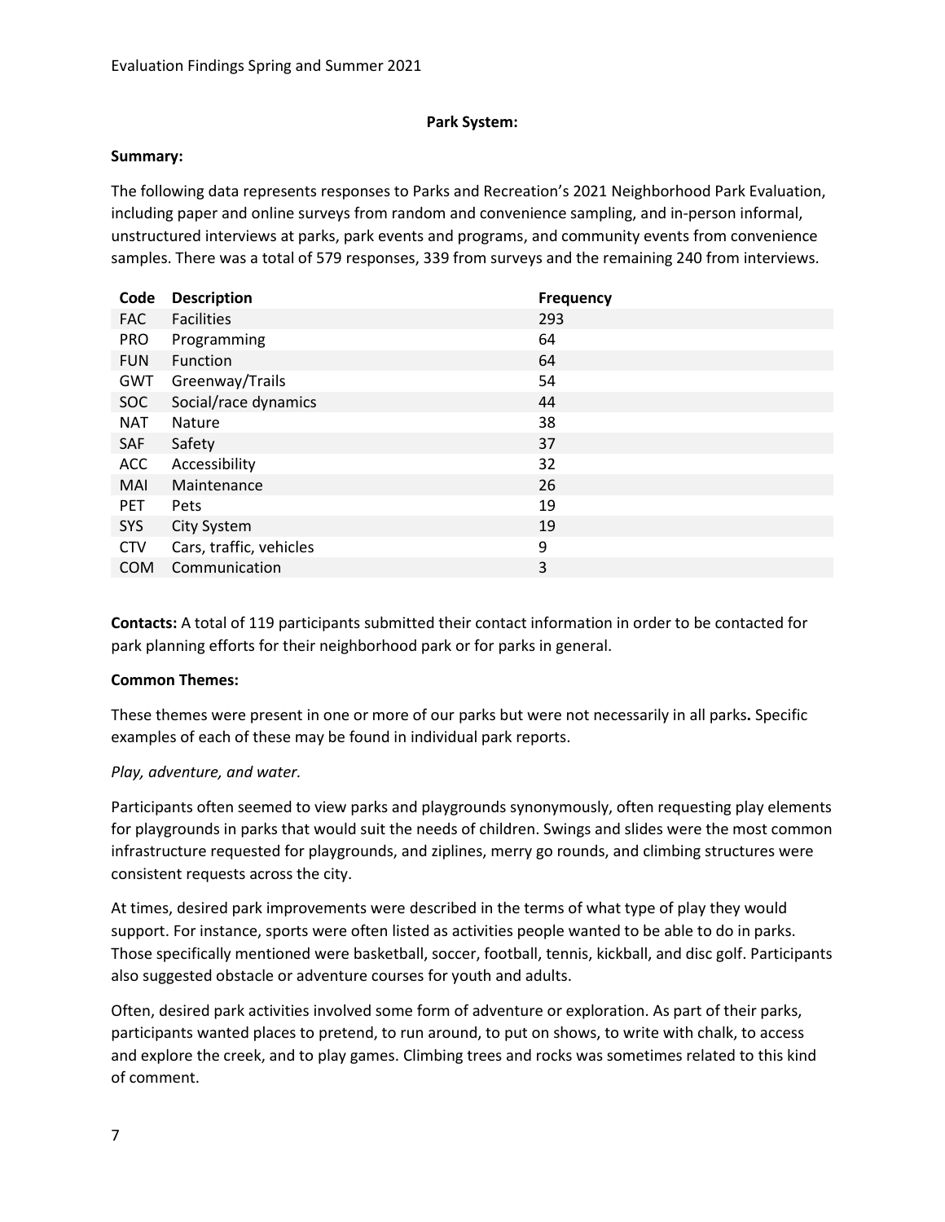**Park System:**

**Summary:**

The following data represents responses to Parks and Recreation's 2021 Neighborhood Park Evaluation, including paper and online surveys from random and convenience sampling, and in-person informal, unstructured interviews at parks, park events and programs, and community events from convenience samples. There was a total of 579 responses, 339 from surveys and the remaining 240 from interviews.

| Code | Description | Frequency |
|---|---|---|
| FAC | Facilities | 293 |
| PRO | Programming | 64 |
| FUN | Function | 64 |
| GWT | Greenway/Trails | 54 |
| SOC | Social/race dynamics | 44 |
| NAT | Nature | 38 |
| SAF | Safety | 37 |
| ACC | Accessibility | 32 |
| MAI | Maintenance | 26 |
| PET | Pets | 19 |
| SYS | City System | 19 |
| CTV | Cars, traffic, vehicles | 9 |
| COM | Communication | 3 |

**Contacts:** A total of 119 participants submitted their contact information in order to be contacted for park planning efforts for their neighborhood park or for parks in general.

**Common Themes:**

These themes were present in one or more of our parks but were not necessarily in all parks**.** Specific examples of each of these may be found in individual park reports.

*Play, adventure, and water.*

Participants often seemed to view parks and playgrounds synonymously, often requesting play elements for playgrounds in parks that would suit the needs of children. Swings and slides were the most common infrastructure requested for playgrounds, and ziplines, merry go rounds, and climbing structures were consistent requests across the city.

At times, desired park improvements were described in the terms of what type of play they would support. For instance, sports were often listed as activities people wanted to be able to do in parks. Those specifically mentioned were basketball, soccer, football, tennis, kickball, and disc golf. Participants also suggested obstacle or adventure courses for youth and adults.

Often, desired park activities involved some form of adventure or exploration. As part of their parks, participants wanted places to pretend, to run around, to put on shows, to write with chalk, to access and explore the creek, and to play games. Climbing trees and rocks was sometimes related to this kind of comment.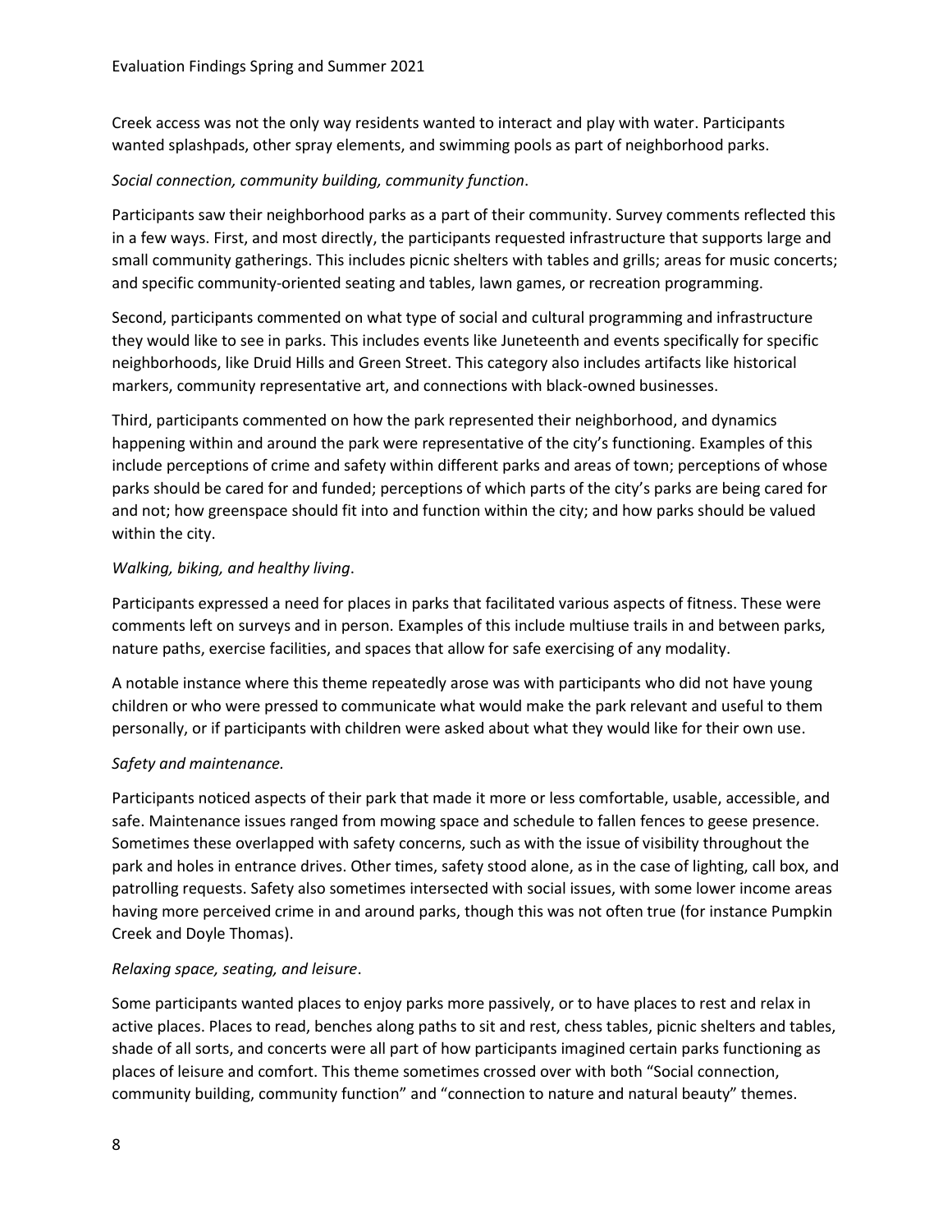Creek access was not the only way residents wanted to interact and play with water. Participants wanted splashpads, other spray elements, and swimming pools as part of neighborhood parks.

*Social connection, community building, community function*.

Participants saw their neighborhood parks as a part of their community. Survey comments reflected this in a few ways. First, and most directly, the participants requested infrastructure that supports large and small community gatherings. This includes picnic shelters with tables and grills; areas for music concerts; and specific community-oriented seating and tables, lawn games, or recreation programming.

Second, participants commented on what type of social and cultural programming and infrastructure they would like to see in parks. This includes events like Juneteenth and events specifically for specific neighborhoods, like Druid Hills and Green Street. This category also includes artifacts like historical markers, community representative art, and connections with black-owned businesses.

Third, participants commented on how the park represented their neighborhood, and dynamics happening within and around the park were representative of the city's functioning. Examples of this include perceptions of crime and safety within different parks and areas of town; perceptions of whose parks should be cared for and funded; perceptions of which parts of the city's parks are being cared for and not; how greenspace should fit into and function within the city; and how parks should be valued within the city.

*Walking, biking, and healthy living*.

Participants expressed a need for places in parks that facilitated various aspects of fitness. These were comments left on surveys and in person. Examples of this include multiuse trails in and between parks, nature paths, exercise facilities, and spaces that allow for safe exercising of any modality.

A notable instance where this theme repeatedly arose was with participants who did not have young children or who were pressed to communicate what would make the park relevant and useful to them personally, or if participants with children were asked about what they would like for their own use.

*Safety and maintenance.*

Participants noticed aspects of their park that made it more or less comfortable, usable, accessible, and safe. Maintenance issues ranged from mowing space and schedule to fallen fences to geese presence. Sometimes these overlapped with safety concerns, such as with the issue of visibility throughout the park and holes in entrance drives. Other times, safety stood alone, as in the case of lighting, call box, and patrolling requests. Safety also sometimes intersected with social issues, with some lower income areas having more perceived crime in and around parks, though this was not often true (for instance Pumpkin Creek and Doyle Thomas).

*Relaxing space, seating, and leisure*.

Some participants wanted places to enjoy parks more passively, or to have places to rest and relax in active places. Places to read, benches along paths to sit and rest, chess tables, picnic shelters and tables, shade of all sorts, and concerts were all part of how participants imagined certain parks functioning as places of leisure and comfort. This theme sometimes crossed over with both "Social connection, community building, community function" and "connection to nature and natural beauty" themes.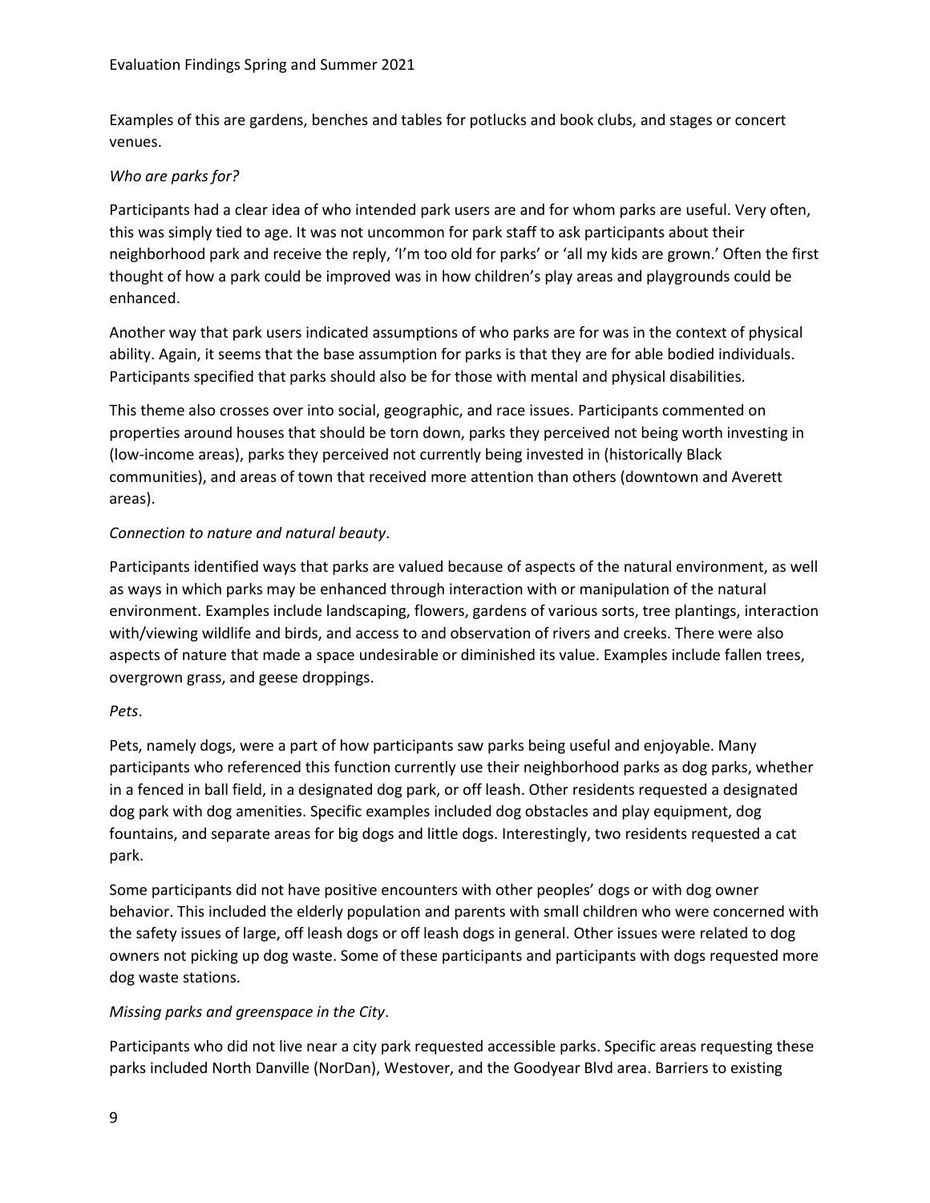Examples of this are gardens, benches and tables for potlucks and book clubs, and stages or concert venues.

*Who are parks for?*

Participants had a clear idea of who intended park users are and for whom parks are useful. Very often, this was simply tied to age. It was not uncommon for park staff to ask participants about their neighborhood park and receive the reply, 'I'm too old for parks' or 'all my kids are grown.' Often the first thought of how a park could be improved was in how children's play areas and playgrounds could be enhanced.

Another way that park users indicated assumptions of who parks are for was in the context of physical ability. Again, it seems that the base assumption for parks is that they are for able bodied individuals. Participants specified that parks should also be for those with mental and physical disabilities.

This theme also crosses over into social, geographic, and race issues. Participants commented on properties around houses that should be torn down, parks they perceived not being worth investing in (low-income areas), parks they perceived not currently being invested in (historically Black communities), and areas of town that received more attention than others (downtown and Averett areas).

*Connection to nature and natural beauty*.

Participants identified ways that parks are valued because of aspects of the natural environment, as well as ways in which parks may be enhanced through interaction with or manipulation of the natural environment. Examples include landscaping, flowers, gardens of various sorts, tree plantings, interaction with/viewing wildlife and birds, and access to and observation of rivers and creeks. There were also aspects of nature that made a space undesirable or diminished its value. Examples include fallen trees, overgrown grass, and geese droppings.

*Pets*.

Pets, namely dogs, were a part of how participants saw parks being useful and enjoyable. Many participants who referenced this function currently use their neighborhood parks as dog parks, whether in a fenced in ball field, in a designated dog park, or off leash. Other residents requested a designated dog park with dog amenities. Specific examples included dog obstacles and play equipment, dog fountains, and separate areas for big dogs and little dogs. Interestingly, two residents requested a cat park.

Some participants did not have positive encounters with other peoples' dogs or with dog owner behavior. This included the elderly population and parents with small children who were concerned with the safety issues of large, off leash dogs or off leash dogs in general. Other issues were related to dog owners not picking up dog waste. Some of these participants and participants with dogs requested more dog waste stations.

*Missing parks and greenspace in the City*.

Participants who did not live near a city park requested accessible parks. Specific areas requesting these parks included North Danville (NorDan), Westover, and the Goodyear Blvd area. Barriers to existing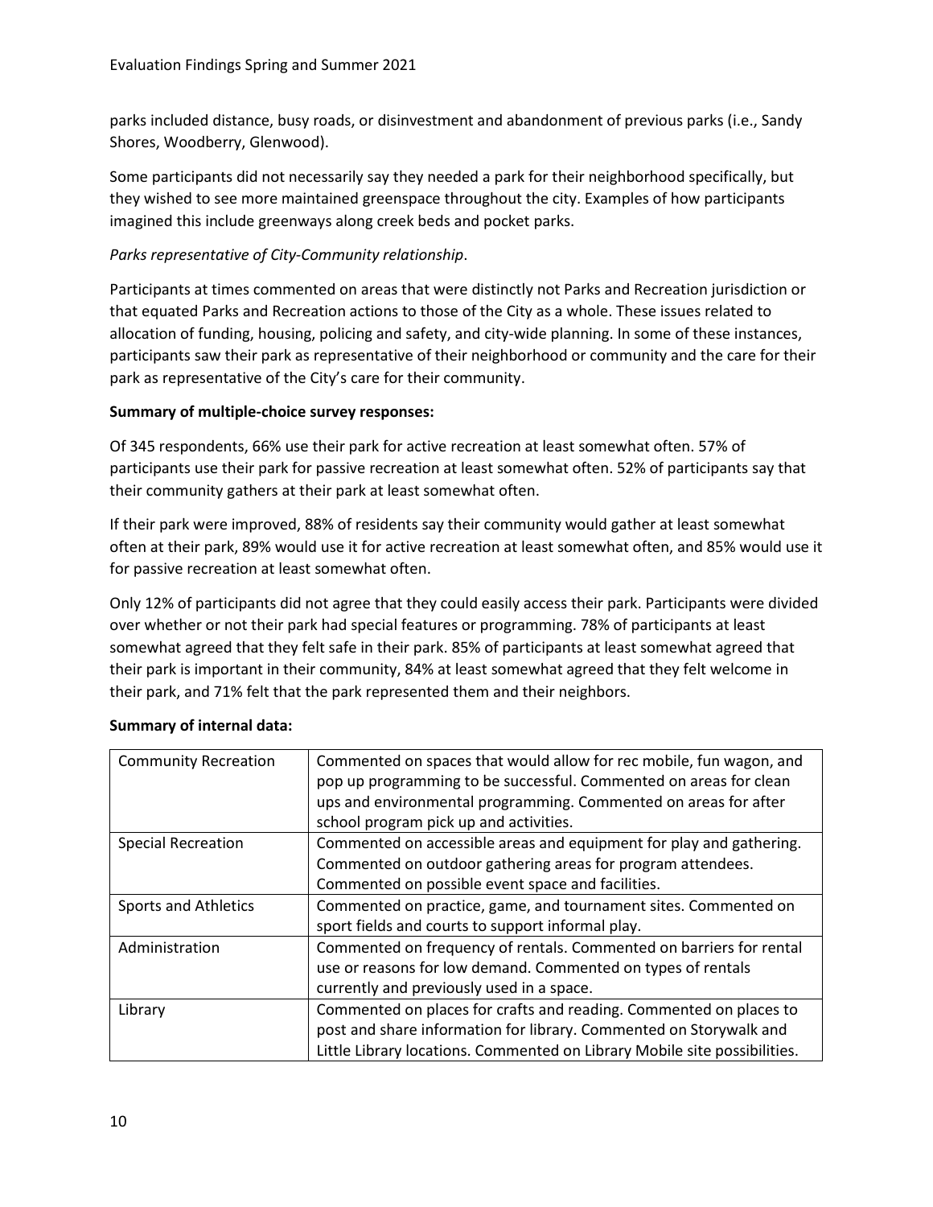parks included distance, busy roads, or disinvestment and abandonment of previous parks (i.e., Sandy Shores, Woodberry, Glenwood).

Some participants did not necessarily say they needed a park for their neighborhood specifically, but they wished to see more maintained greenspace throughout the city. Examples of how participants imagined this include greenways along creek beds and pocket parks.

*Parks representative of City-Community relationship*.

Participants at times commented on areas that were distinctly not Parks and Recreation jurisdiction or that equated Parks and Recreation actions to those of the City as a whole. These issues related to allocation of funding, housing, policing and safety, and city-wide planning. In some of these instances, participants saw their park as representative of their neighborhood or community and the care for their park as representative of the City's care for their community.

**Summary of multiple-choice survey responses:**

Of 345 respondents, 66% use their park for active recreation at least somewhat often. 57% of participants use their park for passive recreation at least somewhat often. 52% of participants say that their community gathers at their park at least somewhat often.

If their park were improved, 88% of residents say their community would gather at least somewhat often at their park, 89% would use it for active recreation at least somewhat often, and 85% would use it for passive recreation at least somewhat often.

Only 12% of participants did not agree that they could easily access their park. Participants were divided over whether or not their park had special features or programming. 78% of participants at least somewhat agreed that they felt safe in their park. 85% of participants at least somewhat agreed that their park is important in their community, 84% at least somewhat agreed that they felt welcome in their park, and 71% felt that the park represented them and their neighbors.

**Summary of internal data:**

| | |
|---|---|
| Community Recreation | Commented on spaces that would allow for rec mobile, fun wagon, and pop up programming to be successful. Commented on areas for clean ups and environmental programming. Commented on areas for after school program pick up and activities. |
| Special Recreation | Commented on accessible areas and equipment for play and gathering. Commented on outdoor gathering areas for program attendees. Commented on possible event space and facilities. |
| Sports and Athletics | Commented on practice, game, and tournament sites. Commented on sport fields and courts to support informal play. |
| Administration | Commented on frequency of rentals. Commented on barriers for rental use or reasons for low demand. Commented on types of rentals currently and previously used in a space. |
| Library | Commented on places for crafts and reading. Commented on places to post and share information for library. Commented on Storywalk and Little Library locations. Commented on Library Mobile site possibilities. |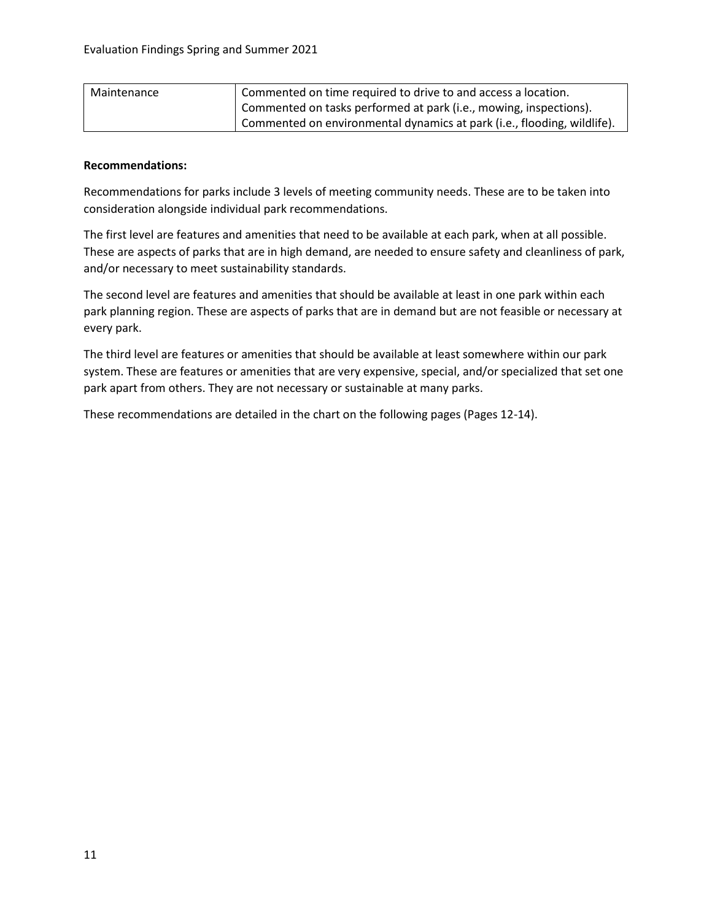| Maintenance | Commented on time required to drive to and access a location.<br>Commented on tasks performed at park (i.e., mowing, inspections).<br>Commented on environmental dynamics at park (i.e., flooding, wildlife). |
|---|---|

**Recommendations:**

Recommendations for parks include 3 levels of meeting community needs. These are to be taken into consideration alongside individual park recommendations.

The first level are features and amenities that need to be available at each park, when at all possible. These are aspects of parks that are in high demand, are needed to ensure safety and cleanliness of park, and/or necessary to meet sustainability standards.

The second level are features and amenities that should be available at least in one park within each park planning region. These are aspects of parks that are in demand but are not feasible or necessary at every park.

The third level are features or amenities that should be available at least somewhere within our park system. These are features or amenities that are very expensive, special, and/or specialized that set one park apart from others. They are not necessary or sustainable at many parks.

These recommendations are detailed in the chart on the following pages (Pages 12-14).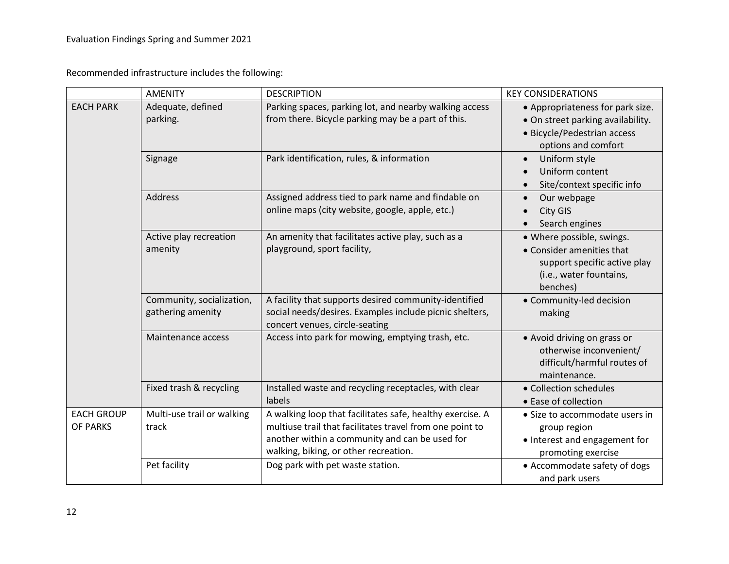Recommended infrastructure includes the following:

| | AMENITY | DESCRIPTION | KEY CONSIDERATIONS |
|---|---|---|---|
| EACH PARK | Adequate, defined parking. | Parking spaces, parking lot, and nearby walking access from there. Bicycle parking may be a part of this. | • Appropriateness for park size.<br>• On street parking availability.<br>• Bicycle/Pedestrian access options and comfort |
| | Signage | Park identification, rules, & information | • Uniform style<br>• Uniform content<br>• Site/context specific info |
| | Address | Assigned address tied to park name and findable on online maps (city website, google, apple, etc.) | • Our webpage<br>• City GIS<br>• Search engines |
| | Active play recreation amenity | An amenity that facilitates active play, such as a playground, sport facility, | • Where possible, swings.<br>• Consider amenities that support specific active play (i.e., water fountains, benches) |
| | Community, socialization, gathering amenity | A facility that supports desired community-identified social needs/desires. Examples include picnic shelters, concert venues, circle-seating | • Community-led decision making |
| | Maintenance access | Access into park for mowing, emptying trash, etc. | • Avoid driving on grass or otherwise inconvenient/ difficult/harmful routes of maintenance. |
| | Fixed trash & recycling | Installed waste and recycling receptacles, with clear labels | • Collection schedules<br>• Ease of collection |
| EACH GROUP OF PARKS | Multi-use trail or walking track | A walking loop that facilitates safe, healthy exercise. A multiuse trail that facilitates travel from one point to another within a community and can be used for walking, biking, or other recreation. | • Size to accommodate users in group region<br>• Interest and engagement for promoting exercise |
| | Pet facility | Dog park with pet waste station. | • Accommodate safety of dogs and park users |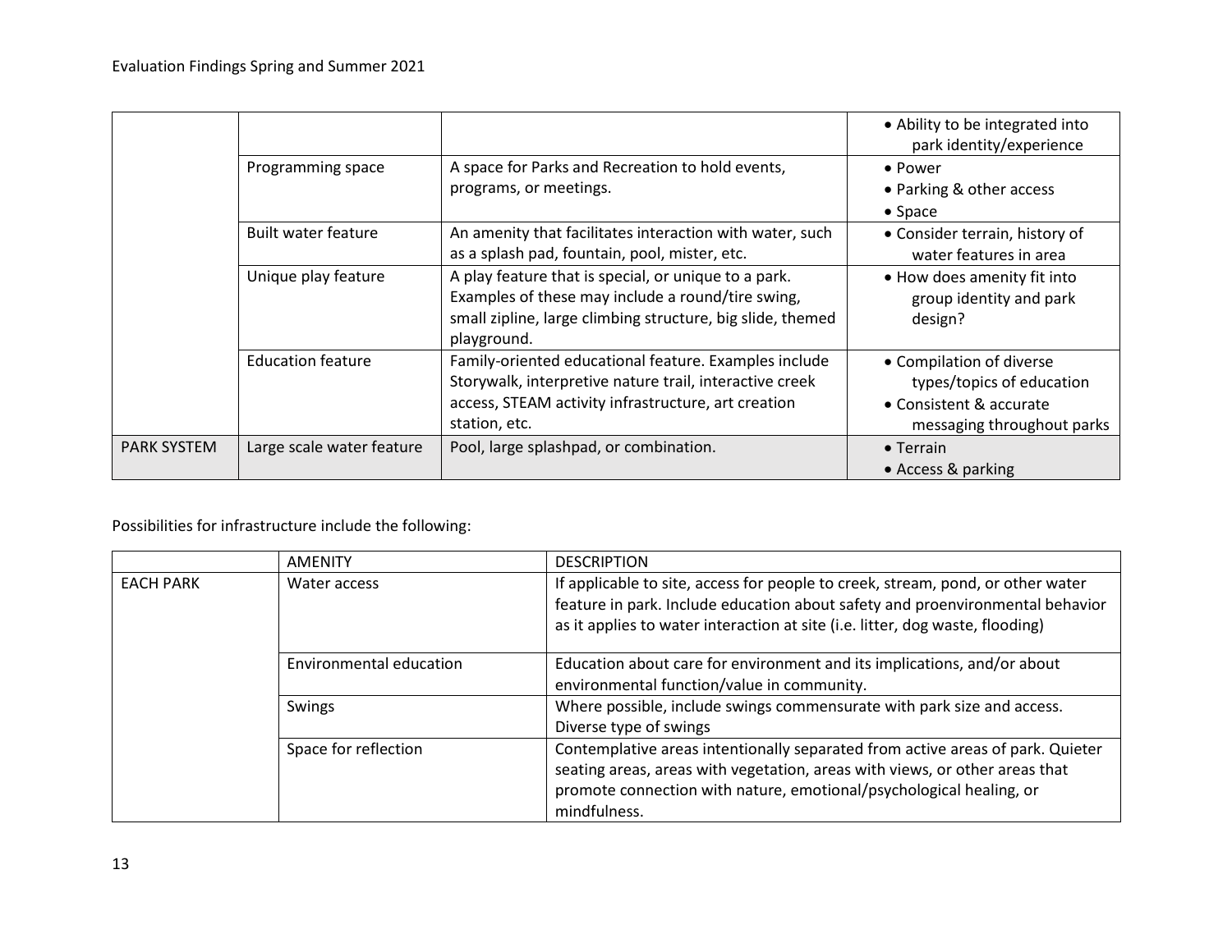| | | | |
|---|---|---|---|
| | | | • Ability to be integrated into park identity/experience |
| | Programming space | A space for Parks and Recreation to hold events, programs, or meetings. | • Power<br>• Parking & other access<br>• Space |
| | Built water feature | An amenity that facilitates interaction with water, such as a splash pad, fountain, pool, mister, etc. | • Consider terrain, history of water features in area |
| | Unique play feature | A play feature that is special, or unique to a park. Examples of these may include a round/tire swing, small zipline, large climbing structure, big slide, themed playground. | • How does amenity fit into group identity and park design? |
| | Education feature | Family-oriented educational feature. Examples include Storywalk, interpretive nature trail, interactive creek access, STEAM activity infrastructure, art creation station, etc. | • Compilation of diverse types/topics of education<br>• Consistent & accurate messaging throughout parks |
| PARK SYSTEM | Large scale water feature | Pool, large splashpad, or combination. | • Terrain<br>• Access & parking |

Possibilities for infrastructure include the following:

| | AMENITY | DESCRIPTION |
|---|---|---|
| EACH PARK | Water access | If applicable to site, access for people to creek, stream, pond, or other water feature in park. Include education about safety and proenvironmental behavior as it applies to water interaction at site (i.e. litter, dog waste, flooding) |
| | Environmental education | Education about care for environment and its implications, and/or about environmental function/value in community. |
| | Swings | Where possible, include swings commensurate with park size and access. Diverse type of swings |
| | Space for reflection | Contemplative areas intentionally separated from active areas of park. Quieter seating areas, areas with vegetation, areas with views, or other areas that promote connection with nature, emotional/psychological healing, or mindfulness. |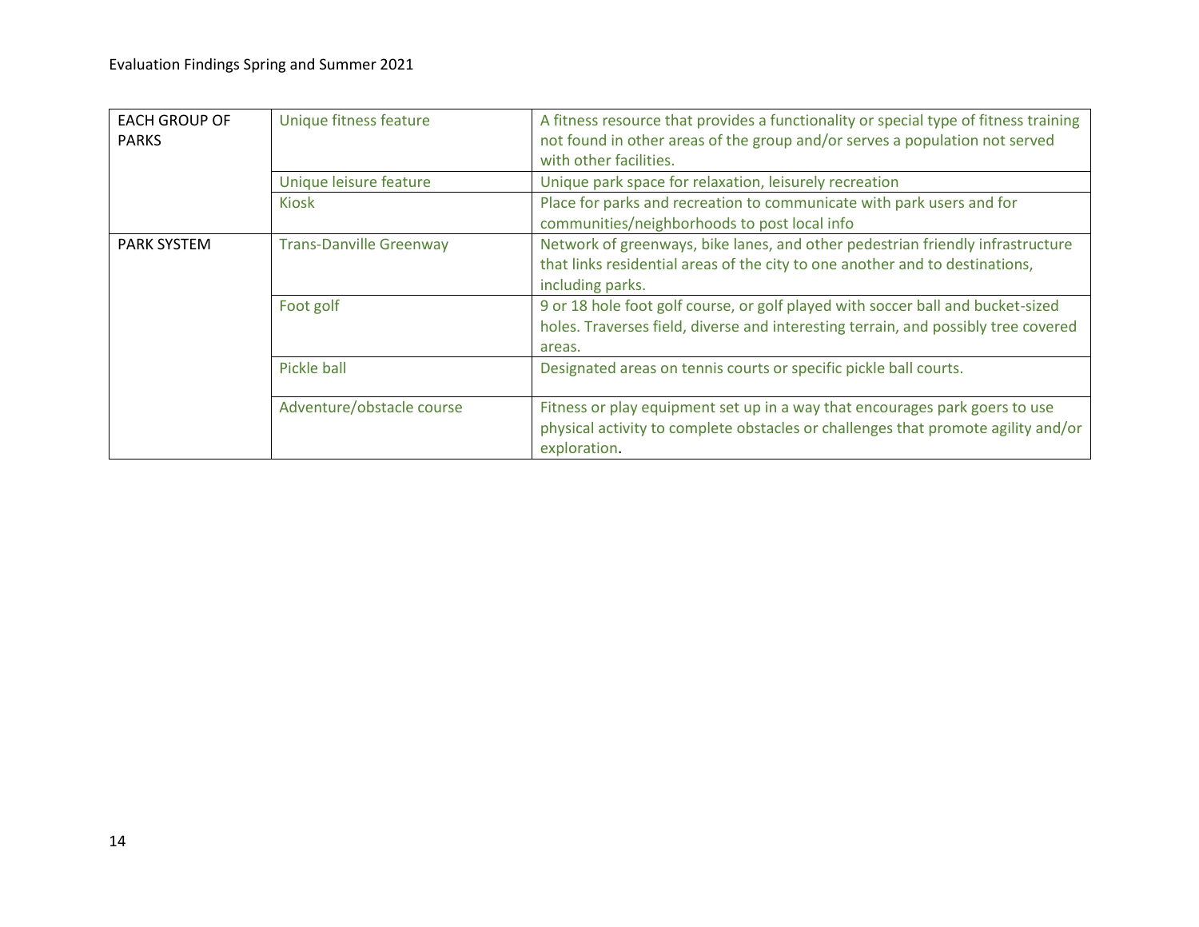| EACH GROUP OF PARKS | Unique fitness feature | A fitness resource that provides a functionality or special type of fitness training not found in other areas of the group and/or serves a population not served with other facilities. |
|---|---|---|
| | Unique leisure feature | Unique park space for relaxation, leisurely recreation |
| | Kiosk | Place for parks and recreation to communicate with park users and for communities/neighborhoods to post local info |
| PARK SYSTEM | Trans-Danville Greenway | Network of greenways, bike lanes, and other pedestrian friendly infrastructure that links residential areas of the city to one another and to destinations, including parks. |
| | Foot golf | 9 or 18 hole foot golf course, or golf played with soccer ball and bucket-sized holes. Traverses field, diverse and interesting terrain, and possibly tree covered areas. |
| | Pickle ball | Designated areas on tennis courts or specific pickle ball courts. |
| | Adventure/obstacle course | Fitness or play equipment set up in a way that encourages park goers to use physical activity to complete obstacles or challenges that promote agility and/or exploration. |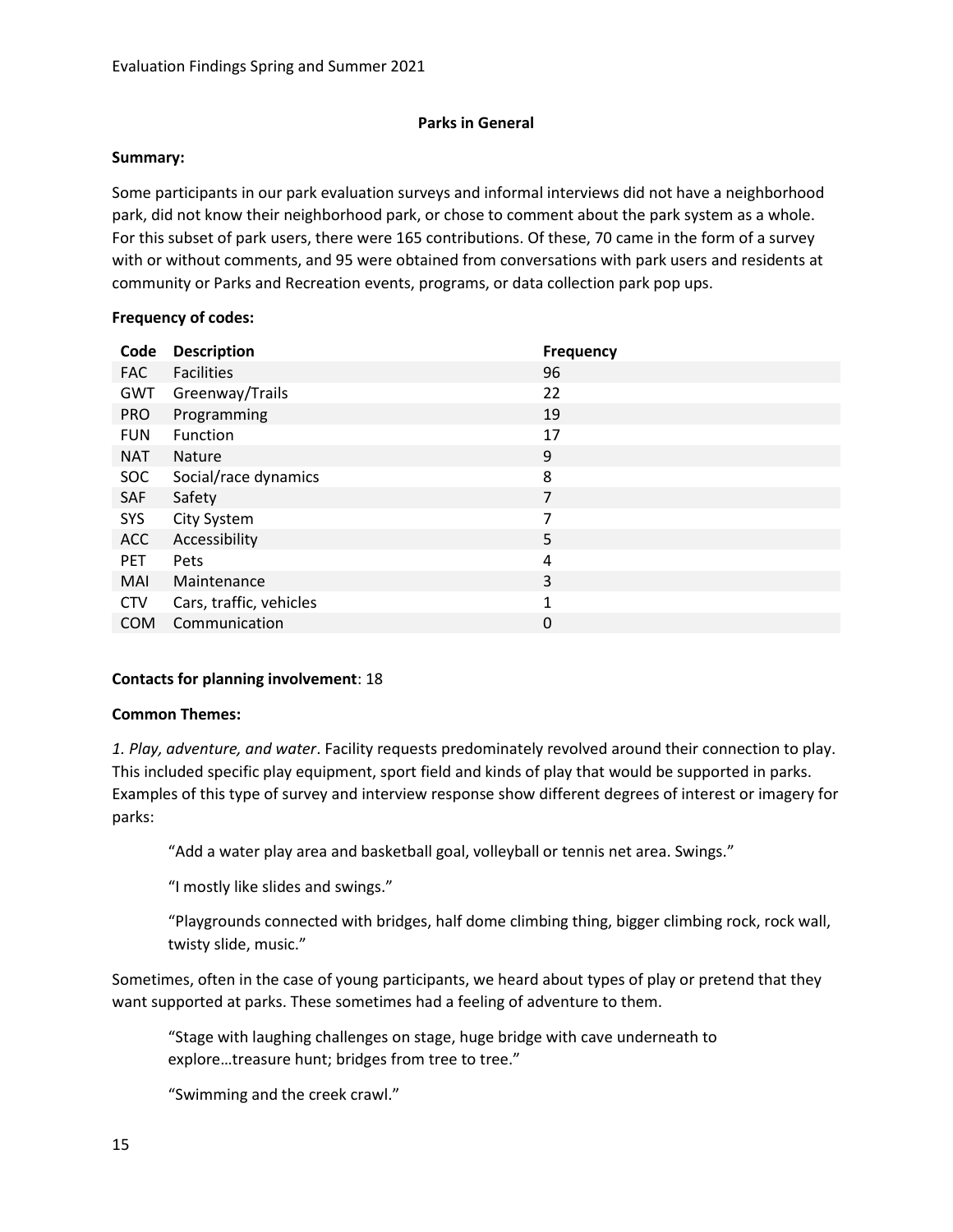## Parks in General

**Summary:**

Some participants in our park evaluation surveys and informal interviews did not have a neighborhood park, did not know their neighborhood park, or chose to comment about the park system as a whole. For this subset of park users, there were 165 contributions. Of these, 70 came in the form of a survey with or without comments, and 95 were obtained from conversations with park users and residents at community or Parks and Recreation events, programs, or data collection park pop ups.

**Frequency of codes:**

| Code | Description | Frequency |
|---|---|---|
| FAC | Facilities | 96 |
| GWT | Greenway/Trails | 22 |
| PRO | Programming | 19 |
| FUN | Function | 17 |
| NAT | Nature | 9 |
| SOC | Social/race dynamics | 8 |
| SAF | Safety | 7 |
| SYS | City System | 7 |
| ACC | Accessibility | 5 |
| PET | Pets | 4 |
| MAI | Maintenance | 3 |
| CTV | Cars, traffic, vehicles | 1 |
| COM | Communication | 0 |

**Contacts for planning involvement**: 18

**Common Themes:**

*1. Play, adventure, and water*. Facility requests predominately revolved around their connection to play. This included specific play equipment, sport field and kinds of play that would be supported in parks. Examples of this type of survey and interview response show different degrees of interest or imagery for parks:

> "Add a water play area and basketball goal, volleyball or tennis net area. Swings."
>
> "I mostly like slides and swings."
>
> "Playgrounds connected with bridges, half dome climbing thing, bigger climbing rock, rock wall, twisty slide, music."

Sometimes, often in the case of young participants, we heard about types of play or pretend that they want supported at parks. These sometimes had a feeling of adventure to them.

> "Stage with laughing challenges on stage, huge bridge with cave underneath to explore…treasure hunt; bridges from tree to tree."
>
> "Swimming and the creek crawl."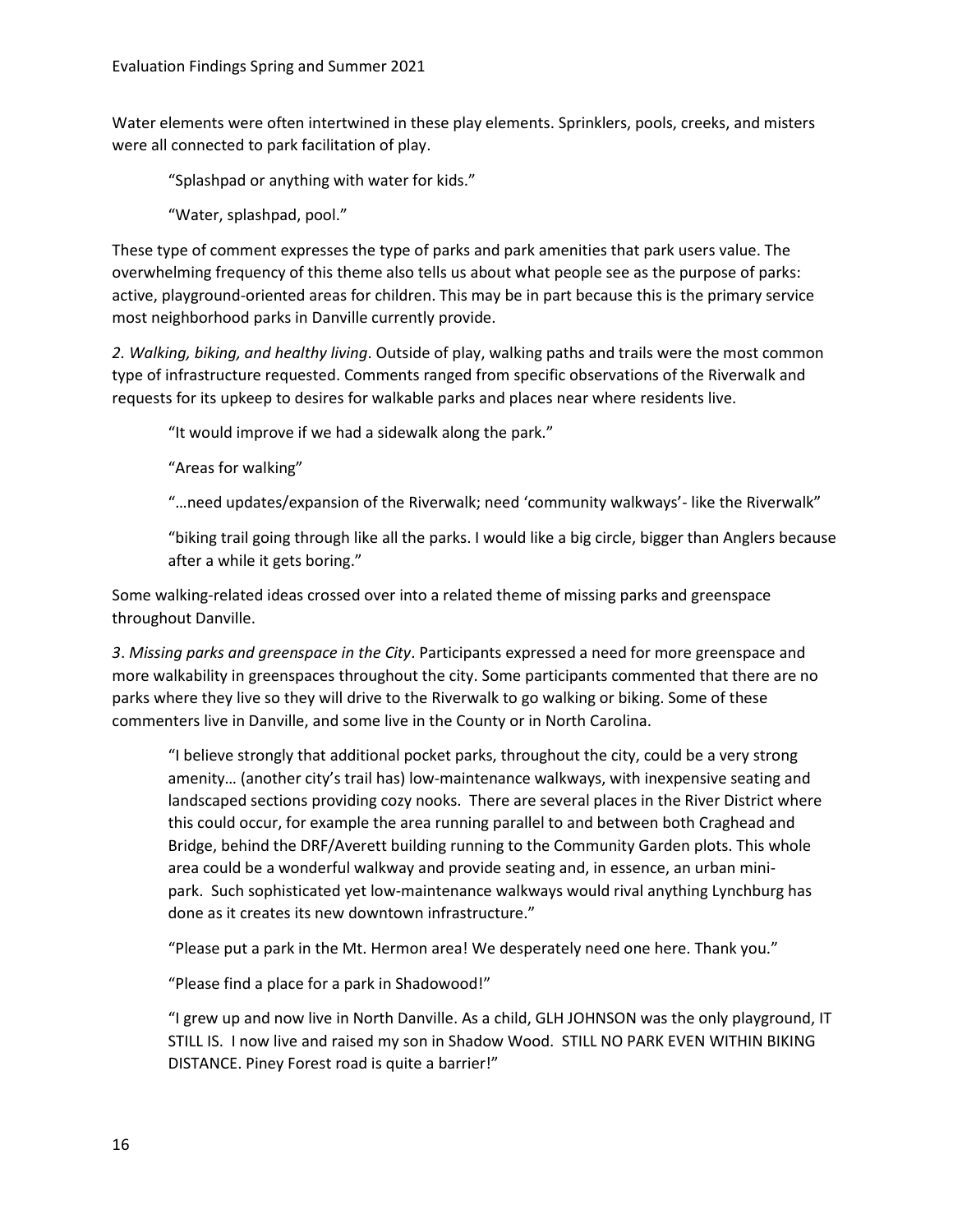Water elements were often intertwined in these play elements. Sprinklers, pools, creeks, and misters were all connected to park facilitation of play.

> "Splashpad or anything with water for kids."
>
> "Water, splashpad, pool."

These type of comment expresses the type of parks and park amenities that park users value. The overwhelming frequency of this theme also tells us about what people see as the purpose of parks: active, playground-oriented areas for children. This may be in part because this is the primary service most neighborhood parks in Danville currently provide.

*2. Walking, biking, and healthy living*. Outside of play, walking paths and trails were the most common type of infrastructure requested. Comments ranged from specific observations of the Riverwalk and requests for its upkeep to desires for walkable parks and places near where residents live.

> "It would improve if we had a sidewalk along the park."
>
> "Areas for walking"
>
> "…need updates/expansion of the Riverwalk; need 'community walkways'- like the Riverwalk"
>
> "biking trail going through like all the parks. I would like a big circle, bigger than Anglers because after a while it gets boring."

Some walking-related ideas crossed over into a related theme of missing parks and greenspace throughout Danville.

*3. Missing parks and greenspace in the City*. Participants expressed a need for more greenspace and more walkability in greenspaces throughout the city. Some participants commented that there are no parks where they live so they will drive to the Riverwalk to go walking or biking. Some of these commenters live in Danville, and some live in the County or in North Carolina.

> "I believe strongly that additional pocket parks, throughout the city, could be a very strong amenity… (another city's trail has) low-maintenance walkways, with inexpensive seating and landscaped sections providing cozy nooks. There are several places in the River District where this could occur, for example the area running parallel to and between both Craghead and Bridge, behind the DRF/Averett building running to the Community Garden plots. This whole area could be a wonderful walkway and provide seating and, in essence, an urban mini-park. Such sophisticated yet low-maintenance walkways would rival anything Lynchburg has done as it creates its new downtown infrastructure."
>
> "Please put a park in the Mt. Hermon area! We desperately need one here. Thank you."
>
> "Please find a place for a park in Shadowood!"
>
> "I grew up and now live in North Danville. As a child, GLH JOHNSON was the only playground, IT STILL IS. I now live and raised my son in Shadow Wood. STILL NO PARK EVEN WITHIN BIKING DISTANCE. Piney Forest road is quite a barrier!"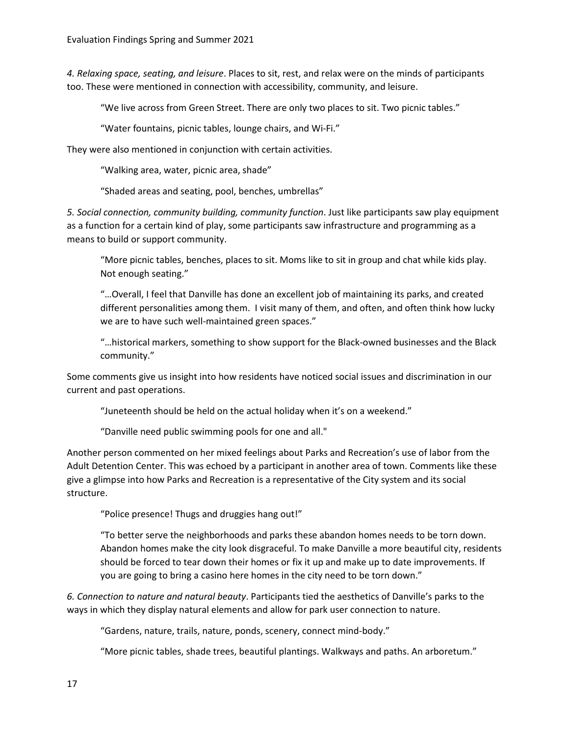*4. Relaxing space, seating, and leisure*. Places to sit, rest, and relax were on the minds of participants too. These were mentioned in connection with accessibility, community, and leisure.

> "We live across from Green Street. There are only two places to sit. Two picnic tables."

> "Water fountains, picnic tables, lounge chairs, and Wi-Fi."

They were also mentioned in conjunction with certain activities.

> "Walking area, water, picnic area, shade"

> "Shaded areas and seating, pool, benches, umbrellas"

*5. Social connection, community building, community function*. Just like participants saw play equipment as a function for a certain kind of play, some participants saw infrastructure and programming as a means to build or support community.

> "More picnic tables, benches, places to sit. Moms like to sit in group and chat while kids play. Not enough seating."

> "…Overall, I feel that Danville has done an excellent job of maintaining its parks, and created different personalities among them. I visit many of them, and often, and often think how lucky we are to have such well-maintained green spaces."

> "…historical markers, something to show support for the Black-owned businesses and the Black community."

Some comments give us insight into how residents have noticed social issues and discrimination in our current and past operations.

> "Juneteenth should be held on the actual holiday when it's on a weekend."

> "Danville need public swimming pools for one and all."

Another person commented on her mixed feelings about Parks and Recreation's use of labor from the Adult Detention Center. This was echoed by a participant in another area of town. Comments like these give a glimpse into how Parks and Recreation is a representative of the City system and its social structure.

> "Police presence! Thugs and druggies hang out!"

> "To better serve the neighborhoods and parks these abandon homes needs to be torn down. Abandon homes make the city look disgraceful. To make Danville a more beautiful city, residents should be forced to tear down their homes or fix it up and make up to date improvements. If you are going to bring a casino here homes in the city need to be torn down."

*6. Connection to nature and natural beauty*. Participants tied the aesthetics of Danville's parks to the ways in which they display natural elements and allow for park user connection to nature.

> "Gardens, nature, trails, nature, ponds, scenery, connect mind-body."

> "More picnic tables, shade trees, beautiful plantings. Walkways and paths. An arboretum."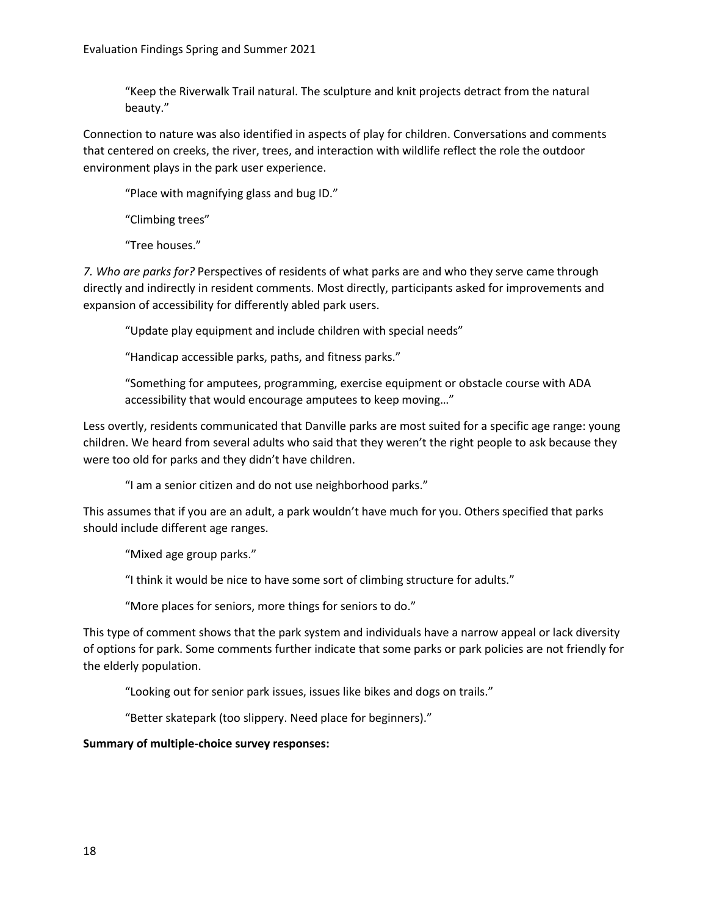> "Keep the Riverwalk Trail natural. The sculpture and knit projects detract from the natural beauty."

Connection to nature was also identified in aspects of play for children. Conversations and comments that centered on creeks, the river, trees, and interaction with wildlife reflect the role the outdoor environment plays in the park user experience.

> "Place with magnifying glass and bug ID."
>
> "Climbing trees"
>
> "Tree houses."

*7. Who are parks for?* Perspectives of residents of what parks are and who they serve came through directly and indirectly in resident comments. Most directly, participants asked for improvements and expansion of accessibility for differently abled park users.

> "Update play equipment and include children with special needs"
>
> "Handicap accessible parks, paths, and fitness parks."
>
> "Something for amputees, programming, exercise equipment or obstacle course with ADA accessibility that would encourage amputees to keep moving…"

Less overtly, residents communicated that Danville parks are most suited for a specific age range: young children. We heard from several adults who said that they weren't the right people to ask because they were too old for parks and they didn't have children.

> "I am a senior citizen and do not use neighborhood parks."

This assumes that if you are an adult, a park wouldn't have much for you. Others specified that parks should include different age ranges.

> "Mixed age group parks."
>
> "I think it would be nice to have some sort of climbing structure for adults."
>
> "More places for seniors, more things for seniors to do."

This type of comment shows that the park system and individuals have a narrow appeal or lack diversity of options for park. Some comments further indicate that some parks or park policies are not friendly for the elderly population.

> "Looking out for senior park issues, issues like bikes and dogs on trails."
>
> "Better skatepark (too slippery. Need place for beginners)."

**Summary of multiple-choice survey responses:**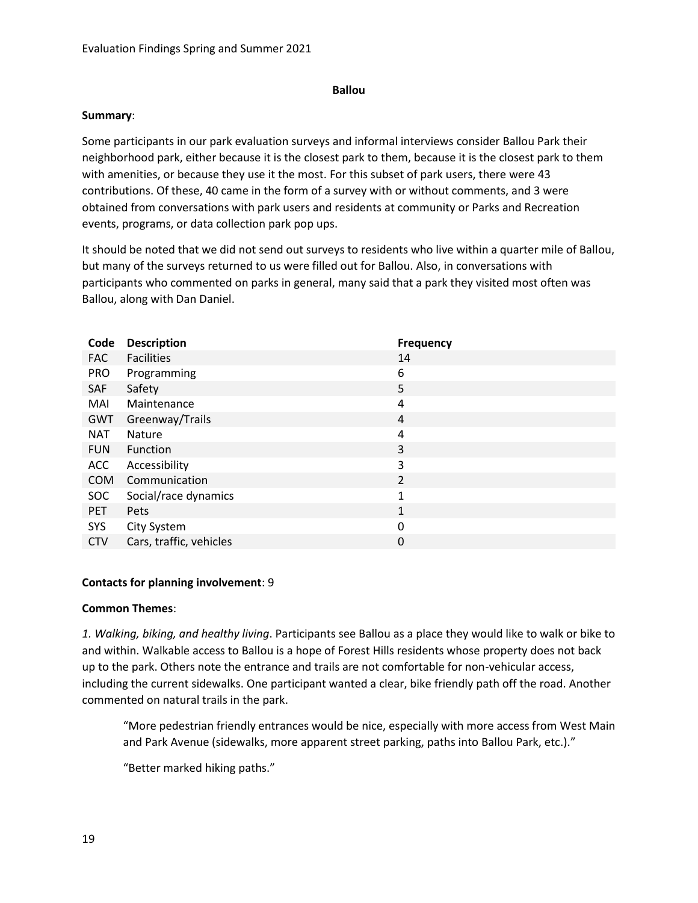## Ballou

**Summary**:

Some participants in our park evaluation surveys and informal interviews consider Ballou Park their neighborhood park, either because it is the closest park to them, because it is the closest park to them with amenities, or because they use it the most. For this subset of park users, there were 43 contributions. Of these, 40 came in the form of a survey with or without comments, and 3 were obtained from conversations with park users and residents at community or Parks and Recreation events, programs, or data collection park pop ups.

It should be noted that we did not send out surveys to residents who live within a quarter mile of Ballou, but many of the surveys returned to us were filled out for Ballou. Also, in conversations with participants who commented on parks in general, many said that a park they visited most often was Ballou, along with Dan Daniel.

| Code | Description | Frequency |
|---|---|---|
| FAC | Facilities | 14 |
| PRO | Programming | 6 |
| SAF | Safety | 5 |
| MAI | Maintenance | 4 |
| GWT | Greenway/Trails | 4 |
| NAT | Nature | 4 |
| FUN | Function | 3 |
| ACC | Accessibility | 3 |
| COM | Communication | 2 |
| SOC | Social/race dynamics | 1 |
| PET | Pets | 1 |
| SYS | City System | 0 |
| CTV | Cars, traffic, vehicles | 0 |

**Contacts for planning involvement**: 9

**Common Themes**:

*1. Walking, biking, and healthy living*. Participants see Ballou as a place they would like to walk or bike to and within. Walkable access to Ballou is a hope of Forest Hills residents whose property does not back up to the park. Others note the entrance and trails are not comfortable for non-vehicular access, including the current sidewalks. One participant wanted a clear, bike friendly path off the road. Another commented on natural trails in the park.

> "More pedestrian friendly entrances would be nice, especially with more access from West Main and Park Avenue (sidewalks, more apparent street parking, paths into Ballou Park, etc.)."
>
> "Better marked hiking paths."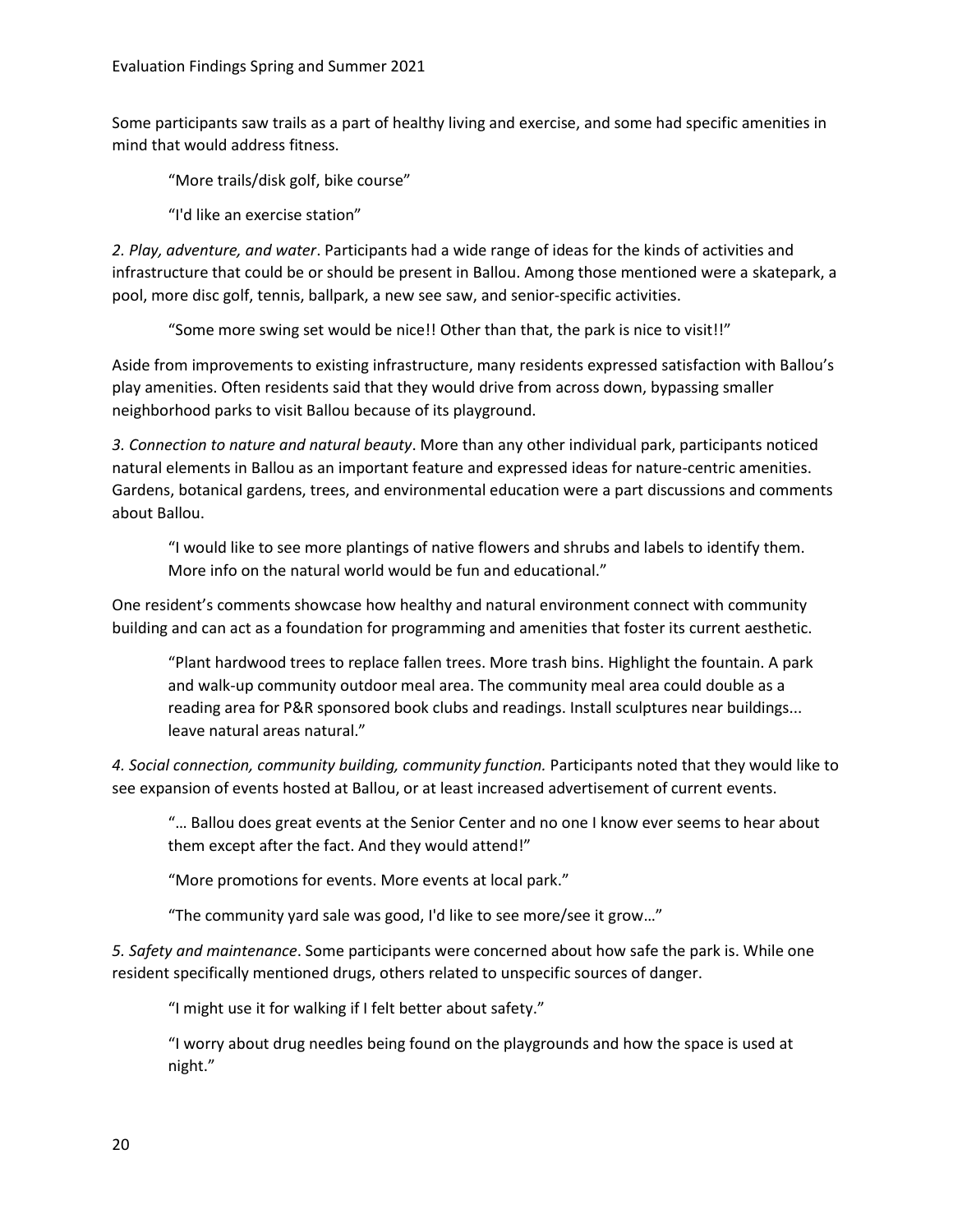Some participants saw trails as a part of healthy living and exercise, and some had specific amenities in mind that would address fitness.

> "More trails/disk golf, bike course"
>
> "I'd like an exercise station"

*2. Play, adventure, and water*. Participants had a wide range of ideas for the kinds of activities and infrastructure that could be or should be present in Ballou. Among those mentioned were a skatepark, a pool, more disc golf, tennis, ballpark, a new see saw, and senior-specific activities.

> "Some more swing set would be nice!! Other than that, the park is nice to visit!!"

Aside from improvements to existing infrastructure, many residents expressed satisfaction with Ballou's play amenities. Often residents said that they would drive from across down, bypassing smaller neighborhood parks to visit Ballou because of its playground.

*3. Connection to nature and natural beauty*. More than any other individual park, participants noticed natural elements in Ballou as an important feature and expressed ideas for nature-centric amenities. Gardens, botanical gardens, trees, and environmental education were a part discussions and comments about Ballou.

> "I would like to see more plantings of native flowers and shrubs and labels to identify them. More info on the natural world would be fun and educational."

One resident's comments showcase how healthy and natural environment connect with community building and can act as a foundation for programming and amenities that foster its current aesthetic.

> "Plant hardwood trees to replace fallen trees. More trash bins. Highlight the fountain. A park and walk-up community outdoor meal area. The community meal area could double as a reading area for P&R sponsored book clubs and readings. Install sculptures near buildings... leave natural areas natural."

*4. Social connection, community building, community function.* Participants noted that they would like to see expansion of events hosted at Ballou, or at least increased advertisement of current events.

> "… Ballou does great events at the Senior Center and no one I know ever seems to hear about them except after the fact. And they would attend!"
>
> "More promotions for events. More events at local park."
>
> "The community yard sale was good, I'd like to see more/see it grow…"

*5. Safety and maintenance*. Some participants were concerned about how safe the park is. While one resident specifically mentioned drugs, others related to unspecific sources of danger.

> "I might use it for walking if I felt better about safety."
>
> "I worry about drug needles being found on the playgrounds and how the space is used at night."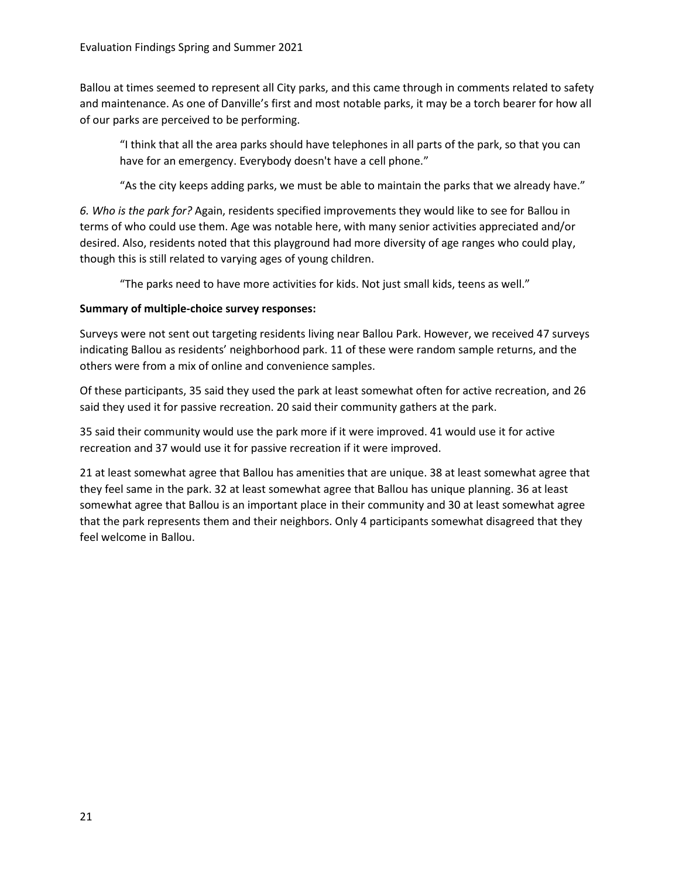Ballou at times seemed to represent all City parks, and this came through in comments related to safety and maintenance. As one of Danville's first and most notable parks, it may be a torch bearer for how all of our parks are perceived to be performing.

> "I think that all the area parks should have telephones in all parts of the park, so that you can have for an emergency. Everybody doesn't have a cell phone."
>
> "As the city keeps adding parks, we must be able to maintain the parks that we already have."

*6. Who is the park for?* Again, residents specified improvements they would like to see for Ballou in terms of who could use them. Age was notable here, with many senior activities appreciated and/or desired. Also, residents noted that this playground had more diversity of age ranges who could play, though this is still related to varying ages of young children.

> "The parks need to have more activities for kids. Not just small kids, teens as well."

**Summary of multiple-choice survey responses:**

Surveys were not sent out targeting residents living near Ballou Park. However, we received 47 surveys indicating Ballou as residents' neighborhood park. 11 of these were random sample returns, and the others were from a mix of online and convenience samples.

Of these participants, 35 said they used the park at least somewhat often for active recreation, and 26 said they used it for passive recreation. 20 said their community gathers at the park.

35 said their community would use the park more if it were improved. 41 would use it for active recreation and 37 would use it for passive recreation if it were improved.

21 at least somewhat agree that Ballou has amenities that are unique. 38 at least somewhat agree that they feel same in the park. 32 at least somewhat agree that Ballou has unique planning. 36 at least somewhat agree that Ballou is an important place in their community and 30 at least somewhat agree that the park represents them and their neighbors. Only 4 participants somewhat disagreed that they feel welcome in Ballou.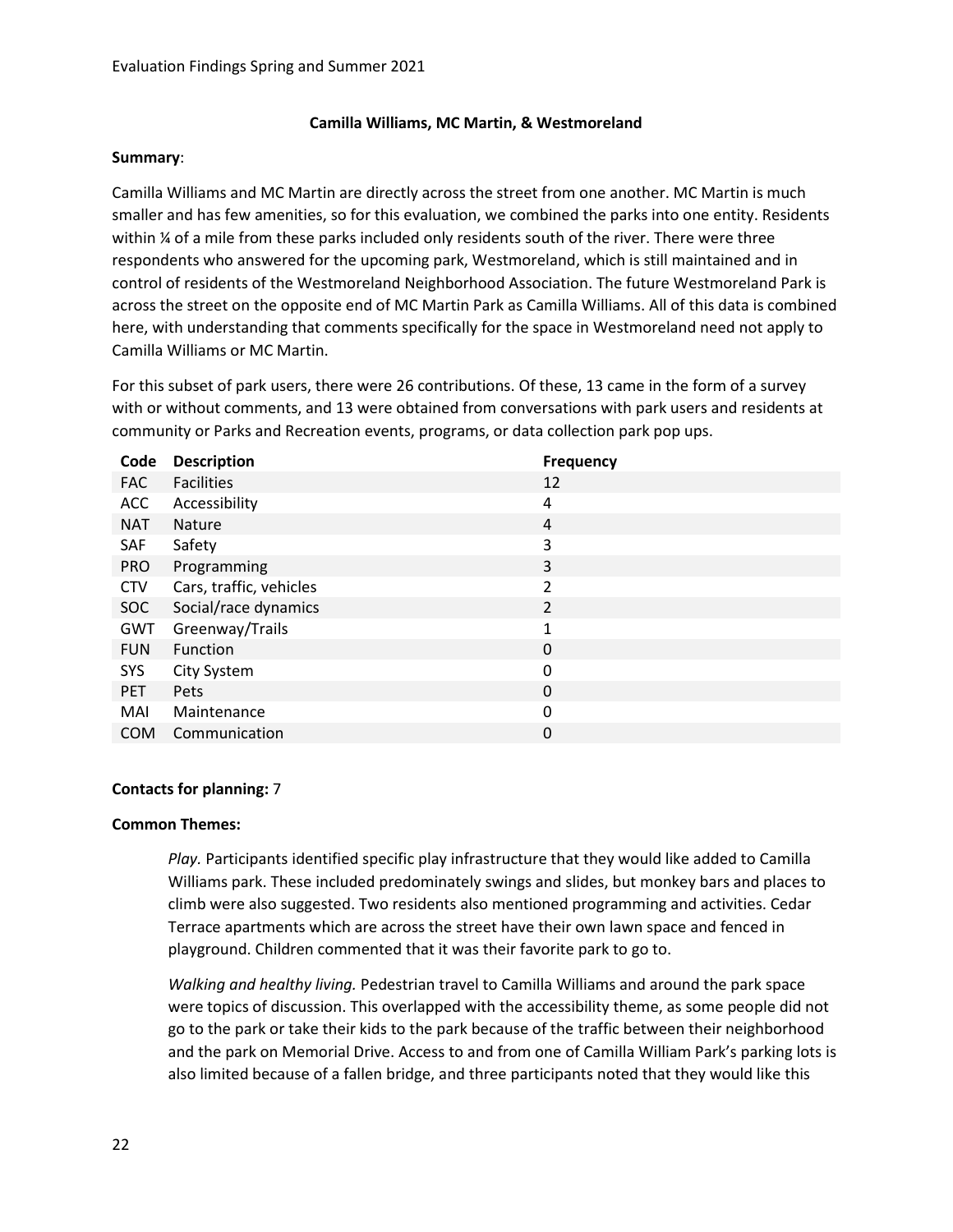## Camilla Williams, MC Martin, & Westmoreland

**Summary**:

Camilla Williams and MC Martin are directly across the street from one another. MC Martin is much smaller and has few amenities, so for this evaluation, we combined the parks into one entity. Residents within ¼ of a mile from these parks included only residents south of the river. There were three respondents who answered for the upcoming park, Westmoreland, which is still maintained and in control of residents of the Westmoreland Neighborhood Association. The future Westmoreland Park is across the street on the opposite end of MC Martin Park as Camilla Williams. All of this data is combined here, with understanding that comments specifically for the space in Westmoreland need not apply to Camilla Williams or MC Martin.

For this subset of park users, there were 26 contributions. Of these, 13 came in the form of a survey with or without comments, and 13 were obtained from conversations with park users and residents at community or Parks and Recreation events, programs, or data collection park pop ups.

| Code | Description | Frequency |
|---|---|---|
| FAC | Facilities | 12 |
| ACC | Accessibility | 4 |
| NAT | Nature | 4 |
| SAF | Safety | 3 |
| PRO | Programming | 3 |
| CTV | Cars, traffic, vehicles | 2 |
| SOC | Social/race dynamics | 2 |
| GWT | Greenway/Trails | 1 |
| FUN | Function | 0 |
| SYS | City System | 0 |
| PET | Pets | 0 |
| MAI | Maintenance | 0 |
| COM | Communication | 0 |

**Contacts for planning:** 7

**Common Themes:**

*Play.* Participants identified specific play infrastructure that they would like added to Camilla Williams park. These included predominately swings and slides, but monkey bars and places to climb were also suggested. Two residents also mentioned programming and activities. Cedar Terrace apartments which are across the street have their own lawn space and fenced in playground. Children commented that it was their favorite park to go to.

*Walking and healthy living.* Pedestrian travel to Camilla Williams and around the park space were topics of discussion. This overlapped with the accessibility theme, as some people did not go to the park or take their kids to the park because of the traffic between their neighborhood and the park on Memorial Drive. Access to and from one of Camilla William Park's parking lots is also limited because of a fallen bridge, and three participants noted that they would like this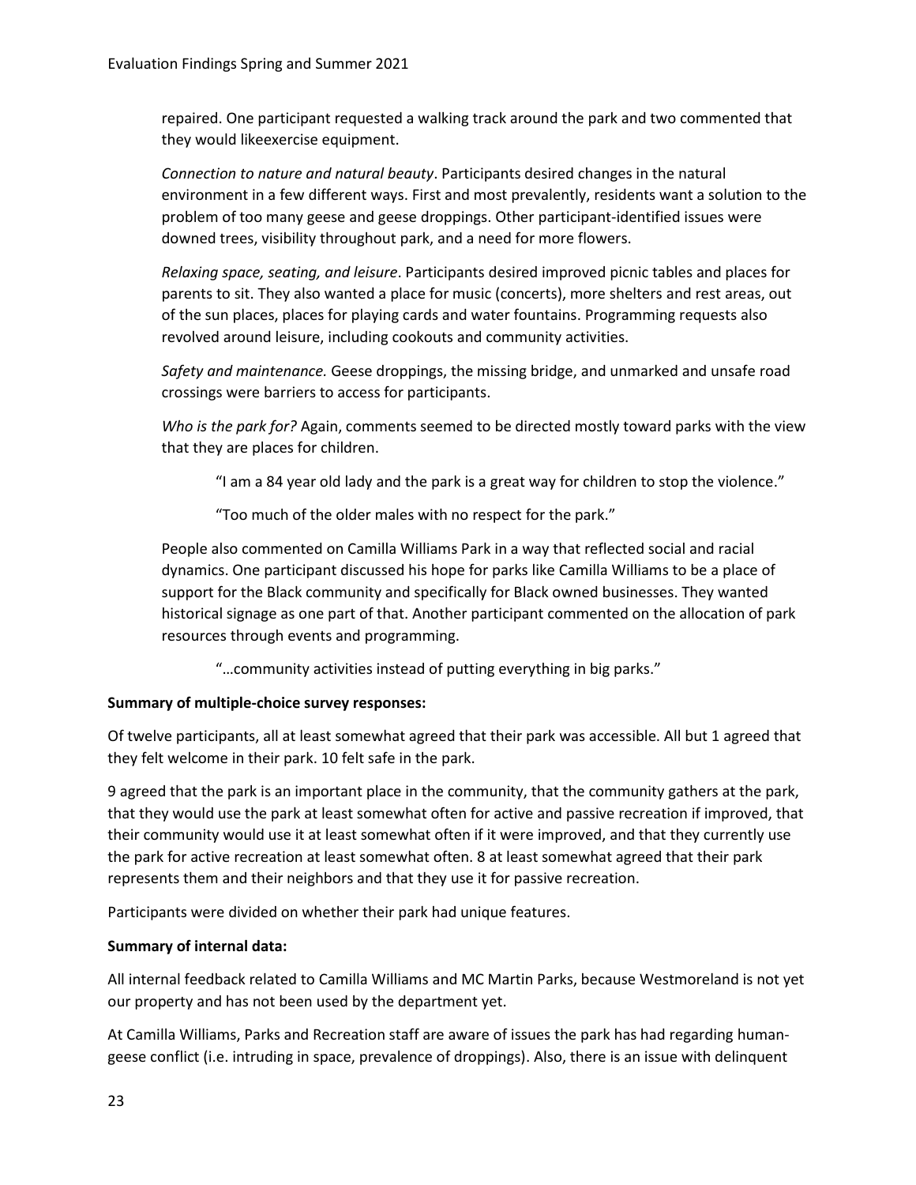repaired. One participant requested a walking track around the park and two commented that they would likeexercise equipment.

*Connection to nature and natural beauty*. Participants desired changes in the natural environment in a few different ways. First and most prevalently, residents want a solution to the problem of too many geese and geese droppings. Other participant-identified issues were downed trees, visibility throughout park, and a need for more flowers.

*Relaxing space, seating, and leisure*. Participants desired improved picnic tables and places for parents to sit. They also wanted a place for music (concerts), more shelters and rest areas, out of the sun places, places for playing cards and water fountains. Programming requests also revolved around leisure, including cookouts and community activities.

*Safety and maintenance.* Geese droppings, the missing bridge, and unmarked and unsafe road crossings were barriers to access for participants.

*Who is the park for?* Again, comments seemed to be directed mostly toward parks with the view that they are places for children.

> "I am a 84 year old lady and the park is a great way for children to stop the violence."
>
> "Too much of the older males with no respect for the park."

People also commented on Camilla Williams Park in a way that reflected social and racial dynamics. One participant discussed his hope for parks like Camilla Williams to be a place of support for the Black community and specifically for Black owned businesses. They wanted historical signage as one part of that. Another participant commented on the allocation of park resources through events and programming.

> "…community activities instead of putting everything in big parks."

**Summary of multiple-choice survey responses:**

Of twelve participants, all at least somewhat agreed that their park was accessible. All but 1 agreed that they felt welcome in their park. 10 felt safe in the park.

9 agreed that the park is an important place in the community, that the community gathers at the park, that they would use the park at least somewhat often for active and passive recreation if improved, that their community would use it at least somewhat often if it were improved, and that they currently use the park for active recreation at least somewhat often. 8 at least somewhat agreed that their park represents them and their neighbors and that they use it for passive recreation.

Participants were divided on whether their park had unique features.

**Summary of internal data:**

All internal feedback related to Camilla Williams and MC Martin Parks, because Westmoreland is not yet our property and has not been used by the department yet.

At Camilla Williams, Parks and Recreation staff are aware of issues the park has had regarding human-geese conflict (i.e. intruding in space, prevalence of droppings). Also, there is an issue with delinquent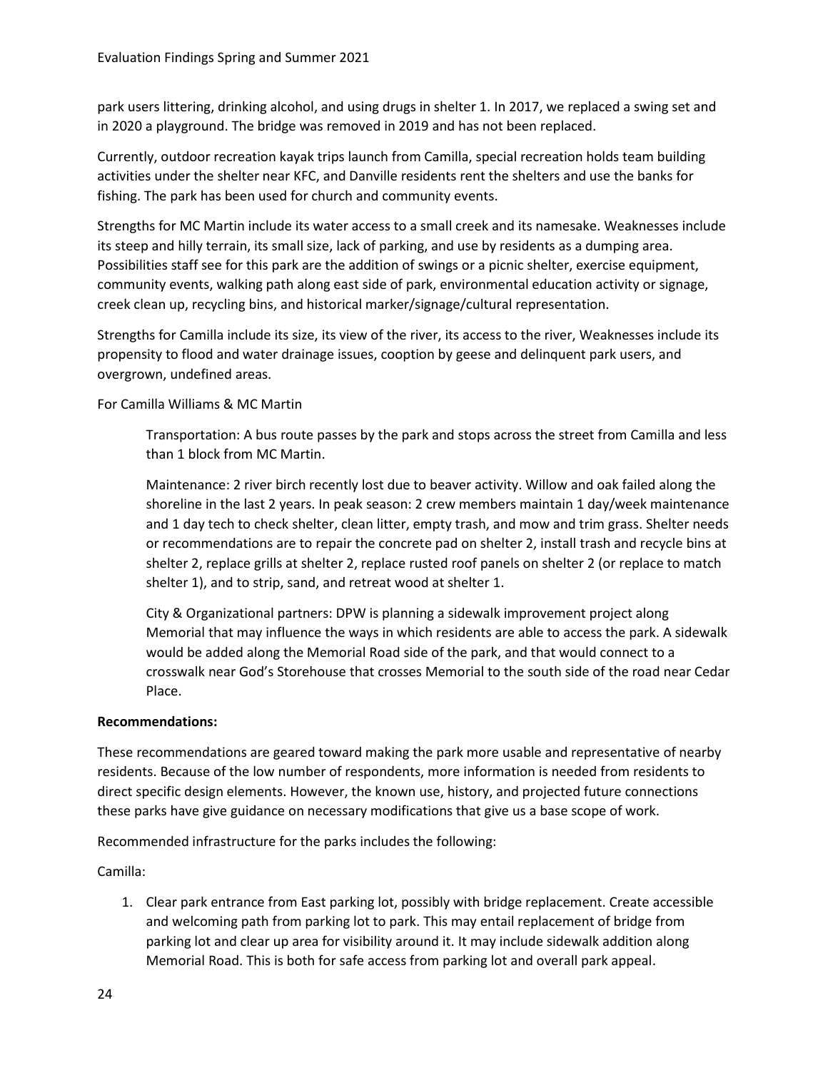park users littering, drinking alcohol, and using drugs in shelter 1. In 2017, we replaced a swing set and in 2020 a playground. The bridge was removed in 2019 and has not been replaced.

Currently, outdoor recreation kayak trips launch from Camilla, special recreation holds team building activities under the shelter near KFC, and Danville residents rent the shelters and use the banks for fishing. The park has been used for church and community events.

Strengths for MC Martin include its water access to a small creek and its namesake. Weaknesses include its steep and hilly terrain, its small size, lack of parking, and use by residents as a dumping area. Possibilities staff see for this park are the addition of swings or a picnic shelter, exercise equipment, community events, walking path along east side of park, environmental education activity or signage, creek clean up, recycling bins, and historical marker/signage/cultural representation.

Strengths for Camilla include its size, its view of the river, its access to the river, Weaknesses include its propensity to flood and water drainage issues, cooption by geese and delinquent park users, and overgrown, undefined areas.

For Camilla Williams & MC Martin

> Transportation: A bus route passes by the park and stops across the street from Camilla and less than 1 block from MC Martin.
>
> Maintenance: 2 river birch recently lost due to beaver activity. Willow and oak failed along the shoreline in the last 2 years. In peak season: 2 crew members maintain 1 day/week maintenance and 1 day tech to check shelter, clean litter, empty trash, and mow and trim grass. Shelter needs or recommendations are to repair the concrete pad on shelter 2, install trash and recycle bins at shelter 2, replace grills at shelter 2, replace rusted roof panels on shelter 2 (or replace to match shelter 1), and to strip, sand, and retreat wood at shelter 1.
>
> City & Organizational partners: DPW is planning a sidewalk improvement project along Memorial that may influence the ways in which residents are able to access the park. A sidewalk would be added along the Memorial Road side of the park, and that would connect to a crosswalk near God's Storehouse that crosses Memorial to the south side of the road near Cedar Place.

**Recommendations:**

These recommendations are geared toward making the park more usable and representative of nearby residents. Because of the low number of respondents, more information is needed from residents to direct specific design elements. However, the known use, history, and projected future connections these parks have give guidance on necessary modifications that give us a base scope of work.

Recommended infrastructure for the parks includes the following:

Camilla:

1. Clear park entrance from East parking lot, possibly with bridge replacement. Create accessible and welcoming path from parking lot to park. This may entail replacement of bridge from parking lot and clear up area for visibility around it. It may include sidewalk addition along Memorial Road. This is both for safe access from parking lot and overall park appeal.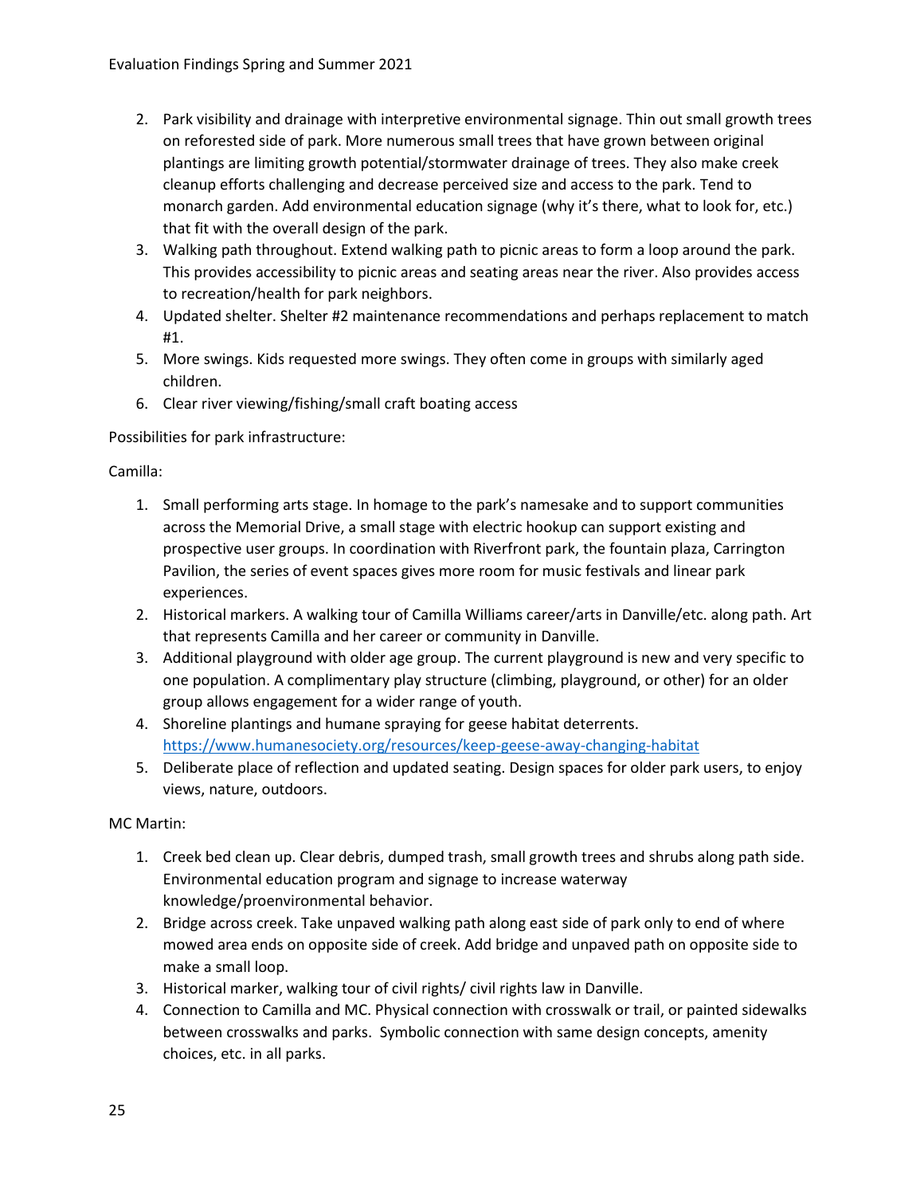2. Park visibility and drainage with interpretive environmental signage. Thin out small growth trees on reforested side of park. More numerous small trees that have grown between original plantings are limiting growth potential/stormwater drainage of trees. They also make creek cleanup efforts challenging and decrease perceived size and access to the park. Tend to monarch garden. Add environmental education signage (why it's there, what to look for, etc.) that fit with the overall design of the park.
3. Walking path throughout. Extend walking path to picnic areas to form a loop around the park. This provides accessibility to picnic areas and seating areas near the river. Also provides access to recreation/health for park neighbors.
4. Updated shelter. Shelter #2 maintenance recommendations and perhaps replacement to match #1.
5. More swings. Kids requested more swings. They often come in groups with similarly aged children.
6. Clear river viewing/fishing/small craft boating access

Possibilities for park infrastructure:

Camilla:

1. Small performing arts stage. In homage to the park's namesake and to support communities across the Memorial Drive, a small stage with electric hookup can support existing and prospective user groups. In coordination with Riverfront park, the fountain plaza, Carrington Pavilion, the series of event spaces gives more room for music festivals and linear park experiences.
2. Historical markers. A walking tour of Camilla Williams career/arts in Danville/etc. along path. Art that represents Camilla and her career or community in Danville.
3. Additional playground with older age group. The current playground is new and very specific to one population. A complimentary play structure (climbing, playground, or other) for an older group allows engagement for a wider range of youth.
4. Shoreline plantings and humane spraying for geese habitat deterrents. https://www.humanesociety.org/resources/keep-geese-away-changing-habitat
5. Deliberate place of reflection and updated seating. Design spaces for older park users, to enjoy views, nature, outdoors.

MC Martin:

1. Creek bed clean up. Clear debris, dumped trash, small growth trees and shrubs along path side. Environmental education program and signage to increase waterway knowledge/proenvironmental behavior.
2. Bridge across creek. Take unpaved walking path along east side of park only to end of where mowed area ends on opposite side of creek. Add bridge and unpaved path on opposite side to make a small loop.
3. Historical marker, walking tour of civil rights/ civil rights law in Danville.
4. Connection to Camilla and MC. Physical connection with crosswalk or trail, or painted sidewalks between crosswalks and parks. Symbolic connection with same design concepts, amenity choices, etc. in all parks.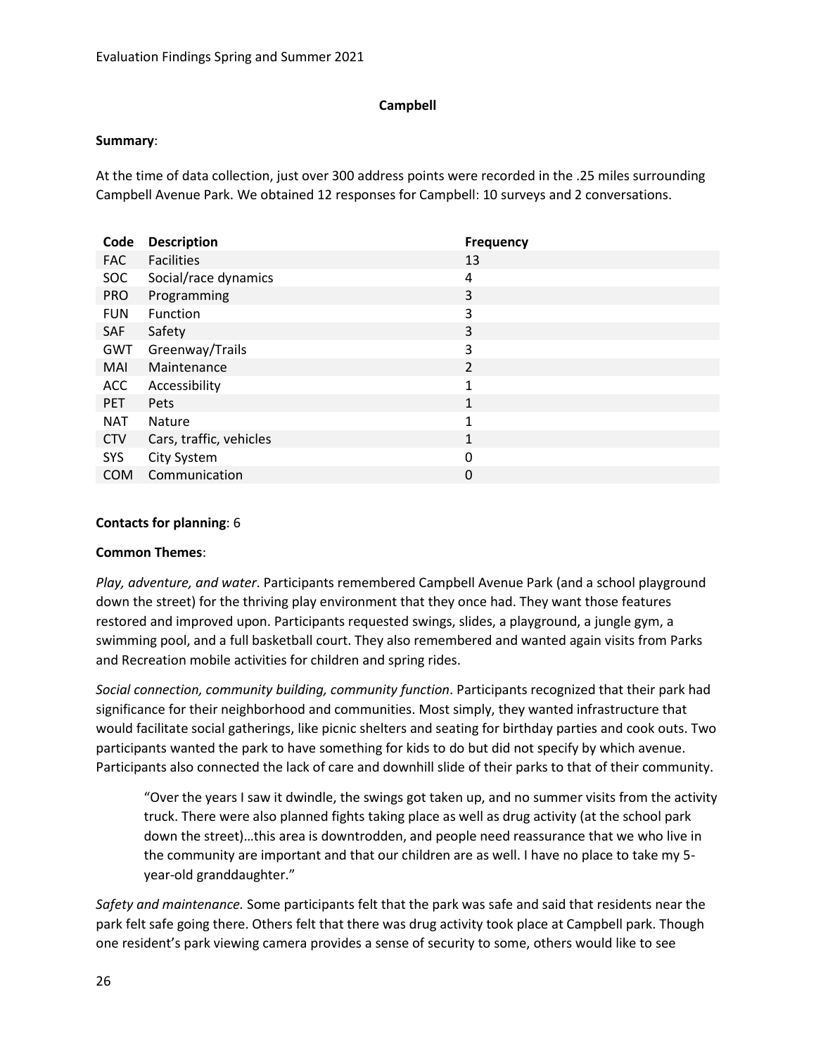**Campbell**

**Summary**:

At the time of data collection, just over 300 address points were recorded in the .25 miles surrounding Campbell Avenue Park. We obtained 12 responses for Campbell: 10 surveys and 2 conversations.

| Code | Description | Frequency |
|---|---|---|
| FAC | Facilities | 13 |
| SOC | Social/race dynamics | 4 |
| PRO | Programming | 3 |
| FUN | Function | 3 |
| SAF | Safety | 3 |
| GWT | Greenway/Trails | 3 |
| MAI | Maintenance | 2 |
| ACC | Accessibility | 1 |
| PET | Pets | 1 |
| NAT | Nature | 1 |
| CTV | Cars, traffic, vehicles | 1 |
| SYS | City System | 0 |
| COM | Communication | 0 |

**Contacts for planning**: 6

**Common Themes**:

*Play, adventure, and water*. Participants remembered Campbell Avenue Park (and a school playground down the street) for the thriving play environment that they once had. They want those features restored and improved upon. Participants requested swings, slides, a playground, a jungle gym, a swimming pool, and a full basketball court. They also remembered and wanted again visits from Parks and Recreation mobile activities for children and spring rides.

*Social connection, community building, community function*. Participants recognized that their park had significance for their neighborhood and communities. Most simply, they wanted infrastructure that would facilitate social gatherings, like picnic shelters and seating for birthday parties and cook outs. Two participants wanted the park to have something for kids to do but did not specify by which avenue. Participants also connected the lack of care and downhill slide of their parks to that of their community.

> "Over the years I saw it dwindle, the swings got taken up, and no summer visits from the activity truck. There were also planned fights taking place as well as drug activity (at the school park down the street)…this area is downtrodden, and people need reassurance that we who live in the community are important and that our children are as well. I have no place to take my 5-year-old granddaughter."

*Safety and maintenance.* Some participants felt that the park was safe and said that residents near the park felt safe going there. Others felt that there was drug activity took place at Campbell park. Though one resident's park viewing camera provides a sense of security to some, others would like to see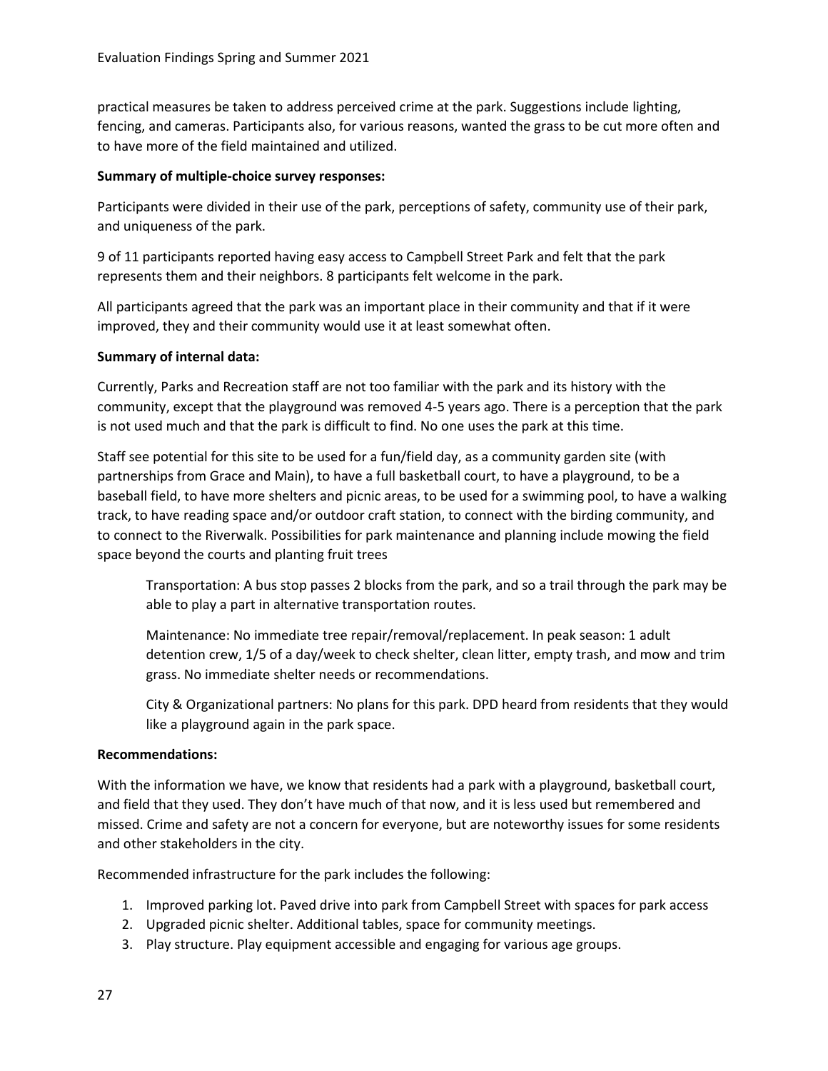practical measures be taken to address perceived crime at the park. Suggestions include lighting, fencing, and cameras. Participants also, for various reasons, wanted the grass to be cut more often and to have more of the field maintained and utilized.

**Summary of multiple-choice survey responses:**

Participants were divided in their use of the park, perceptions of safety, community use of their park, and uniqueness of the park.

9 of 11 participants reported having easy access to Campbell Street Park and felt that the park represents them and their neighbors. 8 participants felt welcome in the park.

All participants agreed that the park was an important place in their community and that if it were improved, they and their community would use it at least somewhat often.

**Summary of internal data:**

Currently, Parks and Recreation staff are not too familiar with the park and its history with the community, except that the playground was removed 4-5 years ago. There is a perception that the park is not used much and that the park is difficult to find. No one uses the park at this time.

Staff see potential for this site to be used for a fun/field day, as a community garden site (with partnerships from Grace and Main), to have a full basketball court, to have a playground, to be a baseball field, to have more shelters and picnic areas, to be used for a swimming pool, to have a walking track, to have reading space and/or outdoor craft station, to connect with the birding community, and to connect to the Riverwalk. Possibilities for park maintenance and planning include mowing the field space beyond the courts and planting fruit trees

> Transportation: A bus stop passes 2 blocks from the park, and so a trail through the park may be able to play a part in alternative transportation routes.
>
> Maintenance: No immediate tree repair/removal/replacement. In peak season: 1 adult detention crew, 1/5 of a day/week to check shelter, clean litter, empty trash, and mow and trim grass. No immediate shelter needs or recommendations.
>
> City & Organizational partners: No plans for this park. DPD heard from residents that they would like a playground again in the park space.

**Recommendations:**

With the information we have, we know that residents had a park with a playground, basketball court, and field that they used. They don't have much of that now, and it is less used but remembered and missed. Crime and safety are not a concern for everyone, but are noteworthy issues for some residents and other stakeholders in the city.

Recommended infrastructure for the park includes the following:

1. Improved parking lot. Paved drive into park from Campbell Street with spaces for park access
2. Upgraded picnic shelter. Additional tables, space for community meetings.
3. Play structure. Play equipment accessible and engaging for various age groups.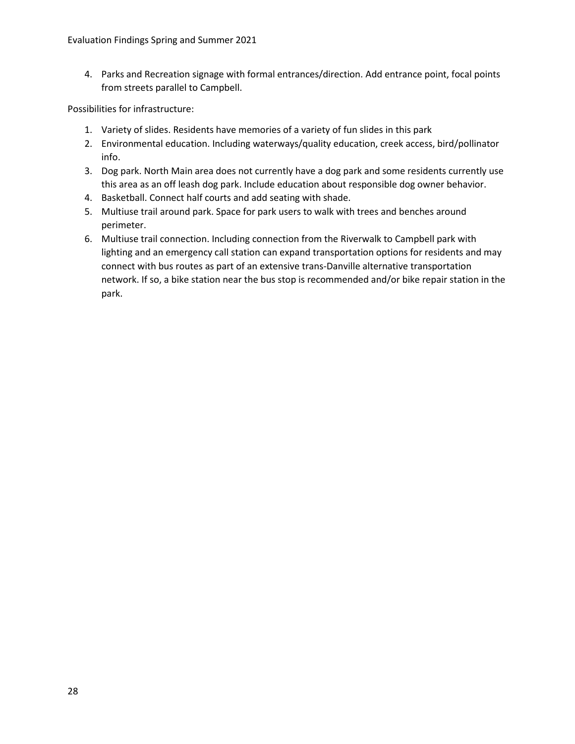4. Parks and Recreation signage with formal entrances/direction. Add entrance point, focal points from streets parallel to Campbell.

Possibilities for infrastructure:

1. Variety of slides. Residents have memories of a variety of fun slides in this park
2. Environmental education. Including waterways/quality education, creek access, bird/pollinator info.
3. Dog park. North Main area does not currently have a dog park and some residents currently use this area as an off leash dog park. Include education about responsible dog owner behavior.
4. Basketball. Connect half courts and add seating with shade.
5. Multiuse trail around park. Space for park users to walk with trees and benches around perimeter.
6. Multiuse trail connection. Including connection from the Riverwalk to Campbell park with lighting and an emergency call station can expand transportation options for residents and may connect with bus routes as part of an extensive trans-Danville alternative transportation network. If so, a bike station near the bus stop is recommended and/or bike repair station in the park.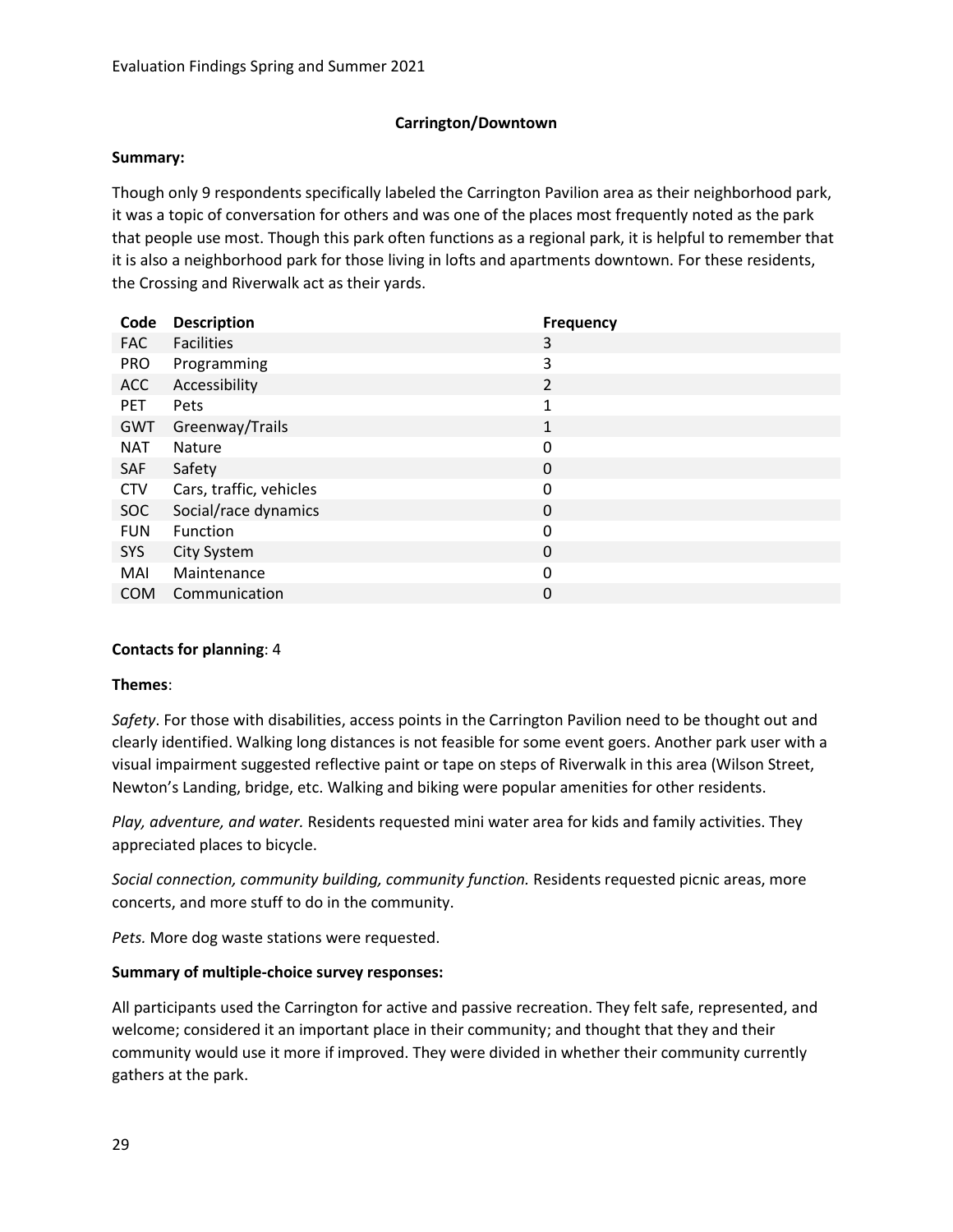## Carrington/Downtown

**Summary:**

Though only 9 respondents specifically labeled the Carrington Pavilion area as their neighborhood park, it was a topic of conversation for others and was one of the places most frequently noted as the park that people use most. Though this park often functions as a regional park, it is helpful to remember that it is also a neighborhood park for those living in lofts and apartments downtown. For these residents, the Crossing and Riverwalk act as their yards.

| Code | Description | Frequency |
| --- | --- | --- |
| FAC | Facilities | 3 |
| PRO | Programming | 3 |
| ACC | Accessibility | 2 |
| PET | Pets | 1 |
| GWT | Greenway/Trails | 1 |
| NAT | Nature | 0 |
| SAF | Safety | 0 |
| CTV | Cars, traffic, vehicles | 0 |
| SOC | Social/race dynamics | 0 |
| FUN | Function | 0 |
| SYS | City System | 0 |
| MAI | Maintenance | 0 |
| COM | Communication | 0 |

**Contacts for planning**: 4

**Themes**:

*Safety*. For those with disabilities, access points in the Carrington Pavilion need to be thought out and clearly identified. Walking long distances is not feasible for some event goers. Another park user with a visual impairment suggested reflective paint or tape on steps of Riverwalk in this area (Wilson Street, Newton's Landing, bridge, etc. Walking and biking were popular amenities for other residents.

*Play, adventure, and water.* Residents requested mini water area for kids and family activities. They appreciated places to bicycle.

*Social connection, community building, community function.* Residents requested picnic areas, more concerts, and more stuff to do in the community.

*Pets.* More dog waste stations were requested.

**Summary of multiple-choice survey responses:**

All participants used the Carrington for active and passive recreation. They felt safe, represented, and welcome; considered it an important place in their community; and thought that they and their community would use it more if improved. They were divided in whether their community currently gathers at the park.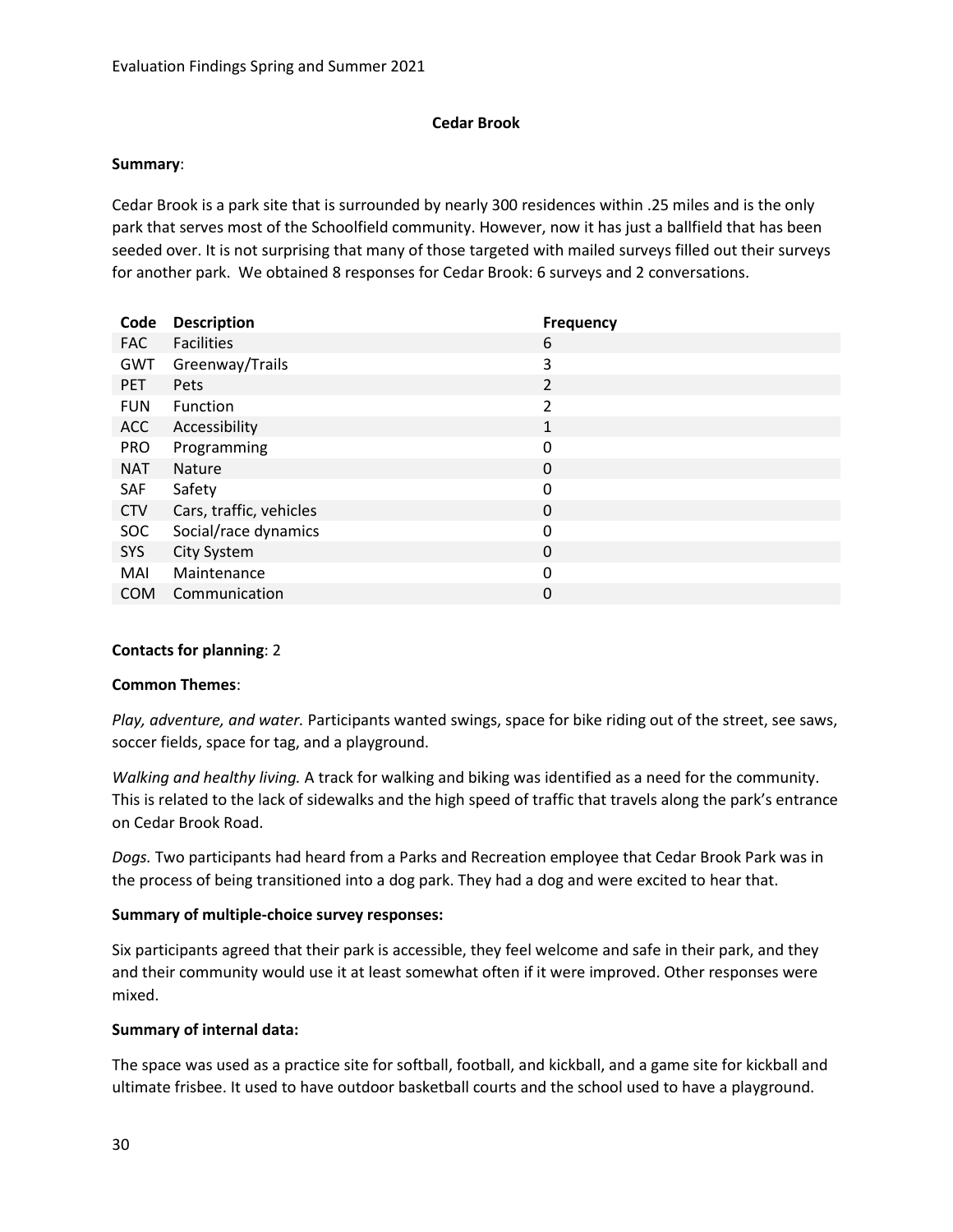## Cedar Brook

**Summary**:

Cedar Brook is a park site that is surrounded by nearly 300 residences within .25 miles and is the only park that serves most of the Schoolfield community. However, now it has just a ballfield that has been seeded over. It is not surprising that many of those targeted with mailed surveys filled out their surveys for another park. We obtained 8 responses for Cedar Brook: 6 surveys and 2 conversations.

| Code | Description | Frequency |
|---|---|---|
| FAC | Facilities | 6 |
| GWT | Greenway/Trails | 3 |
| PET | Pets | 2 |
| FUN | Function | 2 |
| ACC | Accessibility | 1 |
| PRO | Programming | 0 |
| NAT | Nature | 0 |
| SAF | Safety | 0 |
| CTV | Cars, traffic, vehicles | 0 |
| SOC | Social/race dynamics | 0 |
| SYS | City System | 0 |
| MAI | Maintenance | 0 |
| COM | Communication | 0 |

**Contacts for planning**: 2

**Common Themes**:

*Play, adventure, and water.* Participants wanted swings, space for bike riding out of the street, see saws, soccer fields, space for tag, and a playground.

*Walking and healthy living.* A track for walking and biking was identified as a need for the community. This is related to the lack of sidewalks and the high speed of traffic that travels along the park's entrance on Cedar Brook Road.

*Dogs.* Two participants had heard from a Parks and Recreation employee that Cedar Brook Park was in the process of being transitioned into a dog park. They had a dog and were excited to hear that.

**Summary of multiple-choice survey responses:**

Six participants agreed that their park is accessible, they feel welcome and safe in their park, and they and their community would use it at least somewhat often if it were improved. Other responses were mixed.

**Summary of internal data:**

The space was used as a practice site for softball, football, and kickball, and a game site for kickball and ultimate frisbee. It used to have outdoor basketball courts and the school used to have a playground.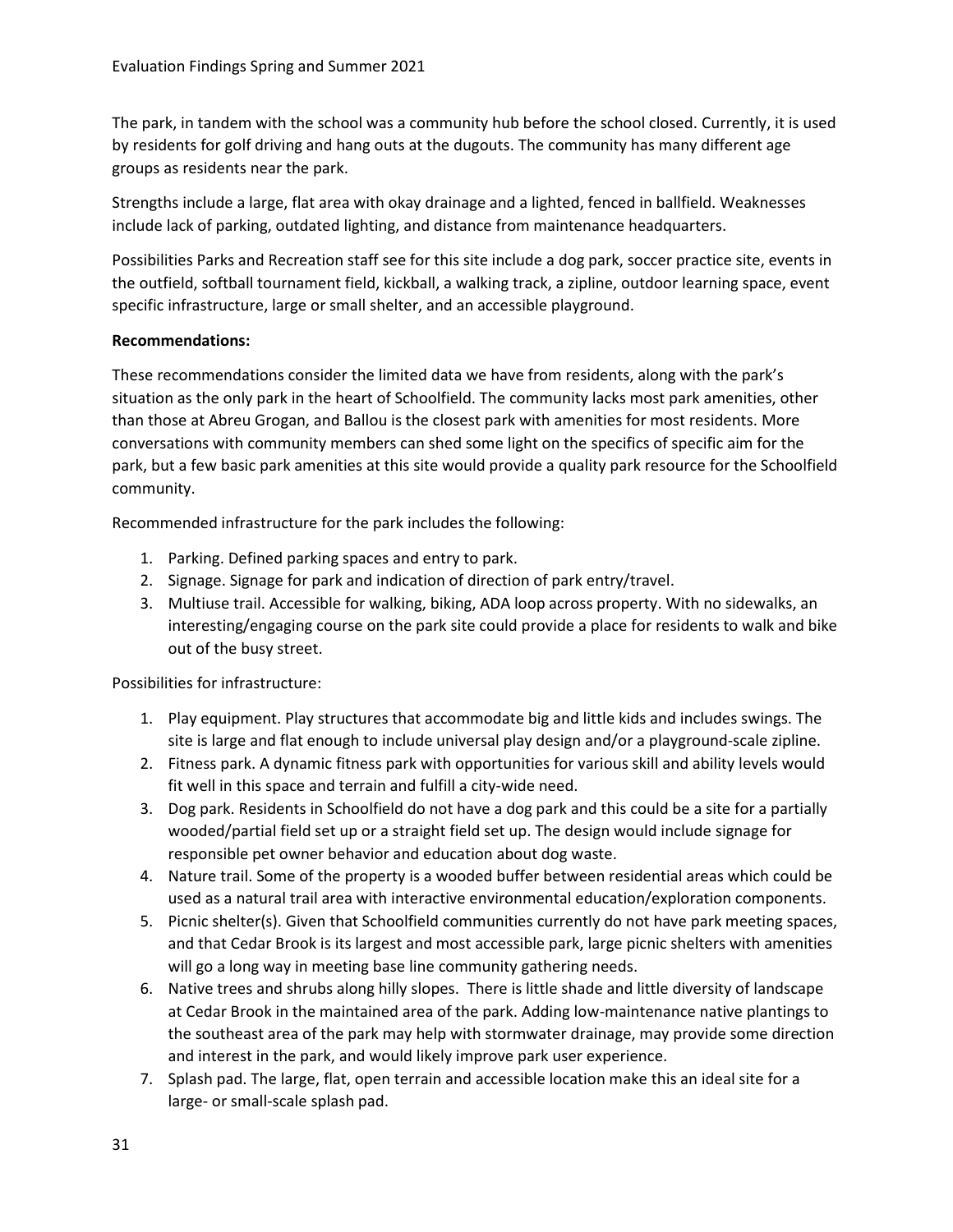The park, in tandem with the school was a community hub before the school closed. Currently, it is used by residents for golf driving and hang outs at the dugouts. The community has many different age groups as residents near the park.

Strengths include a large, flat area with okay drainage and a lighted, fenced in ballfield. Weaknesses include lack of parking, outdated lighting, and distance from maintenance headquarters.

Possibilities Parks and Recreation staff see for this site include a dog park, soccer practice site, events in the outfield, softball tournament field, kickball, a walking track, a zipline, outdoor learning space, event specific infrastructure, large or small shelter, and an accessible playground.

**Recommendations:**

These recommendations consider the limited data we have from residents, along with the park's situation as the only park in the heart of Schoolfield. The community lacks most park amenities, other than those at Abreu Grogan, and Ballou is the closest park with amenities for most residents. More conversations with community members can shed some light on the specifics of specific aim for the park, but a few basic park amenities at this site would provide a quality park resource for the Schoolfield community.

Recommended infrastructure for the park includes the following:

1. Parking. Defined parking spaces and entry to park.
2. Signage. Signage for park and indication of direction of park entry/travel.
3. Multiuse trail. Accessible for walking, biking, ADA loop across property. With no sidewalks, an interesting/engaging course on the park site could provide a place for residents to walk and bike out of the busy street.

Possibilities for infrastructure:

1. Play equipment. Play structures that accommodate big and little kids and includes swings. The site is large and flat enough to include universal play design and/or a playground-scale zipline.
2. Fitness park. A dynamic fitness park with opportunities for various skill and ability levels would fit well in this space and terrain and fulfill a city-wide need.
3. Dog park. Residents in Schoolfield do not have a dog park and this could be a site for a partially wooded/partial field set up or a straight field set up. The design would include signage for responsible pet owner behavior and education about dog waste.
4. Nature trail. Some of the property is a wooded buffer between residential areas which could be used as a natural trail area with interactive environmental education/exploration components.
5. Picnic shelter(s). Given that Schoolfield communities currently do not have park meeting spaces, and that Cedar Brook is its largest and most accessible park, large picnic shelters with amenities will go a long way in meeting base line community gathering needs.
6. Native trees and shrubs along hilly slopes. There is little shade and little diversity of landscape at Cedar Brook in the maintained area of the park. Adding low-maintenance native plantings to the southeast area of the park may help with stormwater drainage, may provide some direction and interest in the park, and would likely improve park user experience.
7. Splash pad. The large, flat, open terrain and accessible location make this an ideal site for a large- or small-scale splash pad.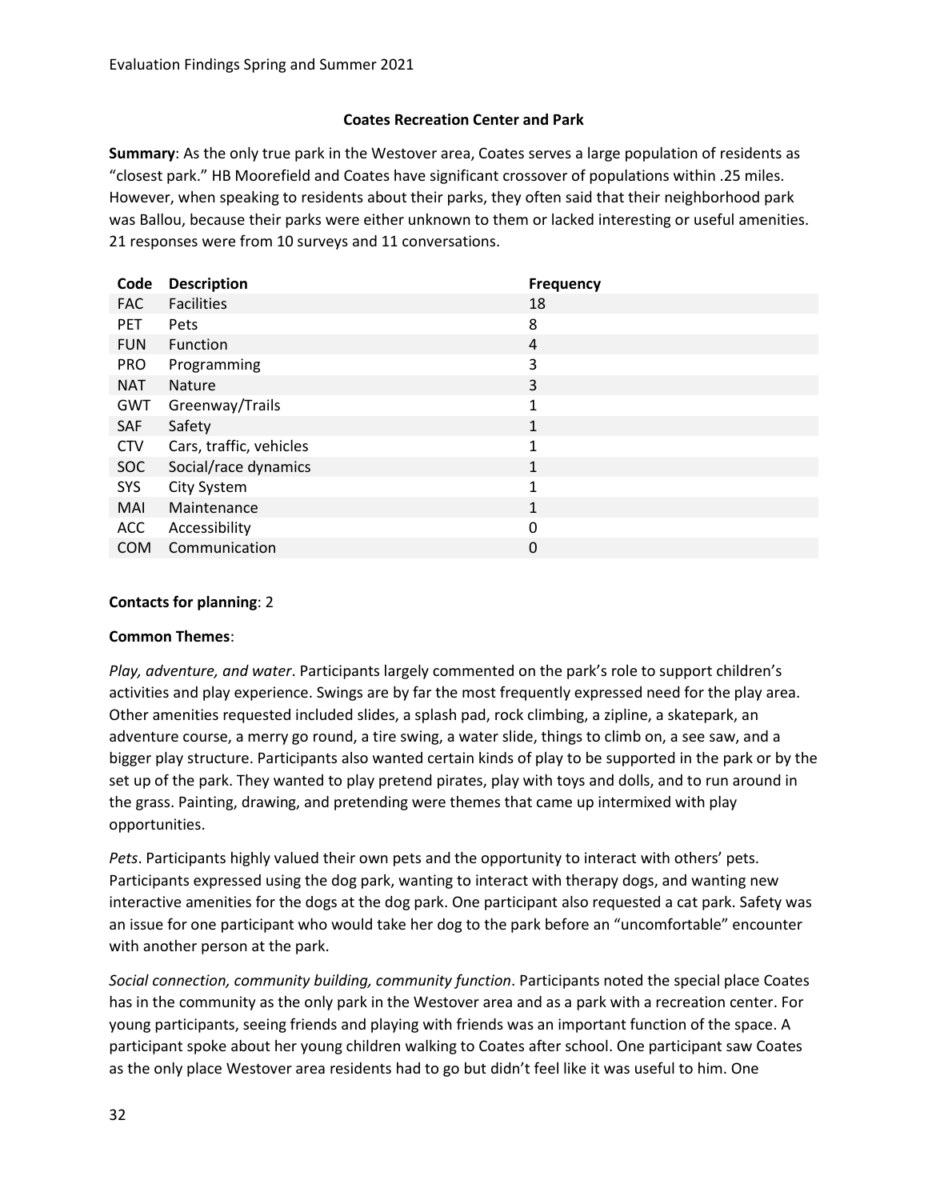### Coates Recreation Center and Park

**Summary**: As the only true park in the Westover area, Coates serves a large population of residents as "closest park." HB Moorefield and Coates have significant crossover of populations within .25 miles. However, when speaking to residents about their parks, they often said that their neighborhood park was Ballou, because their parks were either unknown to them or lacked interesting or useful amenities. 21 responses were from 10 surveys and 11 conversations.

| Code | Description | Frequency |
|---|---|---|
| FAC | Facilities | 18 |
| PET | Pets | 8 |
| FUN | Function | 4 |
| PRO | Programming | 3 |
| NAT | Nature | 3 |
| GWT | Greenway/Trails | 1 |
| SAF | Safety | 1 |
| CTV | Cars, traffic, vehicles | 1 |
| SOC | Social/race dynamics | 1 |
| SYS | City System | 1 |
| MAI | Maintenance | 1 |
| ACC | Accessibility | 0 |
| COM | Communication | 0 |

**Contacts for planning**: 2

**Common Themes**:

*Play, adventure, and water*. Participants largely commented on the park's role to support children's activities and play experience. Swings are by far the most frequently expressed need for the play area. Other amenities requested included slides, a splash pad, rock climbing, a zipline, a skatepark, an adventure course, a merry go round, a tire swing, a water slide, things to climb on, a see saw, and a bigger play structure. Participants also wanted certain kinds of play to be supported in the park or by the set up of the park. They wanted to play pretend pirates, play with toys and dolls, and to run around in the grass. Painting, drawing, and pretending were themes that came up intermixed with play opportunities.

*Pets*. Participants highly valued their own pets and the opportunity to interact with others' pets. Participants expressed using the dog park, wanting to interact with therapy dogs, and wanting new interactive amenities for the dogs at the dog park. One participant also requested a cat park. Safety was an issue for one participant who would take her dog to the park before an "uncomfortable" encounter with another person at the park.

*Social connection, community building, community function*. Participants noted the special place Coates has in the community as the only park in the Westover area and as a park with a recreation center. For young participants, seeing friends and playing with friends was an important function of the space. A participant spoke about her young children walking to Coates after school. One participant saw Coates as the only place Westover area residents had to go but didn't feel like it was useful to him. One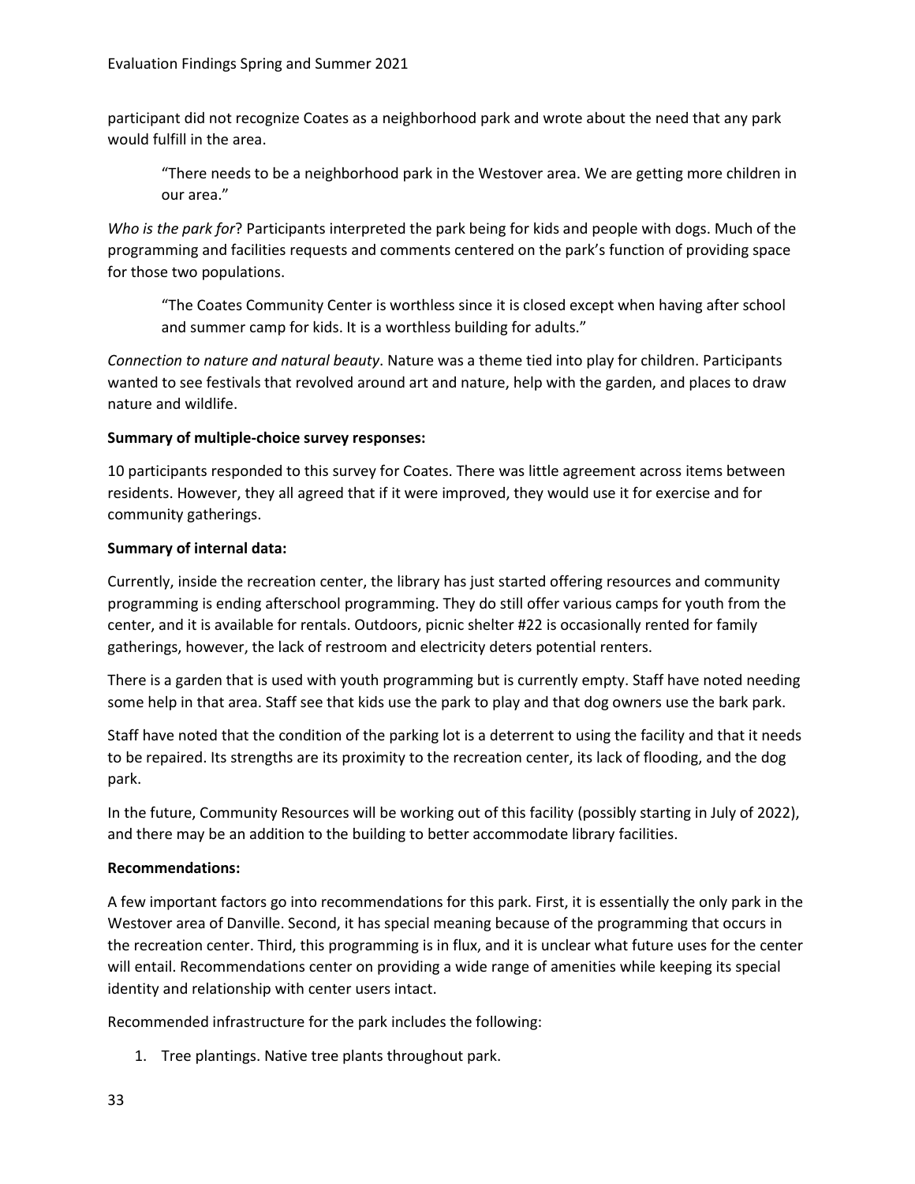participant did not recognize Coates as a neighborhood park and wrote about the need that any park would fulfill in the area.

> "There needs to be a neighborhood park in the Westover area. We are getting more children in our area."

*Who is the park for*? Participants interpreted the park being for kids and people with dogs. Much of the programming and facilities requests and comments centered on the park's function of providing space for those two populations.

> "The Coates Community Center is worthless since it is closed except when having after school and summer camp for kids. It is a worthless building for adults."

*Connection to nature and natural beauty*. Nature was a theme tied into play for children. Participants wanted to see festivals that revolved around art and nature, help with the garden, and places to draw nature and wildlife.

**Summary of multiple-choice survey responses:**

10 participants responded to this survey for Coates. There was little agreement across items between residents. However, they all agreed that if it were improved, they would use it for exercise and for community gatherings.

**Summary of internal data:**

Currently, inside the recreation center, the library has just started offering resources and community programming is ending afterschool programming. They do still offer various camps for youth from the center, and it is available for rentals. Outdoors, picnic shelter #22 is occasionally rented for family gatherings, however, the lack of restroom and electricity deters potential renters.

There is a garden that is used with youth programming but is currently empty. Staff have noted needing some help in that area. Staff see that kids use the park to play and that dog owners use the bark park.

Staff have noted that the condition of the parking lot is a deterrent to using the facility and that it needs to be repaired. Its strengths are its proximity to the recreation center, its lack of flooding, and the dog park.

In the future, Community Resources will be working out of this facility (possibly starting in July of 2022), and there may be an addition to the building to better accommodate library facilities.

**Recommendations:**

A few important factors go into recommendations for this park. First, it is essentially the only park in the Westover area of Danville. Second, it has special meaning because of the programming that occurs in the recreation center. Third, this programming is in flux, and it is unclear what future uses for the center will entail. Recommendations center on providing a wide range of amenities while keeping its special identity and relationship with center users intact.

Recommended infrastructure for the park includes the following:

1. Tree plantings. Native tree plants throughout park.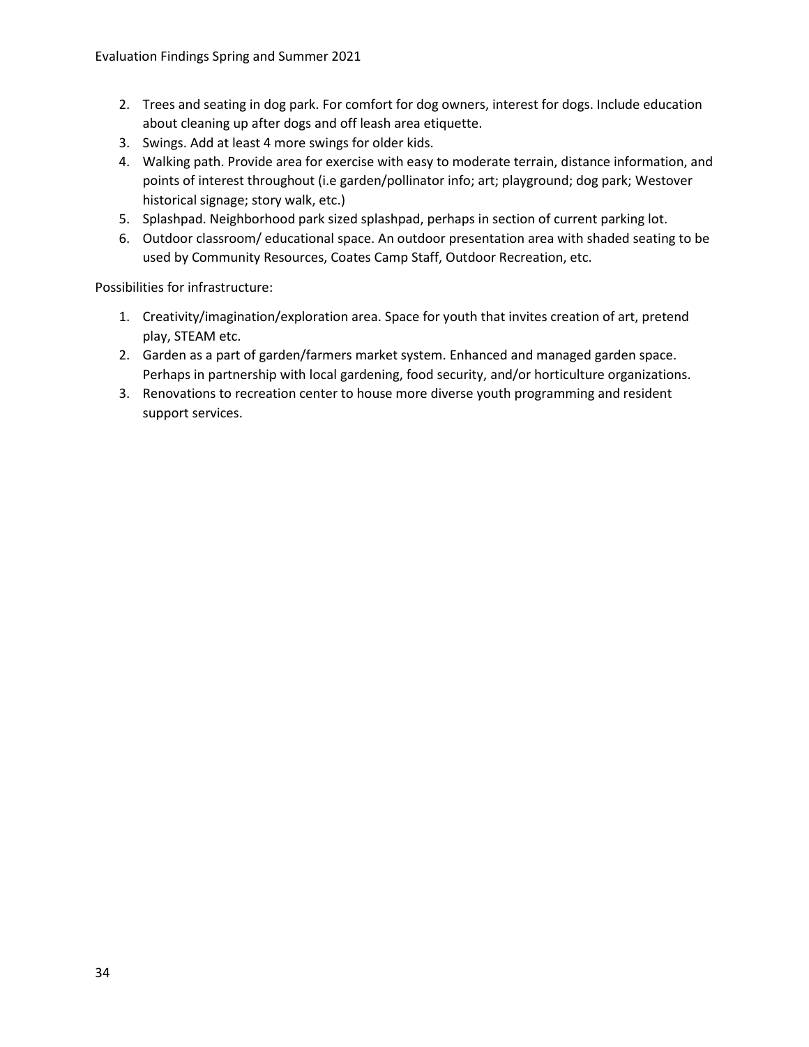2. Trees and seating in dog park. For comfort for dog owners, interest for dogs. Include education about cleaning up after dogs and off leash area etiquette.
3. Swings. Add at least 4 more swings for older kids.
4. Walking path. Provide area for exercise with easy to moderate terrain, distance information, and points of interest throughout (i.e garden/pollinator info; art; playground; dog park; Westover historical signage; story walk, etc.)
5. Splashpad. Neighborhood park sized splashpad, perhaps in section of current parking lot.
6. Outdoor classroom/ educational space. An outdoor presentation area with shaded seating to be used by Community Resources, Coates Camp Staff, Outdoor Recreation, etc.

Possibilities for infrastructure:

1. Creativity/imagination/exploration area. Space for youth that invites creation of art, pretend play, STEAM etc.
2. Garden as a part of garden/farmers market system. Enhanced and managed garden space. Perhaps in partnership with local gardening, food security, and/or horticulture organizations.
3. Renovations to recreation center to house more diverse youth programming and resident support services.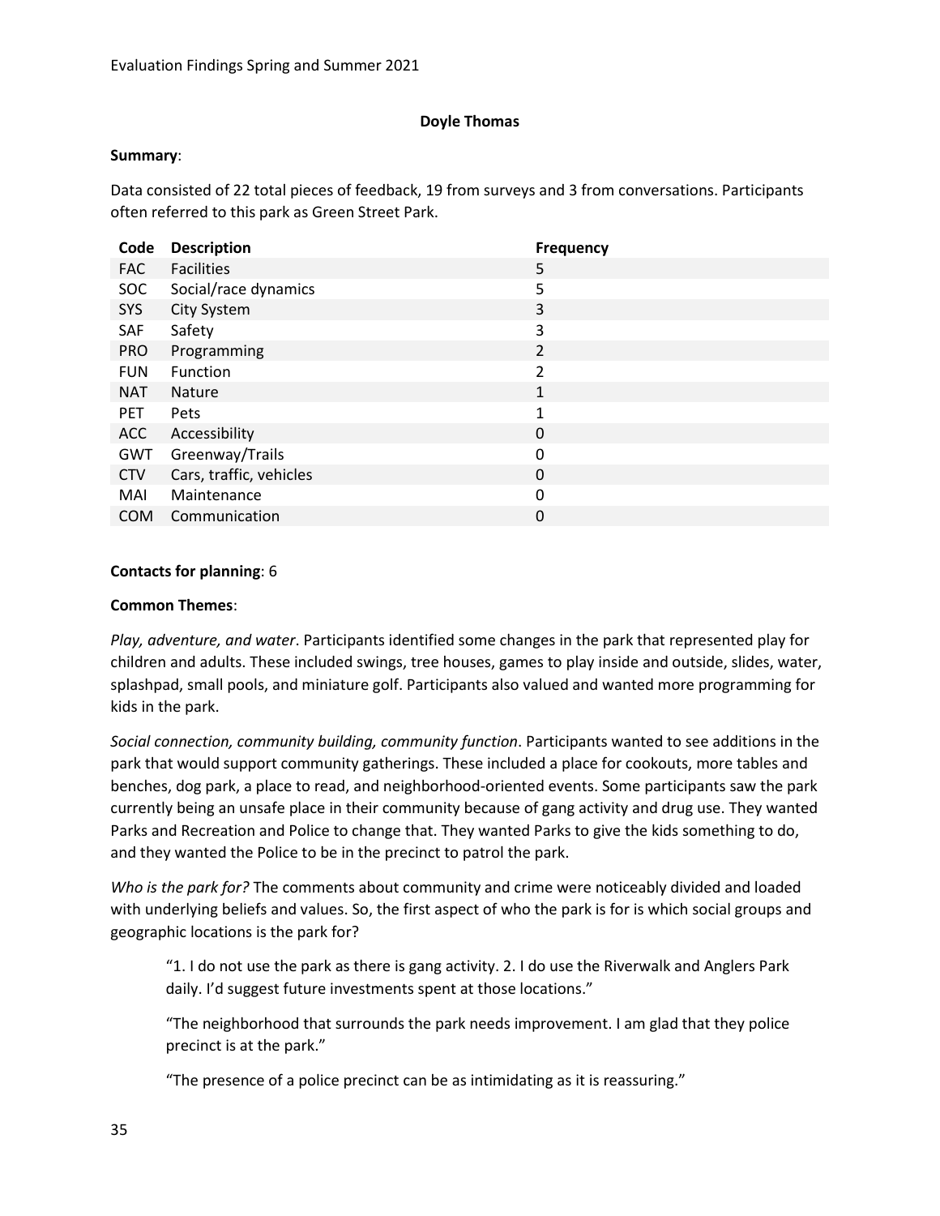## Doyle Thomas

**Summary**:

Data consisted of 22 total pieces of feedback, 19 from surveys and 3 from conversations. Participants often referred to this park as Green Street Park.

| Code | Description | Frequency |
|---|---|---|
| FAC | Facilities | 5 |
| SOC | Social/race dynamics | 5 |
| SYS | City System | 3 |
| SAF | Safety | 3 |
| PRO | Programming | 2 |
| FUN | Function | 2 |
| NAT | Nature | 1 |
| PET | Pets | 1 |
| ACC | Accessibility | 0 |
| GWT | Greenway/Trails | 0 |
| CTV | Cars, traffic, vehicles | 0 |
| MAI | Maintenance | 0 |
| COM | Communication | 0 |

**Contacts for planning**: 6

**Common Themes**:

*Play, adventure, and water*. Participants identified some changes in the park that represented play for children and adults. These included swings, tree houses, games to play inside and outside, slides, water, splashpad, small pools, and miniature golf. Participants also valued and wanted more programming for kids in the park.

*Social connection, community building, community function*. Participants wanted to see additions in the park that would support community gatherings. These included a place for cookouts, more tables and benches, dog park, a place to read, and neighborhood-oriented events. Some participants saw the park currently being an unsafe place in their community because of gang activity and drug use. They wanted Parks and Recreation and Police to change that. They wanted Parks to give the kids something to do, and they wanted the Police to be in the precinct to patrol the park.

*Who is the park for?* The comments about community and crime were noticeably divided and loaded with underlying beliefs and values. So, the first aspect of who the park is for is which social groups and geographic locations is the park for?

> "1. I do not use the park as there is gang activity. 2. I do use the Riverwalk and Anglers Park daily. I'd suggest future investments spent at those locations."
>
> "The neighborhood that surrounds the park needs improvement. I am glad that they police precinct is at the park."
>
> "The presence of a police precinct can be as intimidating as it is reassuring."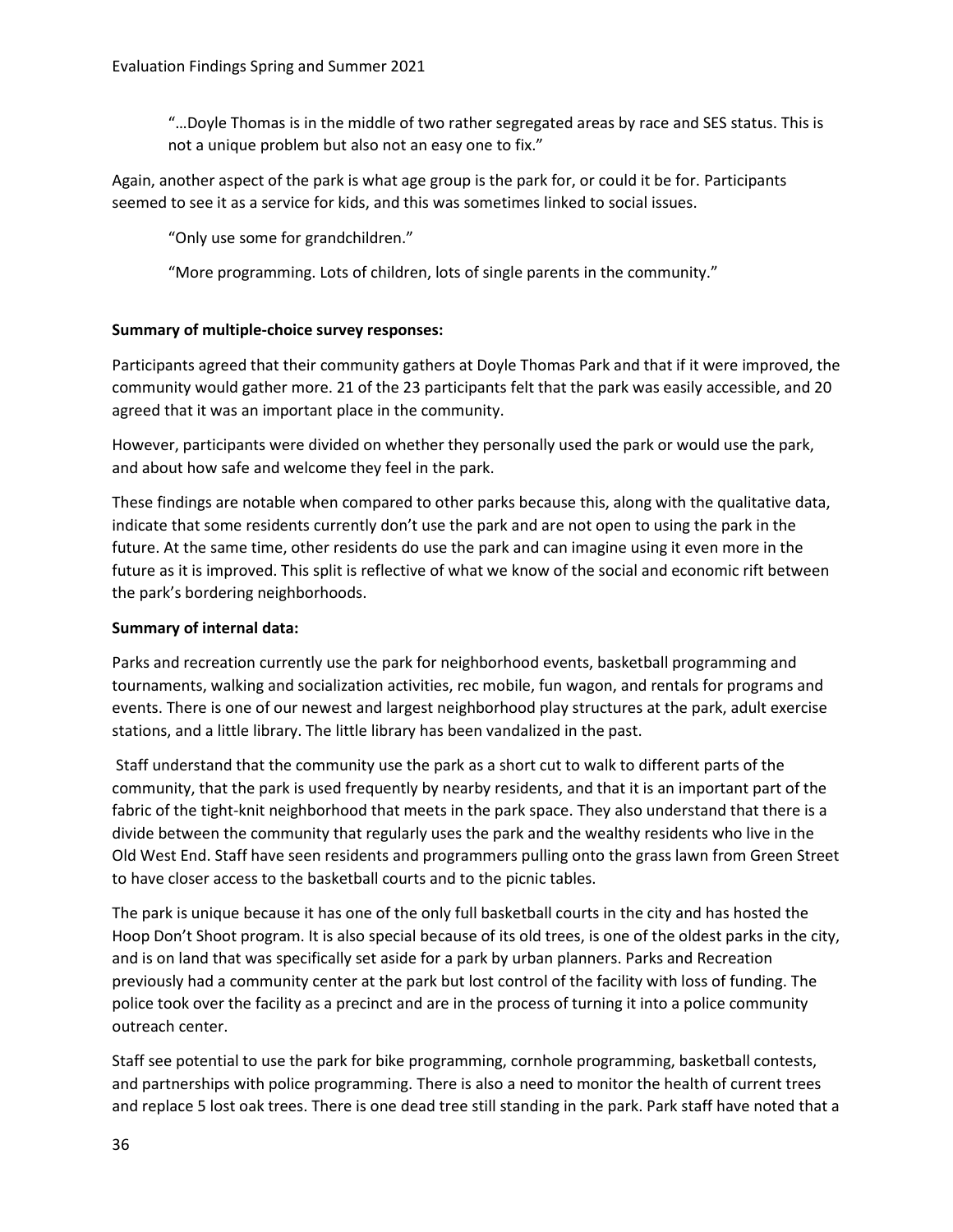> "…Doyle Thomas is in the middle of two rather segregated areas by race and SES status. This is not a unique problem but also not an easy one to fix."

Again, another aspect of the park is what age group is the park for, or could it be for. Participants seemed to see it as a service for kids, and this was sometimes linked to social issues.

> "Only use some for grandchildren."

> "More programming. Lots of children, lots of single parents in the community."

**Summary of multiple-choice survey responses:**

Participants agreed that their community gathers at Doyle Thomas Park and that if it were improved, the community would gather more. 21 of the 23 participants felt that the park was easily accessible, and 20 agreed that it was an important place in the community.

However, participants were divided on whether they personally used the park or would use the park, and about how safe and welcome they feel in the park.

These findings are notable when compared to other parks because this, along with the qualitative data, indicate that some residents currently don't use the park and are not open to using the park in the future. At the same time, other residents do use the park and can imagine using it even more in the future as it is improved. This split is reflective of what we know of the social and economic rift between the park's bordering neighborhoods.

**Summary of internal data:**

Parks and recreation currently use the park for neighborhood events, basketball programming and tournaments, walking and socialization activities, rec mobile, fun wagon, and rentals for programs and events. There is one of our newest and largest neighborhood play structures at the park, adult exercise stations, and a little library. The little library has been vandalized in the past.

Staff understand that the community use the park as a short cut to walk to different parts of the community, that the park is used frequently by nearby residents, and that it is an important part of the fabric of the tight-knit neighborhood that meets in the park space. They also understand that there is a divide between the community that regularly uses the park and the wealthy residents who live in the Old West End. Staff have seen residents and programmers pulling onto the grass lawn from Green Street to have closer access to the basketball courts and to the picnic tables.

The park is unique because it has one of the only full basketball courts in the city and has hosted the Hoop Don't Shoot program. It is also special because of its old trees, is one of the oldest parks in the city, and is on land that was specifically set aside for a park by urban planners. Parks and Recreation previously had a community center at the park but lost control of the facility with loss of funding. The police took over the facility as a precinct and are in the process of turning it into a police community outreach center.

Staff see potential to use the park for bike programming, cornhole programming, basketball contests, and partnerships with police programming. There is also a need to monitor the health of current trees and replace 5 lost oak trees. There is one dead tree still standing in the park. Park staff have noted that a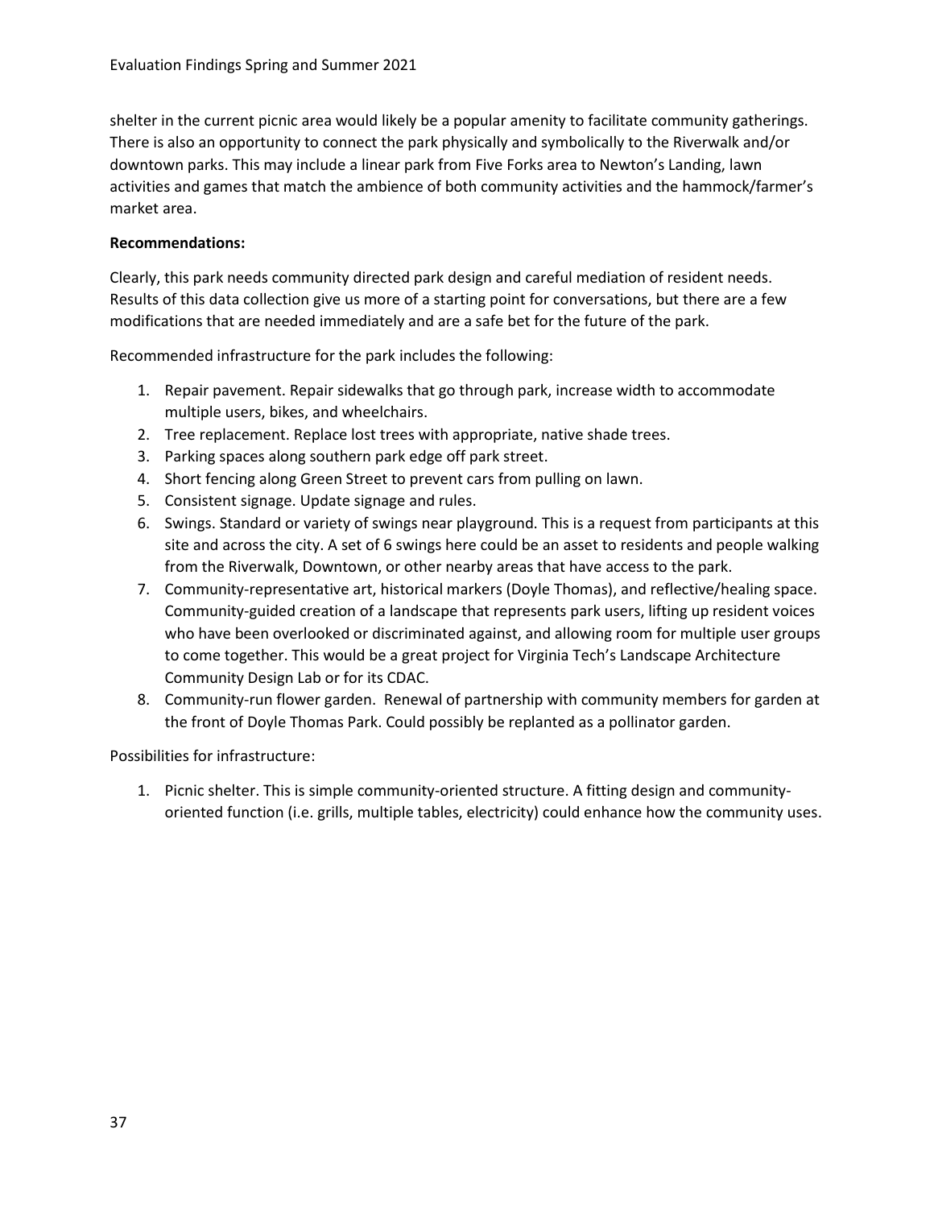shelter in the current picnic area would likely be a popular amenity to facilitate community gatherings. There is also an opportunity to connect the park physically and symbolically to the Riverwalk and/or downtown parks. This may include a linear park from Five Forks area to Newton's Landing, lawn activities and games that match the ambience of both community activities and the hammock/farmer's market area.

**Recommendations:**

Clearly, this park needs community directed park design and careful mediation of resident needs. Results of this data collection give us more of a starting point for conversations, but there are a few modifications that are needed immediately and are a safe bet for the future of the park.

Recommended infrastructure for the park includes the following:

1. Repair pavement. Repair sidewalks that go through park, increase width to accommodate multiple users, bikes, and wheelchairs.
2. Tree replacement. Replace lost trees with appropriate, native shade trees.
3. Parking spaces along southern park edge off park street.
4. Short fencing along Green Street to prevent cars from pulling on lawn.
5. Consistent signage. Update signage and rules.
6. Swings. Standard or variety of swings near playground. This is a request from participants at this site and across the city. A set of 6 swings here could be an asset to residents and people walking from the Riverwalk, Downtown, or other nearby areas that have access to the park.
7. Community-representative art, historical markers (Doyle Thomas), and reflective/healing space. Community-guided creation of a landscape that represents park users, lifting up resident voices who have been overlooked or discriminated against, and allowing room for multiple user groups to come together. This would be a great project for Virginia Tech's Landscape Architecture Community Design Lab or for its CDAC.
8. Community-run flower garden. Renewal of partnership with community members for garden at the front of Doyle Thomas Park. Could possibly be replanted as a pollinator garden.

Possibilities for infrastructure:

1. Picnic shelter. This is simple community-oriented structure. A fitting design and community-oriented function (i.e. grills, multiple tables, electricity) could enhance how the community uses.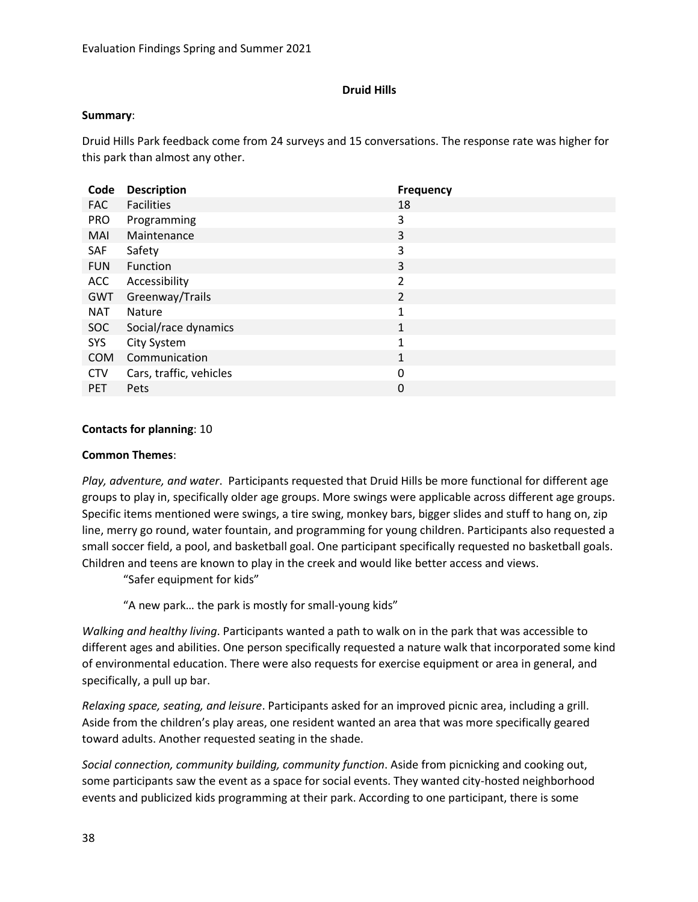## Druid Hills

**Summary**:

Druid Hills Park feedback come from 24 surveys and 15 conversations. The response rate was higher for this park than almost any other.

| Code | Description | Frequency |
|---|---|---|
| FAC | Facilities | 18 |
| PRO | Programming | 3 |
| MAI | Maintenance | 3 |
| SAF | Safety | 3 |
| FUN | Function | 3 |
| ACC | Accessibility | 2 |
| GWT | Greenway/Trails | 2 |
| NAT | Nature | 1 |
| SOC | Social/race dynamics | 1 |
| SYS | City System | 1 |
| COM | Communication | 1 |
| CTV | Cars, traffic, vehicles | 0 |
| PET | Pets | 0 |

**Contacts for planning**: 10

**Common Themes**:

*Play, adventure, and water*. Participants requested that Druid Hills be more functional for different age groups to play in, specifically older age groups. More swings were applicable across different age groups. Specific items mentioned were swings, a tire swing, monkey bars, bigger slides and stuff to hang on, zip line, merry go round, water fountain, and programming for young children. Participants also requested a small soccer field, a pool, and basketball goal. One participant specifically requested no basketball goals. Children and teens are known to play in the creek and would like better access and views.

> "Safer equipment for kids"
>
> "A new park… the park is mostly for small-young kids"

*Walking and healthy living*. Participants wanted a path to walk on in the park that was accessible to different ages and abilities. One person specifically requested a nature walk that incorporated some kind of environmental education. There were also requests for exercise equipment or area in general, and specifically, a pull up bar.

*Relaxing space, seating, and leisure*. Participants asked for an improved picnic area, including a grill. Aside from the children's play areas, one resident wanted an area that was more specifically geared toward adults. Another requested seating in the shade.

*Social connection, community building, community function*. Aside from picnicking and cooking out, some participants saw the event as a space for social events. They wanted city-hosted neighborhood events and publicized kids programming at their park. According to one participant, there is some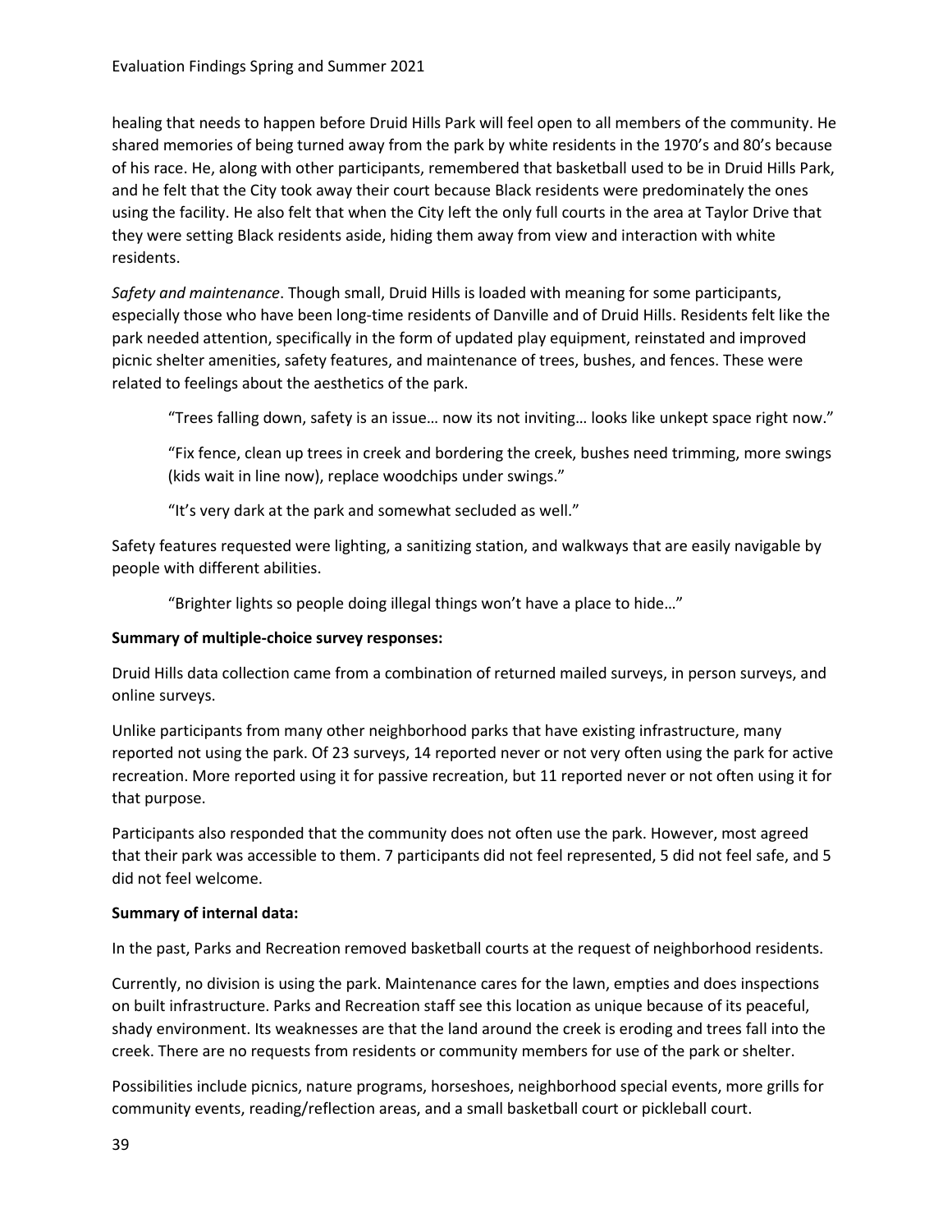healing that needs to happen before Druid Hills Park will feel open to all members of the community. He shared memories of being turned away from the park by white residents in the 1970's and 80's because of his race. He, along with other participants, remembered that basketball used to be in Druid Hills Park, and he felt that the City took away their court because Black residents were predominately the ones using the facility. He also felt that when the City left the only full courts in the area at Taylor Drive that they were setting Black residents aside, hiding them away from view and interaction with white residents.

*Safety and maintenance*. Though small, Druid Hills is loaded with meaning for some participants, especially those who have been long-time residents of Danville and of Druid Hills. Residents felt like the park needed attention, specifically in the form of updated play equipment, reinstated and improved picnic shelter amenities, safety features, and maintenance of trees, bushes, and fences. These were related to feelings about the aesthetics of the park.

> "Trees falling down, safety is an issue… now its not inviting… looks like unkept space right now."
>
> "Fix fence, clean up trees in creek and bordering the creek, bushes need trimming, more swings (kids wait in line now), replace woodchips under swings."
>
> "It's very dark at the park and somewhat secluded as well."

Safety features requested were lighting, a sanitizing station, and walkways that are easily navigable by people with different abilities.

> "Brighter lights so people doing illegal things won't have a place to hide…"

**Summary of multiple-choice survey responses:**

Druid Hills data collection came from a combination of returned mailed surveys, in person surveys, and online surveys.

Unlike participants from many other neighborhood parks that have existing infrastructure, many reported not using the park. Of 23 surveys, 14 reported never or not very often using the park for active recreation. More reported using it for passive recreation, but 11 reported never or not often using it for that purpose.

Participants also responded that the community does not often use the park. However, most agreed that their park was accessible to them. 7 participants did not feel represented, 5 did not feel safe, and 5 did not feel welcome.

**Summary of internal data:**

In the past, Parks and Recreation removed basketball courts at the request of neighborhood residents.

Currently, no division is using the park. Maintenance cares for the lawn, empties and does inspections on built infrastructure. Parks and Recreation staff see this location as unique because of its peaceful, shady environment. Its weaknesses are that the land around the creek is eroding and trees fall into the creek. There are no requests from residents or community members for use of the park or shelter.

Possibilities include picnics, nature programs, horseshoes, neighborhood special events, more grills for community events, reading/reflection areas, and a small basketball court or pickleball court.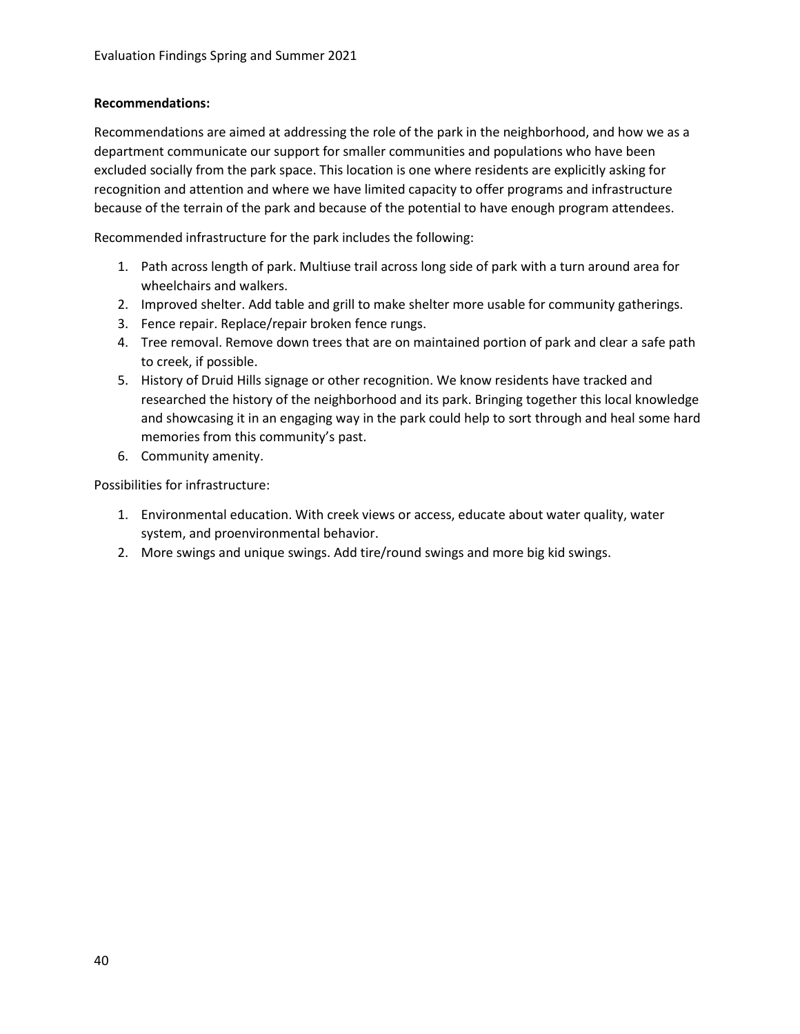**Recommendations:**

Recommendations are aimed at addressing the role of the park in the neighborhood, and how we as a department communicate our support for smaller communities and populations who have been excluded socially from the park space. This location is one where residents are explicitly asking for recognition and attention and where we have limited capacity to offer programs and infrastructure because of the terrain of the park and because of the potential to have enough program attendees.

Recommended infrastructure for the park includes the following:

1. Path across length of park. Multiuse trail across long side of park with a turn around area for wheelchairs and walkers.
2. Improved shelter. Add table and grill to make shelter more usable for community gatherings.
3. Fence repair. Replace/repair broken fence rungs.
4. Tree removal. Remove down trees that are on maintained portion of park and clear a safe path to creek, if possible.
5. History of Druid Hills signage or other recognition. We know residents have tracked and researched the history of the neighborhood and its park. Bringing together this local knowledge and showcasing it in an engaging way in the park could help to sort through and heal some hard memories from this community's past.
6. Community amenity.

Possibilities for infrastructure:

1. Environmental education. With creek views or access, educate about water quality, water system, and proenvironmental behavior.
2. More swings and unique swings. Add tire/round swings and more big kid swings.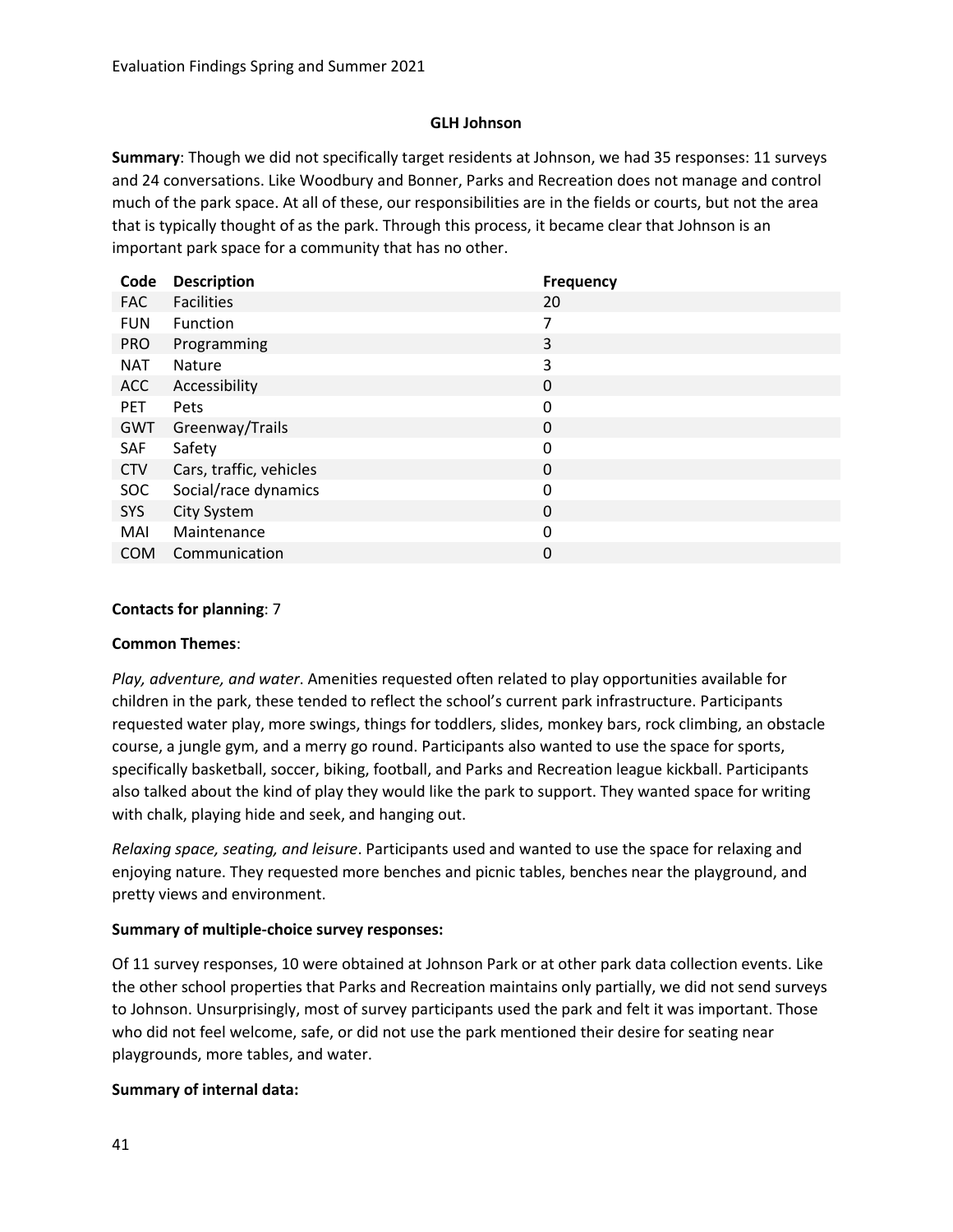## GLH Johnson

**Summary**: Though we did not specifically target residents at Johnson, we had 35 responses: 11 surveys and 24 conversations. Like Woodbury and Bonner, Parks and Recreation does not manage and control much of the park space. At all of these, our responsibilities are in the fields or courts, but not the area that is typically thought of as the park. Through this process, it became clear that Johnson is an important park space for a community that has no other.

| Code | Description | Frequency |
|---|---|---|
| FAC | Facilities | 20 |
| FUN | Function | 7 |
| PRO | Programming | 3 |
| NAT | Nature | 3 |
| ACC | Accessibility | 0 |
| PET | Pets | 0 |
| GWT | Greenway/Trails | 0 |
| SAF | Safety | 0 |
| CTV | Cars, traffic, vehicles | 0 |
| SOC | Social/race dynamics | 0 |
| SYS | City System | 0 |
| MAI | Maintenance | 0 |
| COM | Communication | 0 |

**Contacts for planning**: 7

**Common Themes**:

*Play, adventure, and water*. Amenities requested often related to play opportunities available for children in the park, these tended to reflect the school's current park infrastructure. Participants requested water play, more swings, things for toddlers, slides, monkey bars, rock climbing, an obstacle course, a jungle gym, and a merry go round. Participants also wanted to use the space for sports, specifically basketball, soccer, biking, football, and Parks and Recreation league kickball. Participants also talked about the kind of play they would like the park to support. They wanted space for writing with chalk, playing hide and seek, and hanging out.

*Relaxing space, seating, and leisure*. Participants used and wanted to use the space for relaxing and enjoying nature. They requested more benches and picnic tables, benches near the playground, and pretty views and environment.

**Summary of multiple-choice survey responses:**

Of 11 survey responses, 10 were obtained at Johnson Park or at other park data collection events. Like the other school properties that Parks and Recreation maintains only partially, we did not send surveys to Johnson. Unsurprisingly, most of survey participants used the park and felt it was important. Those who did not feel welcome, safe, or did not use the park mentioned their desire for seating near playgrounds, more tables, and water.

**Summary of internal data:**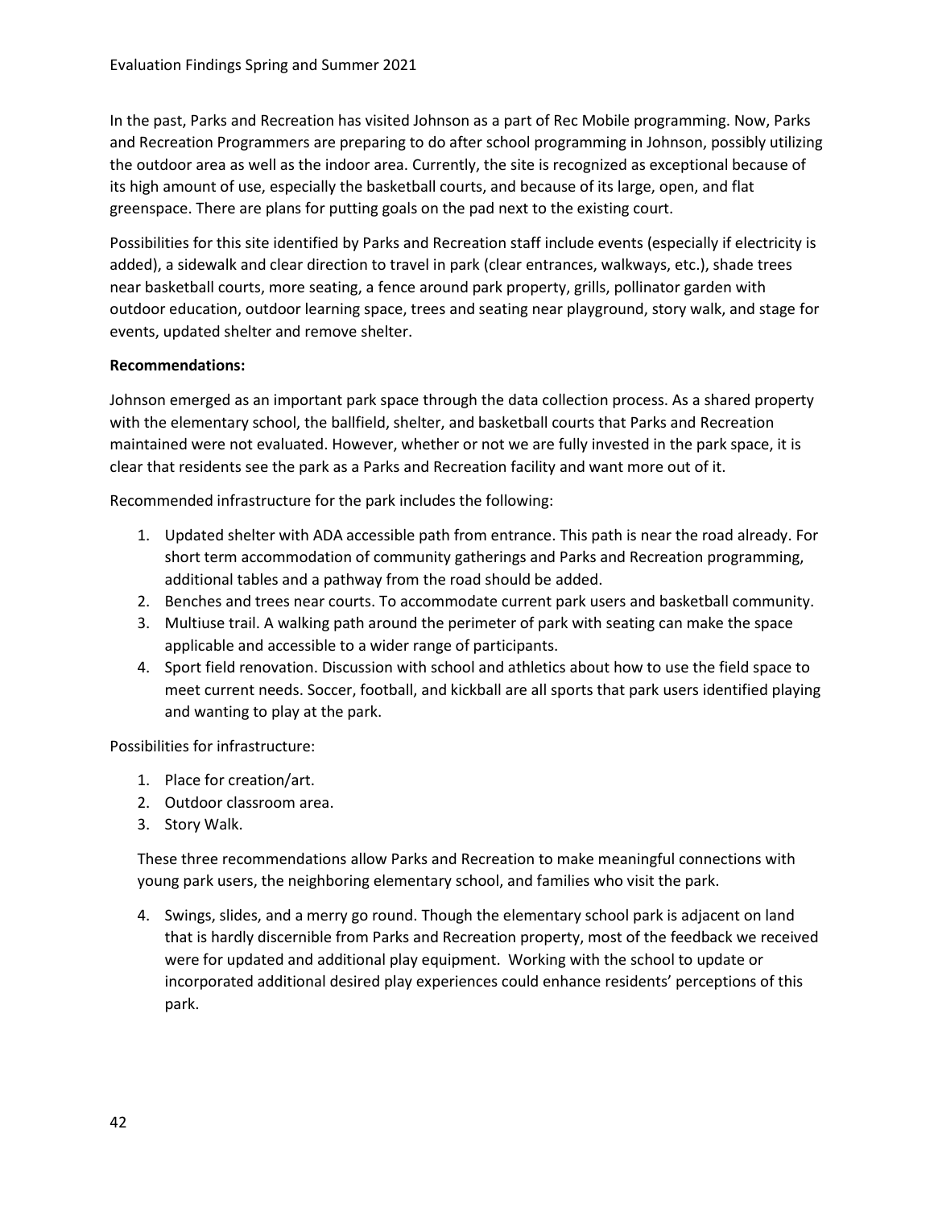In the past, Parks and Recreation has visited Johnson as a part of Rec Mobile programming. Now, Parks and Recreation Programmers are preparing to do after school programming in Johnson, possibly utilizing the outdoor area as well as the indoor area. Currently, the site is recognized as exceptional because of its high amount of use, especially the basketball courts, and because of its large, open, and flat greenspace. There are plans for putting goals on the pad next to the existing court.

Possibilities for this site identified by Parks and Recreation staff include events (especially if electricity is added), a sidewalk and clear direction to travel in park (clear entrances, walkways, etc.), shade trees near basketball courts, more seating, a fence around park property, grills, pollinator garden with outdoor education, outdoor learning space, trees and seating near playground, story walk, and stage for events, updated shelter and remove shelter.

**Recommendations:**

Johnson emerged as an important park space through the data collection process. As a shared property with the elementary school, the ballfield, shelter, and basketball courts that Parks and Recreation maintained were not evaluated. However, whether or not we are fully invested in the park space, it is clear that residents see the park as a Parks and Recreation facility and want more out of it.

Recommended infrastructure for the park includes the following:

1. Updated shelter with ADA accessible path from entrance. This path is near the road already. For short term accommodation of community gatherings and Parks and Recreation programming, additional tables and a pathway from the road should be added.
2. Benches and trees near courts. To accommodate current park users and basketball community.
3. Multiuse trail. A walking path around the perimeter of park with seating can make the space applicable and accessible to a wider range of participants.
4. Sport field renovation. Discussion with school and athletics about how to use the field space to meet current needs. Soccer, football, and kickball are all sports that park users identified playing and wanting to play at the park.

Possibilities for infrastructure:

1. Place for creation/art.
2. Outdoor classroom area.
3. Story Walk.

These three recommendations allow Parks and Recreation to make meaningful connections with young park users, the neighboring elementary school, and families who visit the park.

4. Swings, slides, and a merry go round. Though the elementary school park is adjacent on land that is hardly discernible from Parks and Recreation property, most of the feedback we received were for updated and additional play equipment. Working with the school to update or incorporated additional desired play experiences could enhance residents' perceptions of this park.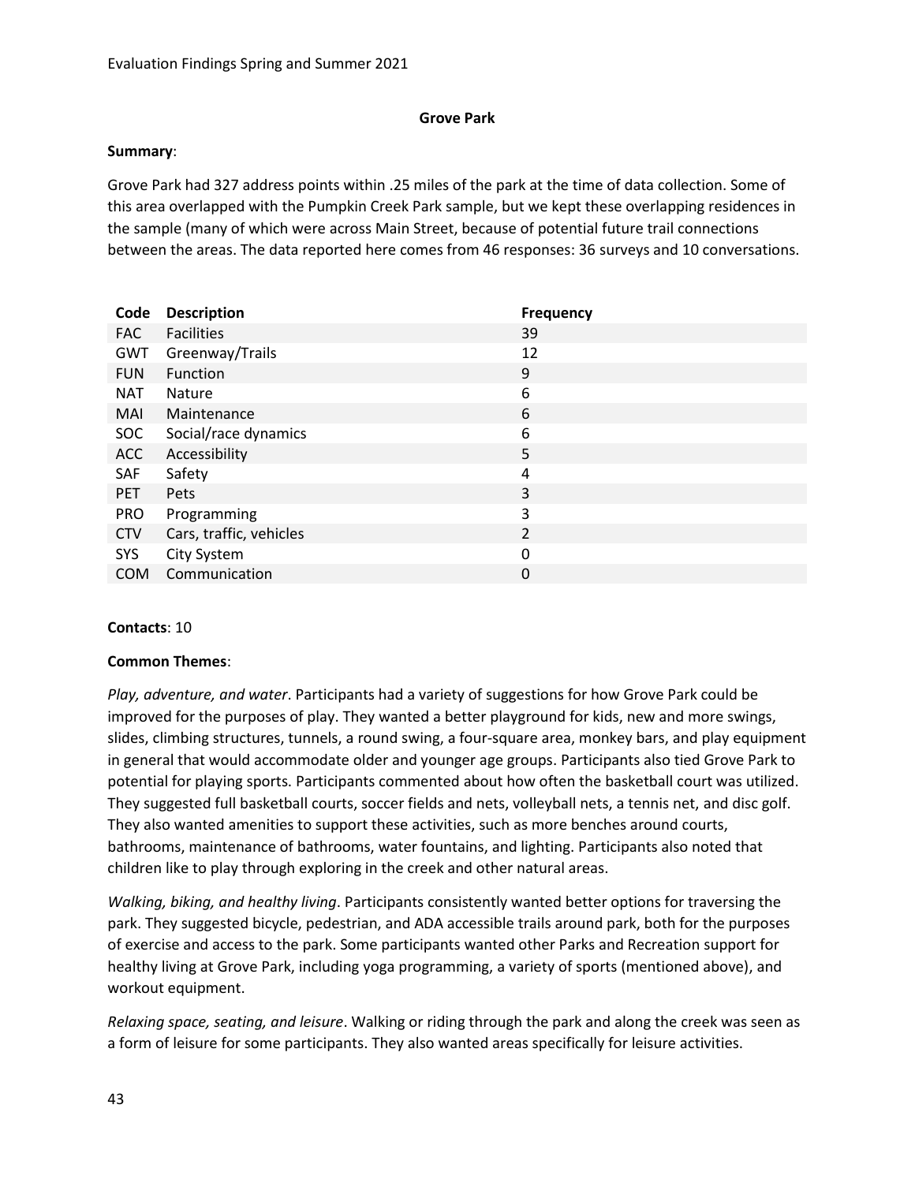## Grove Park

**Summary**:

Grove Park had 327 address points within .25 miles of the park at the time of data collection. Some of this area overlapped with the Pumpkin Creek Park sample, but we kept these overlapping residences in the sample (many of which were across Main Street, because of potential future trail connections between the areas. The data reported here comes from 46 responses: 36 surveys and 10 conversations.

| Code | Description | Frequency |
|---|---|---|
| FAC | Facilities | 39 |
| GWT | Greenway/Trails | 12 |
| FUN | Function | 9 |
| NAT | Nature | 6 |
| MAI | Maintenance | 6 |
| SOC | Social/race dynamics | 6 |
| ACC | Accessibility | 5 |
| SAF | Safety | 4 |
| PET | Pets | 3 |
| PRO | Programming | 3 |
| CTV | Cars, traffic, vehicles | 2 |
| SYS | City System | 0 |
| COM | Communication | 0 |

**Contacts**: 10

**Common Themes**:

*Play, adventure, and water*. Participants had a variety of suggestions for how Grove Park could be improved for the purposes of play. They wanted a better playground for kids, new and more swings, slides, climbing structures, tunnels, a round swing, a four-square area, monkey bars, and play equipment in general that would accommodate older and younger age groups. Participants also tied Grove Park to potential for playing sports. Participants commented about how often the basketball court was utilized. They suggested full basketball courts, soccer fields and nets, volleyball nets, a tennis net, and disc golf. They also wanted amenities to support these activities, such as more benches around courts, bathrooms, maintenance of bathrooms, water fountains, and lighting. Participants also noted that children like to play through exploring in the creek and other natural areas.

*Walking, biking, and healthy living*. Participants consistently wanted better options for traversing the park. They suggested bicycle, pedestrian, and ADA accessible trails around park, both for the purposes of exercise and access to the park. Some participants wanted other Parks and Recreation support for healthy living at Grove Park, including yoga programming, a variety of sports (mentioned above), and workout equipment.

*Relaxing space, seating, and leisure*. Walking or riding through the park and along the creek was seen as a form of leisure for some participants. They also wanted areas specifically for leisure activities.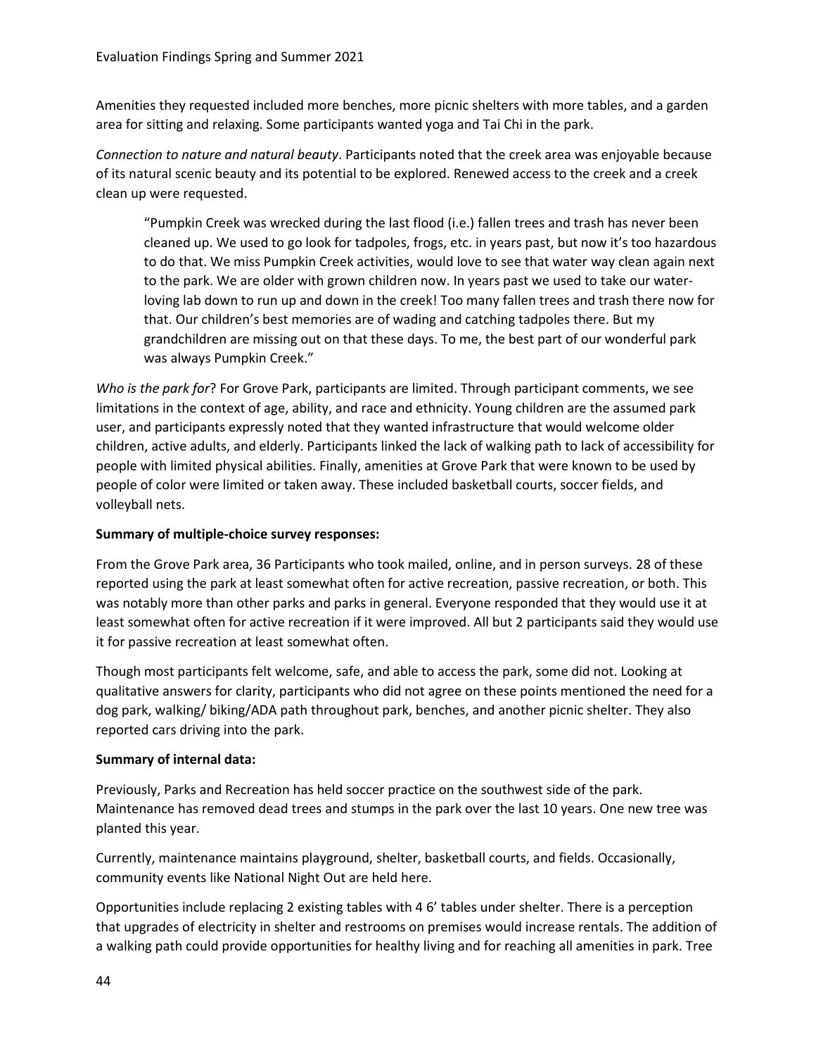Amenities they requested included more benches, more picnic shelters with more tables, and a garden area for sitting and relaxing. Some participants wanted yoga and Tai Chi in the park.

*Connection to nature and natural beauty*. Participants noted that the creek area was enjoyable because of its natural scenic beauty and its potential to be explored. Renewed access to the creek and a creek clean up were requested.

> "Pumpkin Creek was wrecked during the last flood (i.e.) fallen trees and trash has never been cleaned up. We used to go look for tadpoles, frogs, etc. in years past, but now it's too hazardous to do that. We miss Pumpkin Creek activities, would love to see that water way clean again next to the park. We are older with grown children now. In years past we used to take our water-loving lab down to run up and down in the creek! Too many fallen trees and trash there now for that. Our children's best memories are of wading and catching tadpoles there. But my grandchildren are missing out on that these days. To me, the best part of our wonderful park was always Pumpkin Creek."

*Who is the park for*? For Grove Park, participants are limited. Through participant comments, we see limitations in the context of age, ability, and race and ethnicity. Young children are the assumed park user, and participants expressly noted that they wanted infrastructure that would welcome older children, active adults, and elderly. Participants linked the lack of walking path to lack of accessibility for people with limited physical abilities. Finally, amenities at Grove Park that were known to be used by people of color were limited or taken away. These included basketball courts, soccer fields, and volleyball nets.

**Summary of multiple-choice survey responses:**

From the Grove Park area, 36 Participants who took mailed, online, and in person surveys. 28 of these reported using the park at least somewhat often for active recreation, passive recreation, or both. This was notably more than other parks and parks in general. Everyone responded that they would use it at least somewhat often for active recreation if it were improved. All but 2 participants said they would use it for passive recreation at least somewhat often.

Though most participants felt welcome, safe, and able to access the park, some did not. Looking at qualitative answers for clarity, participants who did not agree on these points mentioned the need for a dog park, walking/ biking/ADA path throughout park, benches, and another picnic shelter. They also reported cars driving into the park.

**Summary of internal data:**

Previously, Parks and Recreation has held soccer practice on the southwest side of the park. Maintenance has removed dead trees and stumps in the park over the last 10 years. One new tree was planted this year.

Currently, maintenance maintains playground, shelter, basketball courts, and fields. Occasionally, community events like National Night Out are held here.

Opportunities include replacing 2 existing tables with 4 6' tables under shelter. There is a perception that upgrades of electricity in shelter and restrooms on premises would increase rentals. The addition of a walking path could provide opportunities for healthy living and for reaching all amenities in park. Tree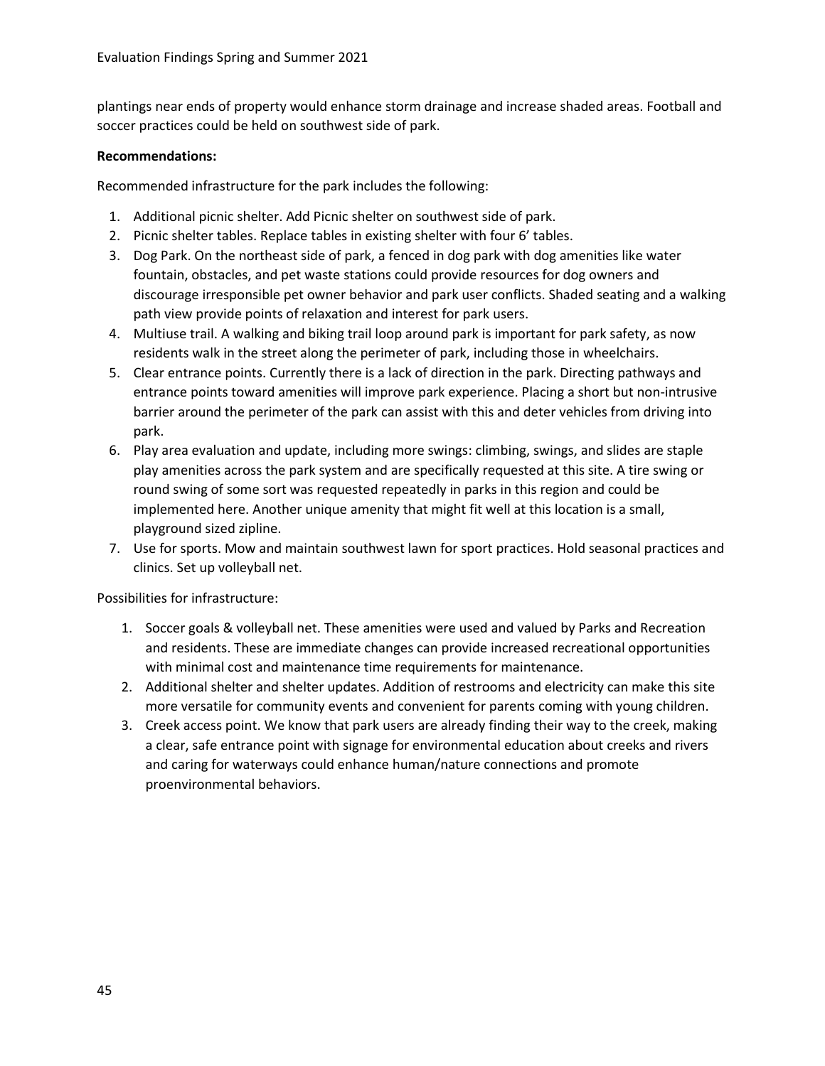plantings near ends of property would enhance storm drainage and increase shaded areas. Football and soccer practices could be held on southwest side of park.

**Recommendations:**

Recommended infrastructure for the park includes the following:

1. Additional picnic shelter. Add Picnic shelter on southwest side of park.
2. Picnic shelter tables. Replace tables in existing shelter with four 6' tables.
3. Dog Park. On the northeast side of park, a fenced in dog park with dog amenities like water fountain, obstacles, and pet waste stations could provide resources for dog owners and discourage irresponsible pet owner behavior and park user conflicts. Shaded seating and a walking path view provide points of relaxation and interest for park users.
4. Multiuse trail. A walking and biking trail loop around park is important for park safety, as now residents walk in the street along the perimeter of park, including those in wheelchairs.
5. Clear entrance points. Currently there is a lack of direction in the park. Directing pathways and entrance points toward amenities will improve park experience. Placing a short but non-intrusive barrier around the perimeter of the park can assist with this and deter vehicles from driving into park.
6. Play area evaluation and update, including more swings: climbing, swings, and slides are staple play amenities across the park system and are specifically requested at this site. A tire swing or round swing of some sort was requested repeatedly in parks in this region and could be implemented here. Another unique amenity that might fit well at this location is a small, playground sized zipline.
7. Use for sports. Mow and maintain southwest lawn for sport practices. Hold seasonal practices and clinics. Set up volleyball net.

Possibilities for infrastructure:

1. Soccer goals & volleyball net. These amenities were used and valued by Parks and Recreation and residents. These are immediate changes can provide increased recreational opportunities with minimal cost and maintenance time requirements for maintenance.
2. Additional shelter and shelter updates. Addition of restrooms and electricity can make this site more versatile for community events and convenient for parents coming with young children.
3. Creek access point. We know that park users are already finding their way to the creek, making a clear, safe entrance point with signage for environmental education about creeks and rivers and caring for waterways could enhance human/nature connections and promote proenvironmental behaviors.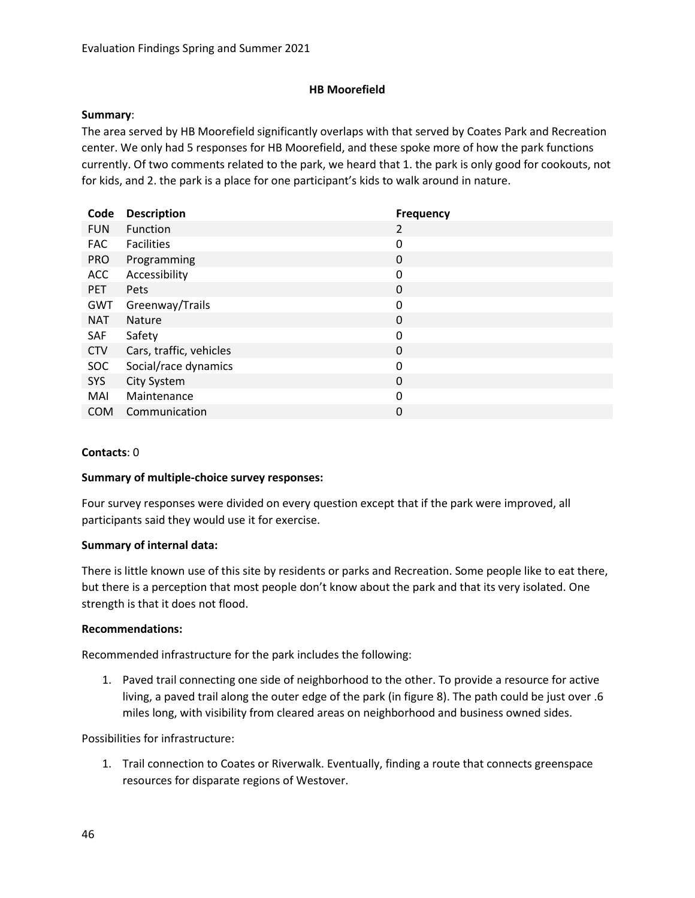## HB Moorefield

**Summary**:
The area served by HB Moorefield significantly overlaps with that served by Coates Park and Recreation center. We only had 5 responses for HB Moorefield, and these spoke more of how the park functions currently. Of two comments related to the park, we heard that 1. the park is only good for cookouts, not for kids, and 2. the park is a place for one participant's kids to walk around in nature.

| Code | Description | Frequency |
|---|---|---|
| FUN | Function | 2 |
| FAC | Facilities | 0 |
| PRO | Programming | 0 |
| ACC | Accessibility | 0 |
| PET | Pets | 0 |
| GWT | Greenway/Trails | 0 |
| NAT | Nature | 0 |
| SAF | Safety | 0 |
| CTV | Cars, traffic, vehicles | 0 |
| SOC | Social/race dynamics | 0 |
| SYS | City System | 0 |
| MAI | Maintenance | 0 |
| COM | Communication | 0 |

**Contacts**: 0

**Summary of multiple-choice survey responses:**

Four survey responses were divided on every question except that if the park were improved, all participants said they would use it for exercise.

**Summary of internal data:**

There is little known use of this site by residents or parks and Recreation. Some people like to eat there, but there is a perception that most people don't know about the park and that its very isolated. One strength is that it does not flood.

**Recommendations:**

Recommended infrastructure for the park includes the following:

1. Paved trail connecting one side of neighborhood to the other. To provide a resource for active living, a paved trail along the outer edge of the park (in figure 8). The path could be just over .6 miles long, with visibility from cleared areas on neighborhood and business owned sides.

Possibilities for infrastructure:

1. Trail connection to Coates or Riverwalk. Eventually, finding a route that connects greenspace resources for disparate regions of Westover.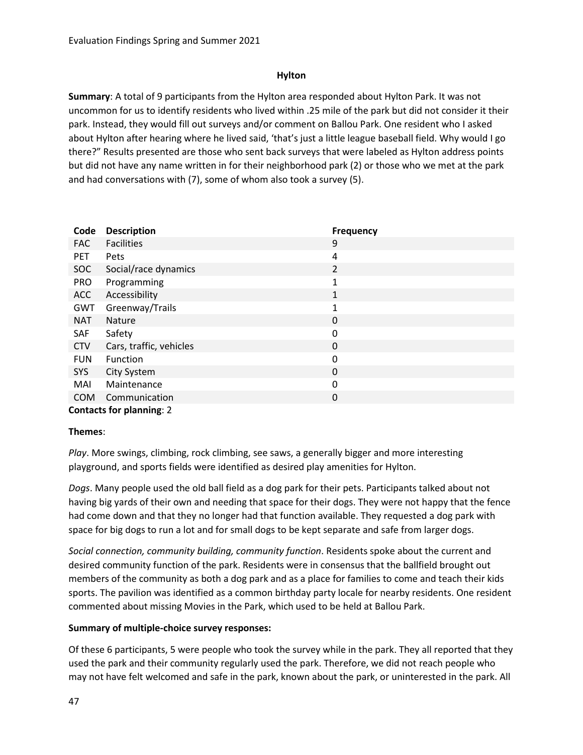**Hylton**

**Summary**: A total of 9 participants from the Hylton area responded about Hylton Park. It was not uncommon for us to identify residents who lived within .25 mile of the park but did not consider it their park. Instead, they would fill out surveys and/or comment on Ballou Park. One resident who I asked about Hylton after hearing where he lived said, 'that's just a little league baseball field. Why would I go there?" Results presented are those who sent back surveys that were labeled as Hylton address points but did not have any name written in for their neighborhood park (2) or those who we met at the park and had conversations with (7), some of whom also took a survey (5).

| Code | Description | Frequency |
|---|---|---|
| FAC | Facilities | 9 |
| PET | Pets | 4 |
| SOC | Social/race dynamics | 2 |
| PRO | Programming | 1 |
| ACC | Accessibility | 1 |
| GWT | Greenway/Trails | 1 |
| NAT | Nature | 0 |
| SAF | Safety | 0 |
| CTV | Cars, traffic, vehicles | 0 |
| FUN | Function | 0 |
| SYS | City System | 0 |
| MAI | Maintenance | 0 |
| COM | Communication | 0 |

**Contacts for planning**: 2

**Themes**:

*Play*. More swings, climbing, rock climbing, see saws, a generally bigger and more interesting playground, and sports fields were identified as desired play amenities for Hylton.

*Dogs*. Many people used the old ball field as a dog park for their pets. Participants talked about not having big yards of their own and needing that space for their dogs. They were not happy that the fence had come down and that they no longer had that function available. They requested a dog park with space for big dogs to run a lot and for small dogs to be kept separate and safe from larger dogs.

*Social connection, community building, community function*. Residents spoke about the current and desired community function of the park. Residents were in consensus that the ballfield brought out members of the community as both a dog park and as a place for families to come and teach their kids sports. The pavilion was identified as a common birthday party locale for nearby residents. One resident commented about missing Movies in the Park, which used to be held at Ballou Park.

**Summary of multiple-choice survey responses:**

Of these 6 participants, 5 were people who took the survey while in the park. They all reported that they used the park and their community regularly used the park. Therefore, we did not reach people who may not have felt welcomed and safe in the park, known about the park, or uninterested in the park. All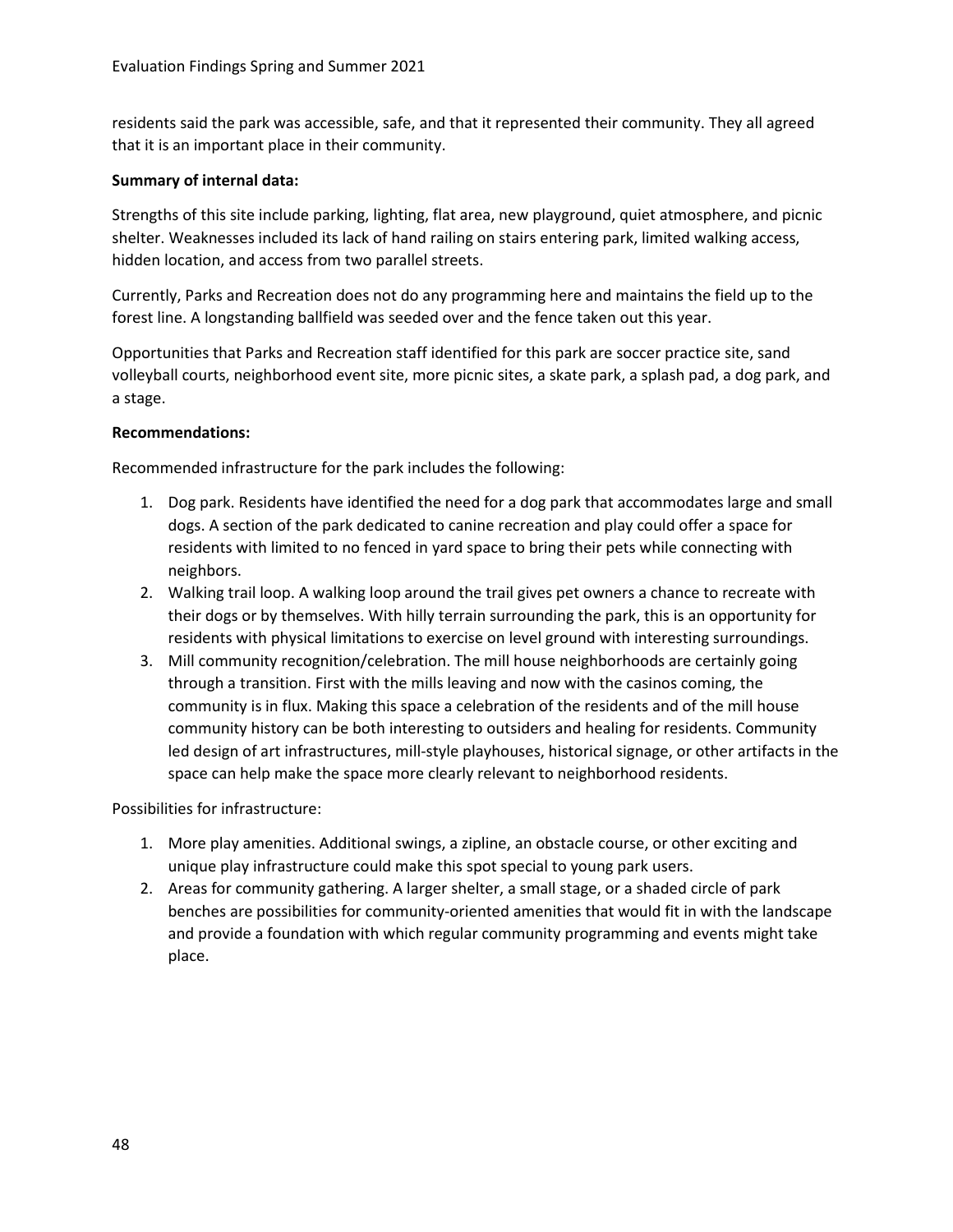residents said the park was accessible, safe, and that it represented their community. They all agreed that it is an important place in their community.

**Summary of internal data:**

Strengths of this site include parking, lighting, flat area, new playground, quiet atmosphere, and picnic shelter. Weaknesses included its lack of hand railing on stairs entering park, limited walking access, hidden location, and access from two parallel streets.

Currently, Parks and Recreation does not do any programming here and maintains the field up to the forest line. A longstanding ballfield was seeded over and the fence taken out this year.

Opportunities that Parks and Recreation staff identified for this park are soccer practice site, sand volleyball courts, neighborhood event site, more picnic sites, a skate park, a splash pad, a dog park, and a stage.

**Recommendations:**

Recommended infrastructure for the park includes the following:

1. Dog park. Residents have identified the need for a dog park that accommodates large and small dogs. A section of the park dedicated to canine recreation and play could offer a space for residents with limited to no fenced in yard space to bring their pets while connecting with neighbors.
2. Walking trail loop. A walking loop around the trail gives pet owners a chance to recreate with their dogs or by themselves. With hilly terrain surrounding the park, this is an opportunity for residents with physical limitations to exercise on level ground with interesting surroundings.
3. Mill community recognition/celebration. The mill house neighborhoods are certainly going through a transition. First with the mills leaving and now with the casinos coming, the community is in flux. Making this space a celebration of the residents and of the mill house community history can be both interesting to outsiders and healing for residents. Community led design of art infrastructures, mill-style playhouses, historical signage, or other artifacts in the space can help make the space more clearly relevant to neighborhood residents.

Possibilities for infrastructure:

1. More play amenities. Additional swings, a zipline, an obstacle course, or other exciting and unique play infrastructure could make this spot special to young park users.
2. Areas for community gathering. A larger shelter, a small stage, or a shaded circle of park benches are possibilities for community-oriented amenities that would fit in with the landscape and provide a foundation with which regular community programming and events might take place.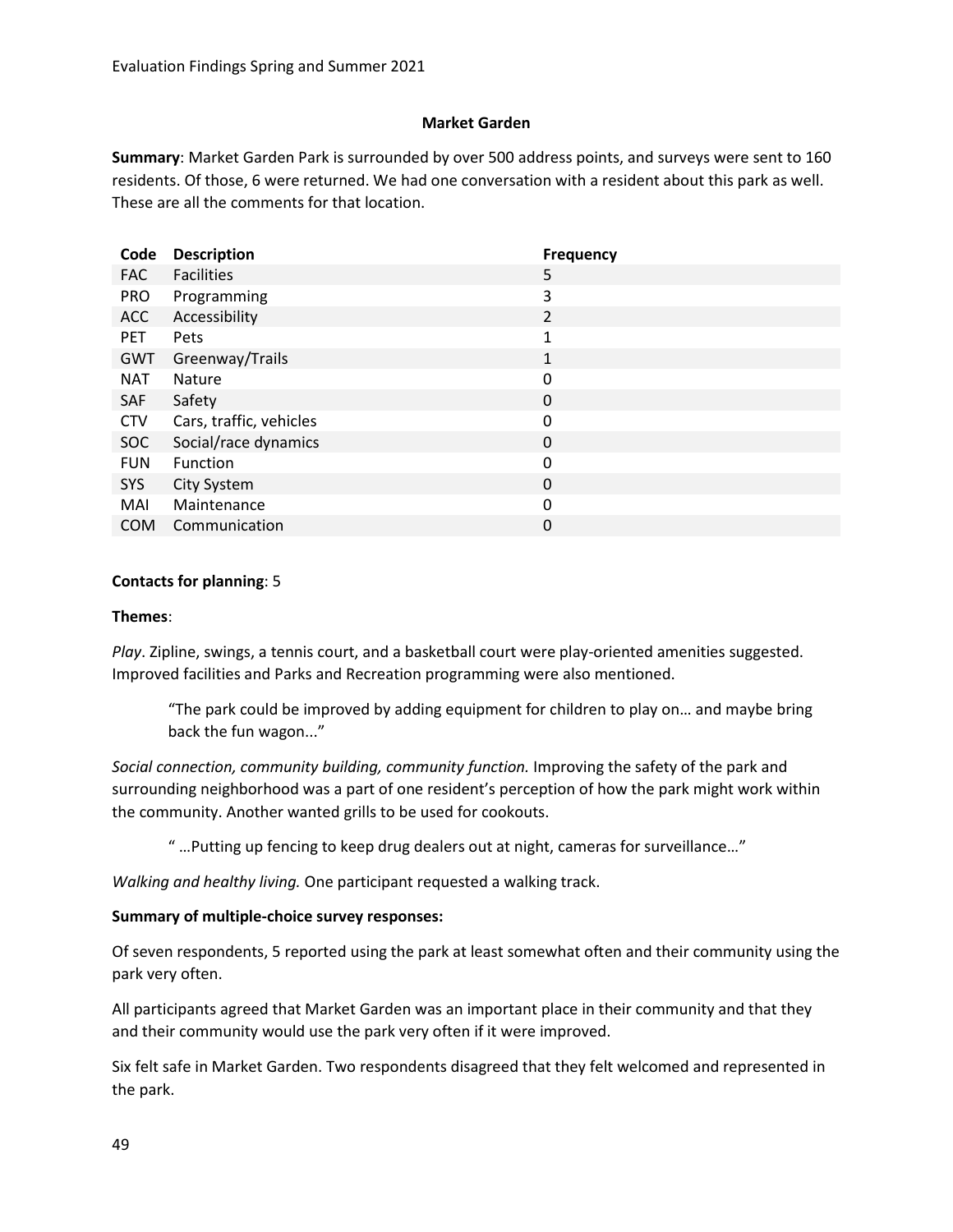### Market Garden

**Summary**: Market Garden Park is surrounded by over 500 address points, and surveys were sent to 160 residents. Of those, 6 were returned. We had one conversation with a resident about this park as well. These are all the comments for that location.

| Code | Description | Frequency |
|---|---|---|
| FAC | Facilities | 5 |
| PRO | Programming | 3 |
| ACC | Accessibility | 2 |
| PET | Pets | 1 |
| GWT | Greenway/Trails | 1 |
| NAT | Nature | 0 |
| SAF | Safety | 0 |
| CTV | Cars, traffic, vehicles | 0 |
| SOC | Social/race dynamics | 0 |
| FUN | Function | 0 |
| SYS | City System | 0 |
| MAI | Maintenance | 0 |
| COM | Communication | 0 |

**Contacts for planning**: 5

**Themes**:

*Play*. Zipline, swings, a tennis court, and a basketball court were play-oriented amenities suggested. Improved facilities and Parks and Recreation programming were also mentioned.

> "The park could be improved by adding equipment for children to play on… and maybe bring back the fun wagon..."

*Social connection, community building, community function.* Improving the safety of the park and surrounding neighborhood was a part of one resident's perception of how the park might work within the community. Another wanted grills to be used for cookouts.

> " …Putting up fencing to keep drug dealers out at night, cameras for surveillance…"

*Walking and healthy living.* One participant requested a walking track.

**Summary of multiple-choice survey responses:**

Of seven respondents, 5 reported using the park at least somewhat often and their community using the park very often.

All participants agreed that Market Garden was an important place in their community and that they and their community would use the park very often if it were improved.

Six felt safe in Market Garden. Two respondents disagreed that they felt welcomed and represented in the park.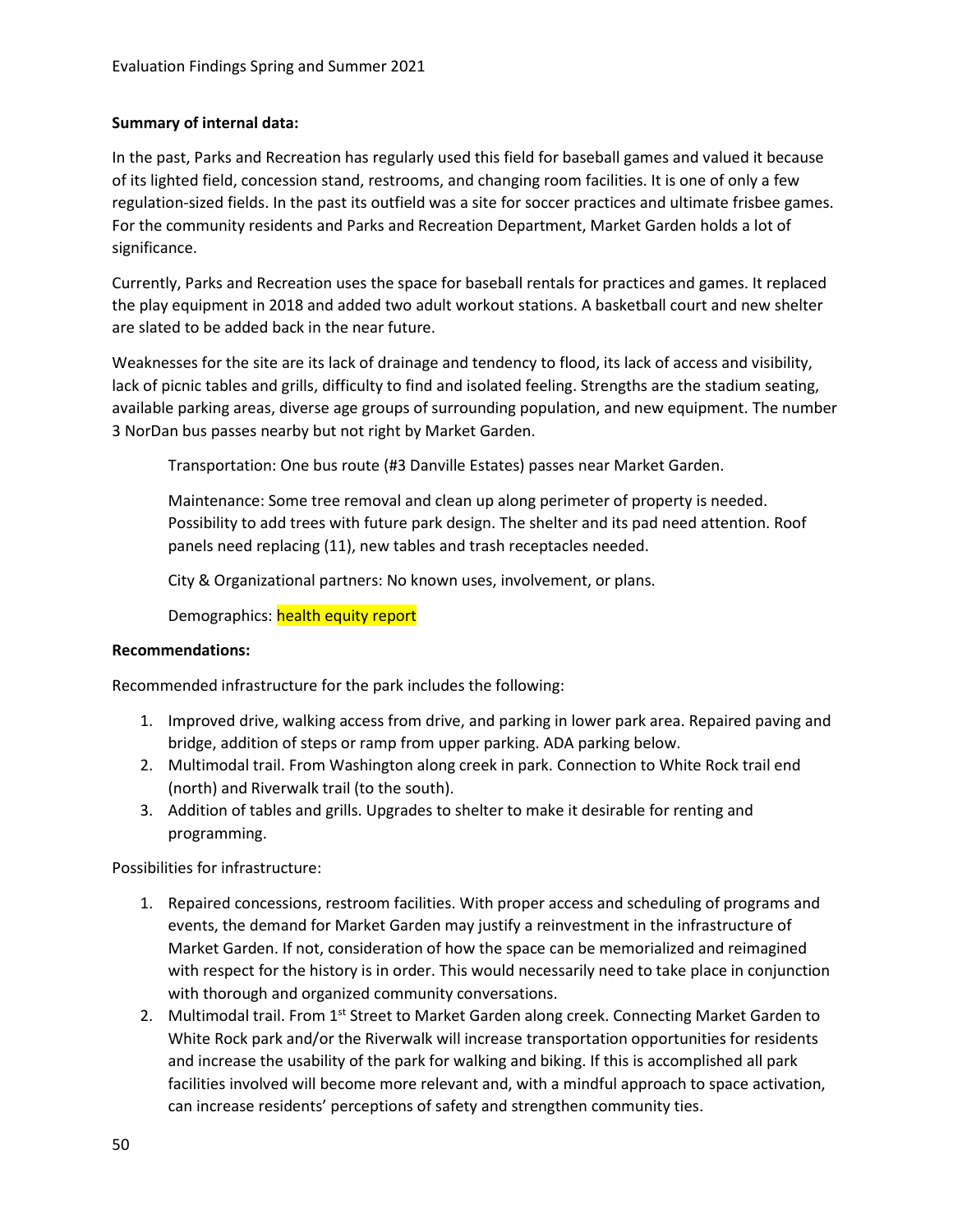**Summary of internal data:**

In the past, Parks and Recreation has regularly used this field for baseball games and valued it because of its lighted field, concession stand, restrooms, and changing room facilities. It is one of only a few regulation-sized fields. In the past its outfield was a site for soccer practices and ultimate frisbee games. For the community residents and Parks and Recreation Department, Market Garden holds a lot of significance.

Currently, Parks and Recreation uses the space for baseball rentals for practices and games. It replaced the play equipment in 2018 and added two adult workout stations. A basketball court and new shelter are slated to be added back in the near future.

Weaknesses for the site are its lack of drainage and tendency to flood, its lack of access and visibility, lack of picnic tables and grills, difficulty to find and isolated feeling. Strengths are the stadium seating, available parking areas, diverse age groups of surrounding population, and new equipment. The number 3 NorDan bus passes nearby but not right by Market Garden.

Transportation: One bus route (#3 Danville Estates) passes near Market Garden.

Maintenance: Some tree removal and clean up along perimeter of property is needed. Possibility to add trees with future park design. The shelter and its pad need attention. Roof panels need replacing (11), new tables and trash receptacles needed.

City & Organizational partners: No known uses, involvement, or plans.

Demographics: health equity report

**Recommendations:**

Recommended infrastructure for the park includes the following:

1. Improved drive, walking access from drive, and parking in lower park area. Repaired paving and bridge, addition of steps or ramp from upper parking. ADA parking below.
2. Multimodal trail. From Washington along creek in park. Connection to White Rock trail end (north) and Riverwalk trail (to the south).
3. Addition of tables and grills. Upgrades to shelter to make it desirable for renting and programming.

Possibilities for infrastructure:

1. Repaired concessions, restroom facilities. With proper access and scheduling of programs and events, the demand for Market Garden may justify a reinvestment in the infrastructure of Market Garden. If not, consideration of how the space can be memorialized and reimagined with respect for the history is in order. This would necessarily need to take place in conjunction with thorough and organized community conversations.
2. Multimodal trail. From 1st Street to Market Garden along creek. Connecting Market Garden to White Rock park and/or the Riverwalk will increase transportation opportunities for residents and increase the usability of the park for walking and biking. If this is accomplished all park facilities involved will become more relevant and, with a mindful approach to space activation, can increase residents' perceptions of safety and strengthen community ties.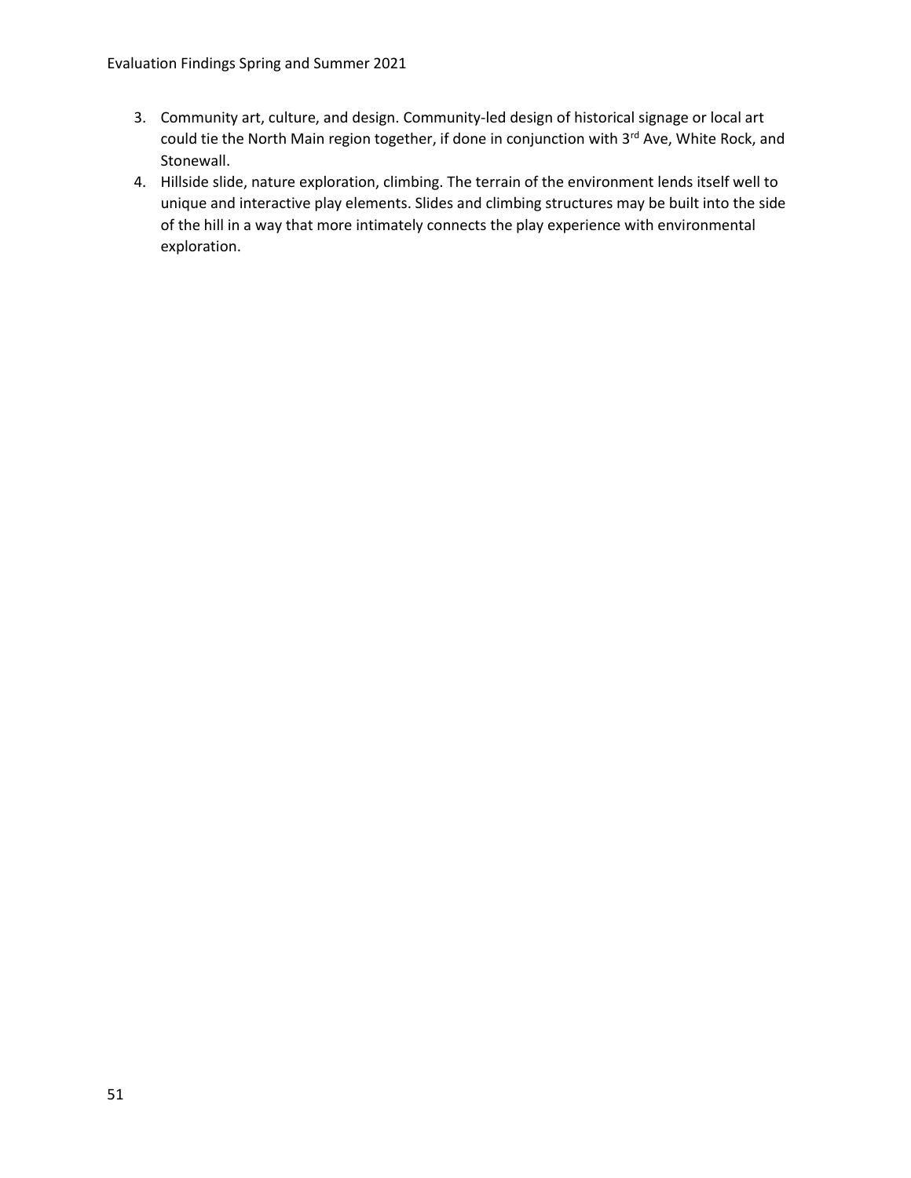3. Community art, culture, and design. Community-led design of historical signage or local art could tie the North Main region together, if done in conjunction with 3rd Ave, White Rock, and Stonewall.
4. Hillside slide, nature exploration, climbing. The terrain of the environment lends itself well to unique and interactive play elements. Slides and climbing structures may be built into the side of the hill in a way that more intimately connects the play experience with environmental exploration.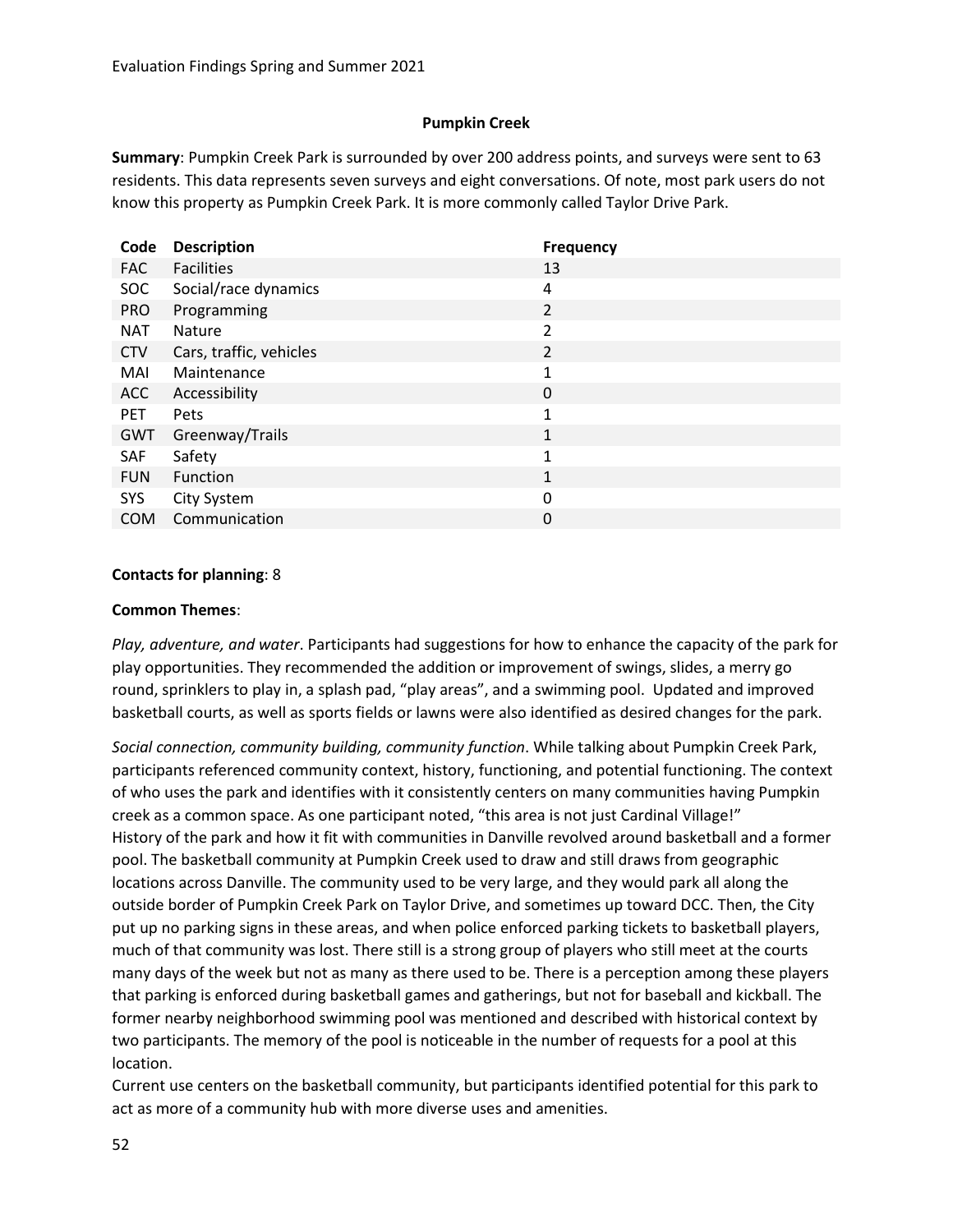### Pumpkin Creek

**Summary**: Pumpkin Creek Park is surrounded by over 200 address points, and surveys were sent to 63 residents. This data represents seven surveys and eight conversations. Of note, most park users do not know this property as Pumpkin Creek Park. It is more commonly called Taylor Drive Park.

| Code | Description | Frequency |
|---|---|---|
| FAC | Facilities | 13 |
| SOC | Social/race dynamics | 4 |
| PRO | Programming | 2 |
| NAT | Nature | 2 |
| CTV | Cars, traffic, vehicles | 2 |
| MAI | Maintenance | 1 |
| ACC | Accessibility | 0 |
| PET | Pets | 1 |
| GWT | Greenway/Trails | 1 |
| SAF | Safety | 1 |
| FUN | Function | 1 |
| SYS | City System | 0 |
| COM | Communication | 0 |

**Contacts for planning**: 8

**Common Themes**:

*Play, adventure, and water*. Participants had suggestions for how to enhance the capacity of the park for play opportunities. They recommended the addition or improvement of swings, slides, a merry go round, sprinklers to play in, a splash pad, "play areas", and a swimming pool. Updated and improved basketball courts, as well as sports fields or lawns were also identified as desired changes for the park.

*Social connection, community building, community function*. While talking about Pumpkin Creek Park, participants referenced community context, history, functioning, and potential functioning. The context of who uses the park and identifies with it consistently centers on many communities having Pumpkin creek as a common space. As one participant noted, "this area is not just Cardinal Village!"

History of the park and how it fit with communities in Danville revolved around basketball and a former pool. The basketball community at Pumpkin Creek used to draw and still draws from geographic locations across Danville. The community used to be very large, and they would park all along the outside border of Pumpkin Creek Park on Taylor Drive, and sometimes up toward DCC. Then, the City put up no parking signs in these areas, and when police enforced parking tickets to basketball players, much of that community was lost. There still is a strong group of players who still meet at the courts many days of the week but not as many as there used to be. There is a perception among these players that parking is enforced during basketball games and gatherings, but not for baseball and kickball. The former nearby neighborhood swimming pool was mentioned and described with historical context by two participants. The memory of the pool is noticeable in the number of requests for a pool at this location.

Current use centers on the basketball community, but participants identified potential for this park to act as more of a community hub with more diverse uses and amenities.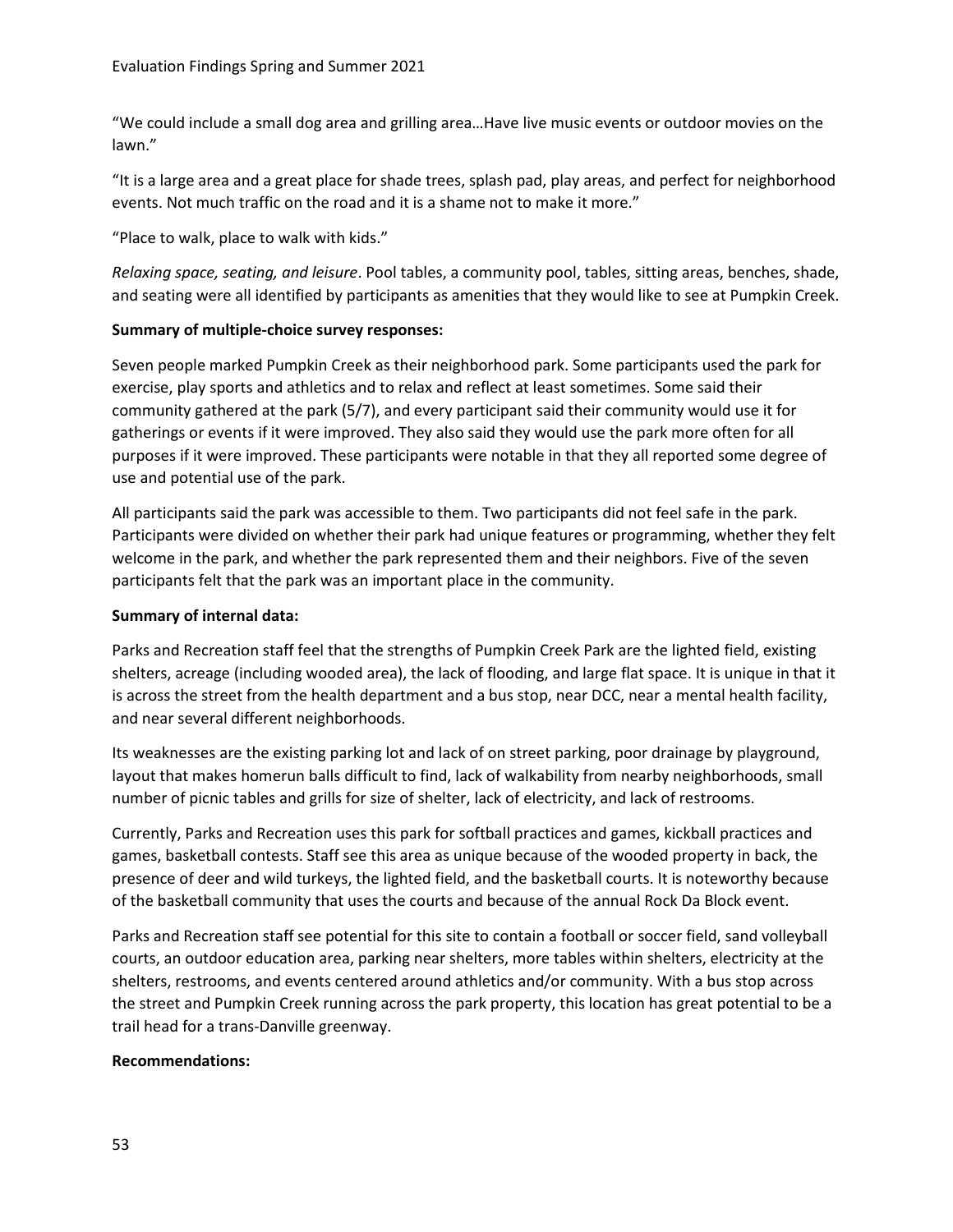"We could include a small dog area and grilling area…Have live music events or outdoor movies on the lawn."

"It is a large area and a great place for shade trees, splash pad, play areas, and perfect for neighborhood events. Not much traffic on the road and it is a shame not to make it more."

"Place to walk, place to walk with kids."

*Relaxing space, seating, and leisure*. Pool tables, a community pool, tables, sitting areas, benches, shade, and seating were all identified by participants as amenities that they would like to see at Pumpkin Creek.

**Summary of multiple-choice survey responses:**

Seven people marked Pumpkin Creek as their neighborhood park. Some participants used the park for exercise, play sports and athletics and to relax and reflect at least sometimes. Some said their community gathered at the park (5/7), and every participant said their community would use it for gatherings or events if it were improved. They also said they would use the park more often for all purposes if it were improved. These participants were notable in that they all reported some degree of use and potential use of the park.

All participants said the park was accessible to them. Two participants did not feel safe in the park. Participants were divided on whether their park had unique features or programming, whether they felt welcome in the park, and whether the park represented them and their neighbors. Five of the seven participants felt that the park was an important place in the community.

**Summary of internal data:**

Parks and Recreation staff feel that the strengths of Pumpkin Creek Park are the lighted field, existing shelters, acreage (including wooded area), the lack of flooding, and large flat space. It is unique in that it is across the street from the health department and a bus stop, near DCC, near a mental health facility, and near several different neighborhoods.

Its weaknesses are the existing parking lot and lack of on street parking, poor drainage by playground, layout that makes homerun balls difficult to find, lack of walkability from nearby neighborhoods, small number of picnic tables and grills for size of shelter, lack of electricity, and lack of restrooms.

Currently, Parks and Recreation uses this park for softball practices and games, kickball practices and games, basketball contests. Staff see this area as unique because of the wooded property in back, the presence of deer and wild turkeys, the lighted field, and the basketball courts. It is noteworthy because of the basketball community that uses the courts and because of the annual Rock Da Block event.

Parks and Recreation staff see potential for this site to contain a football or soccer field, sand volleyball courts, an outdoor education area, parking near shelters, more tables within shelters, electricity at the shelters, restrooms, and events centered around athletics and/or community. With a bus stop across the street and Pumpkin Creek running across the park property, this location has great potential to be a trail head for a trans-Danville greenway.

**Recommendations:**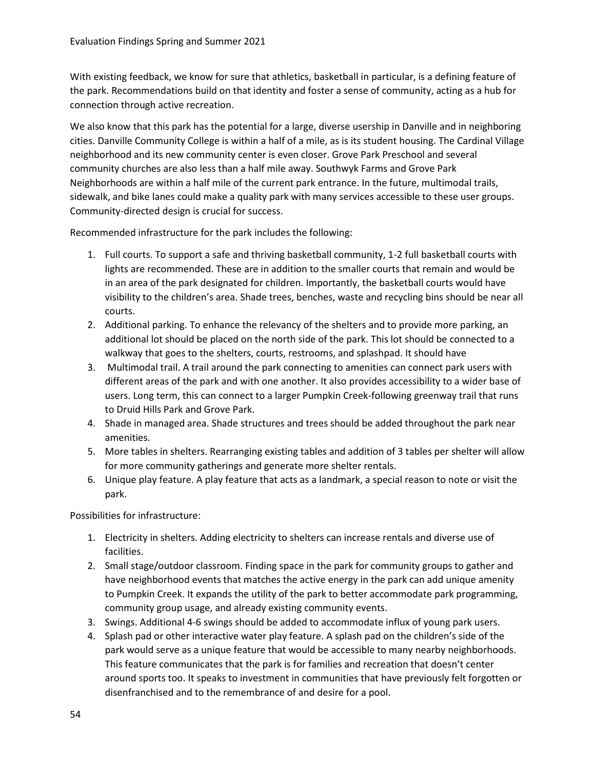With existing feedback, we know for sure that athletics, basketball in particular, is a defining feature of the park. Recommendations build on that identity and foster a sense of community, acting as a hub for connection through active recreation.

We also know that this park has the potential for a large, diverse usership in Danville and in neighboring cities. Danville Community College is within a half of a mile, as is its student housing. The Cardinal Village neighborhood and its new community center is even closer. Grove Park Preschool and several community churches are also less than a half mile away. Southwyk Farms and Grove Park Neighborhoods are within a half mile of the current park entrance. In the future, multimodal trails, sidewalk, and bike lanes could make a quality park with many services accessible to these user groups. Community-directed design is crucial for success.

Recommended infrastructure for the park includes the following:

1. Full courts. To support a safe and thriving basketball community, 1-2 full basketball courts with lights are recommended. These are in addition to the smaller courts that remain and would be in an area of the park designated for children. Importantly, the basketball courts would have visibility to the children's area. Shade trees, benches, waste and recycling bins should be near all courts.
2. Additional parking. To enhance the relevancy of the shelters and to provide more parking, an additional lot should be placed on the north side of the park. This lot should be connected to a walkway that goes to the shelters, courts, restrooms, and splashpad. It should have
3. Multimodal trail. A trail around the park connecting to amenities can connect park users with different areas of the park and with one another. It also provides accessibility to a wider base of users. Long term, this can connect to a larger Pumpkin Creek-following greenway trail that runs to Druid Hills Park and Grove Park.
4. Shade in managed area. Shade structures and trees should be added throughout the park near amenities.
5. More tables in shelters. Rearranging existing tables and addition of 3 tables per shelter will allow for more community gatherings and generate more shelter rentals.
6. Unique play feature. A play feature that acts as a landmark, a special reason to note or visit the park.

Possibilities for infrastructure:

1. Electricity in shelters. Adding electricity to shelters can increase rentals and diverse use of facilities.
2. Small stage/outdoor classroom. Finding space in the park for community groups to gather and have neighborhood events that matches the active energy in the park can add unique amenity to Pumpkin Creek. It expands the utility of the park to better accommodate park programming, community group usage, and already existing community events.
3. Swings. Additional 4-6 swings should be added to accommodate influx of young park users.
4. Splash pad or other interactive water play feature. A splash pad on the children's side of the park would serve as a unique feature that would be accessible to many nearby neighborhoods. This feature communicates that the park is for families and recreation that doesn't center around sports too. It speaks to investment in communities that have previously felt forgotten or disenfranchised and to the remembrance of and desire for a pool.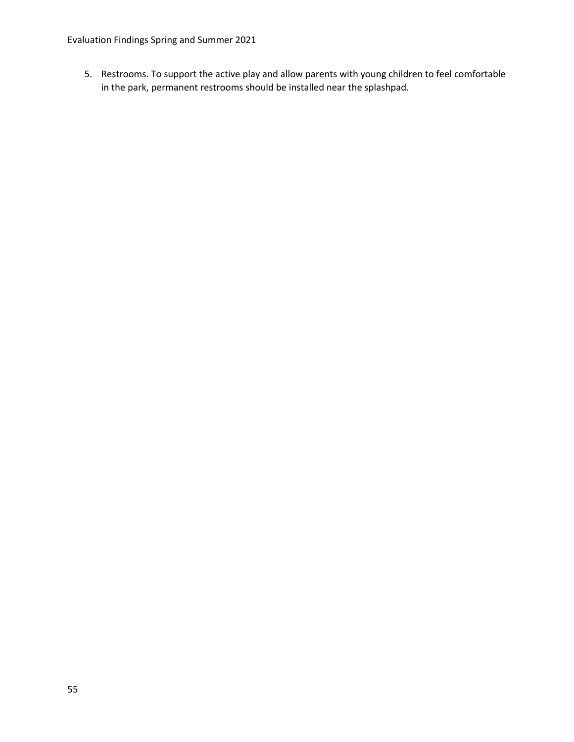5. Restrooms. To support the active play and allow parents with young children to feel comfortable in the park, permanent restrooms should be installed near the splashpad.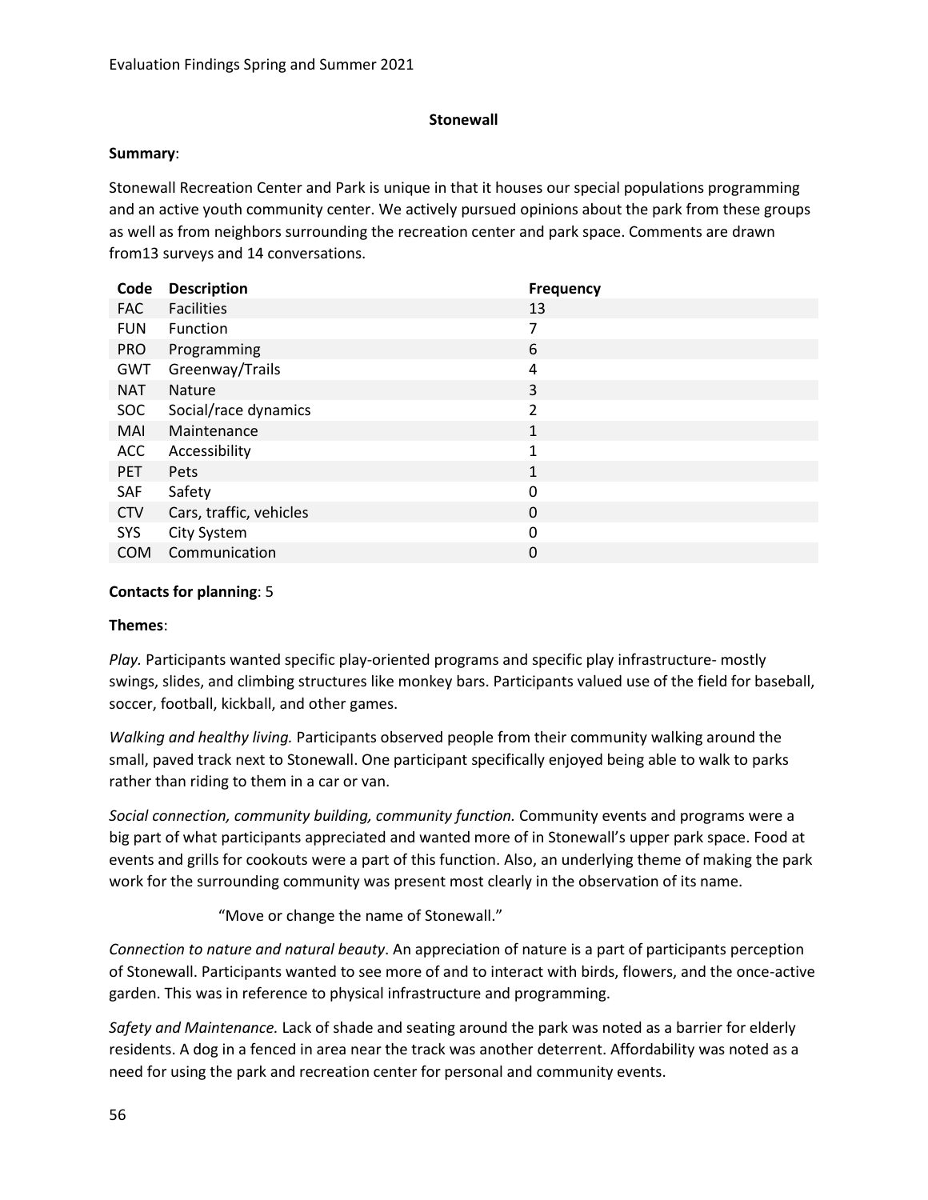## Stonewall

**Summary**:

Stonewall Recreation Center and Park is unique in that it houses our special populations programming and an active youth community center. We actively pursued opinions about the park from these groups as well as from neighbors surrounding the recreation center and park space. Comments are drawn from13 surveys and 14 conversations.

| Code | Description | Frequency |
|---|---|---|
| FAC | Facilities | 13 |
| FUN | Function | 7 |
| PRO | Programming | 6 |
| GWT | Greenway/Trails | 4 |
| NAT | Nature | 3 |
| SOC | Social/race dynamics | 2 |
| MAI | Maintenance | 1 |
| ACC | Accessibility | 1 |
| PET | Pets | 1 |
| SAF | Safety | 0 |
| CTV | Cars, traffic, vehicles | 0 |
| SYS | City System | 0 |
| COM | Communication | 0 |

**Contacts for planning**: 5

**Themes**:

*Play.* Participants wanted specific play-oriented programs and specific play infrastructure- mostly swings, slides, and climbing structures like monkey bars. Participants valued use of the field for baseball, soccer, football, kickball, and other games.

*Walking and healthy living.* Participants observed people from their community walking around the small, paved track next to Stonewall. One participant specifically enjoyed being able to walk to parks rather than riding to them in a car or van.

*Social connection, community building, community function.* Community events and programs were a big part of what participants appreciated and wanted more of in Stonewall's upper park space. Food at events and grills for cookouts were a part of this function. Also, an underlying theme of making the park work for the surrounding community was present most clearly in the observation of its name.

> "Move or change the name of Stonewall."

*Connection to nature and natural beauty*. An appreciation of nature is a part of participants perception of Stonewall. Participants wanted to see more of and to interact with birds, flowers, and the once-active garden. This was in reference to physical infrastructure and programming.

*Safety and Maintenance.* Lack of shade and seating around the park was noted as a barrier for elderly residents. A dog in a fenced in area near the track was another deterrent. Affordability was noted as a need for using the park and recreation center for personal and community events.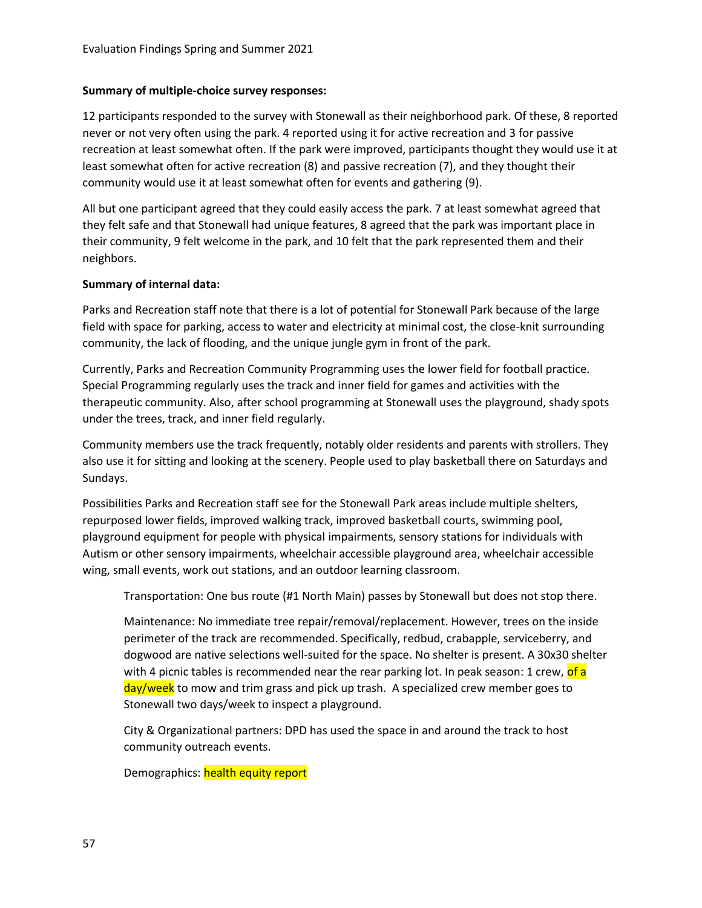**Summary of multiple-choice survey responses:**

12 participants responded to the survey with Stonewall as their neighborhood park. Of these, 8 reported never or not very often using the park. 4 reported using it for active recreation and 3 for passive recreation at least somewhat often. If the park were improved, participants thought they would use it at least somewhat often for active recreation (8) and passive recreation (7), and they thought their community would use it at least somewhat often for events and gathering (9).

All but one participant agreed that they could easily access the park. 7 at least somewhat agreed that they felt safe and that Stonewall had unique features, 8 agreed that the park was important place in their community, 9 felt welcome in the park, and 10 felt that the park represented them and their neighbors.

**Summary of internal data:**

Parks and Recreation staff note that there is a lot of potential for Stonewall Park because of the large field with space for parking, access to water and electricity at minimal cost, the close-knit surrounding community, the lack of flooding, and the unique jungle gym in front of the park.

Currently, Parks and Recreation Community Programming uses the lower field for football practice. Special Programming regularly uses the track and inner field for games and activities with the therapeutic community. Also, after school programming at Stonewall uses the playground, shady spots under the trees, track, and inner field regularly.

Community members use the track frequently, notably older residents and parents with strollers. They also use it for sitting and looking at the scenery. People used to play basketball there on Saturdays and Sundays.

Possibilities Parks and Recreation staff see for the Stonewall Park areas include multiple shelters, repurposed lower fields, improved walking track, improved basketball courts, swimming pool, playground equipment for people with physical impairments, sensory stations for individuals with Autism or other sensory impairments, wheelchair accessible playground area, wheelchair accessible wing, small events, work out stations, and an outdoor learning classroom.

Transportation: One bus route (#1 North Main) passes by Stonewall but does not stop there.

Maintenance: No immediate tree repair/removal/replacement. However, trees on the inside perimeter of the track are recommended. Specifically, redbud, crabapple, serviceberry, and dogwood are native selections well-suited for the space. No shelter is present. A 30x30 shelter with 4 picnic tables is recommended near the rear parking lot. In peak season: 1 crew, of a day/week to mow and trim grass and pick up trash. A specialized crew member goes to Stonewall two days/week to inspect a playground.

City & Organizational partners: DPD has used the space in and around the track to host community outreach events.

Demographics: health equity report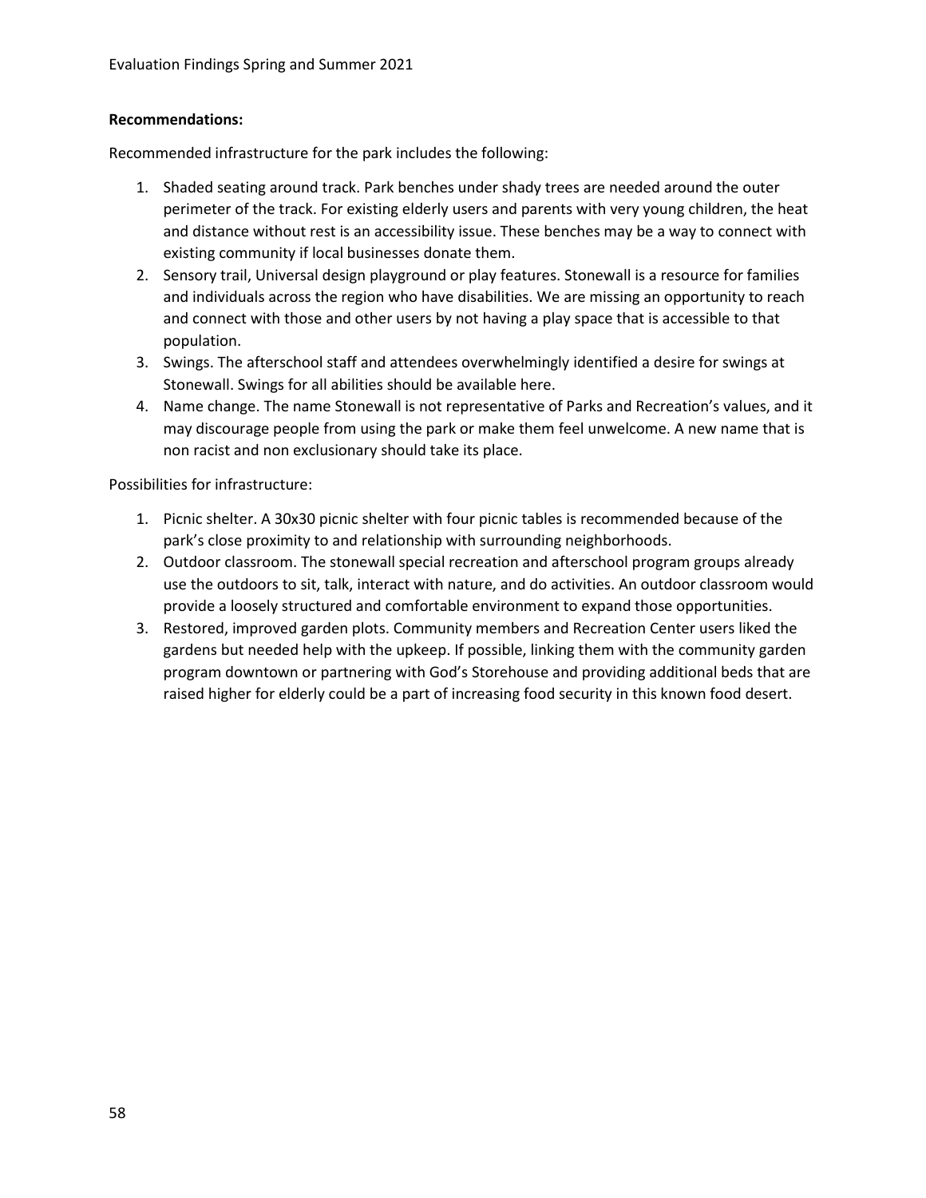**Recommendations:**

Recommended infrastructure for the park includes the following:

1. Shaded seating around track. Park benches under shady trees are needed around the outer perimeter of the track. For existing elderly users and parents with very young children, the heat and distance without rest is an accessibility issue. These benches may be a way to connect with existing community if local businesses donate them.
2. Sensory trail, Universal design playground or play features. Stonewall is a resource for families and individuals across the region who have disabilities. We are missing an opportunity to reach and connect with those and other users by not having a play space that is accessible to that population.
3. Swings. The afterschool staff and attendees overwhelmingly identified a desire for swings at Stonewall. Swings for all abilities should be available here.
4. Name change. The name Stonewall is not representative of Parks and Recreation's values, and it may discourage people from using the park or make them feel unwelcome. A new name that is non racist and non exclusionary should take its place.

Possibilities for infrastructure:

1. Picnic shelter. A 30x30 picnic shelter with four picnic tables is recommended because of the park's close proximity to and relationship with surrounding neighborhoods.
2. Outdoor classroom. The stonewall special recreation and afterschool program groups already use the outdoors to sit, talk, interact with nature, and do activities. An outdoor classroom would provide a loosely structured and comfortable environment to expand those opportunities.
3. Restored, improved garden plots. Community members and Recreation Center users liked the gardens but needed help with the upkeep. If possible, linking them with the community garden program downtown or partnering with God's Storehouse and providing additional beds that are raised higher for elderly could be a part of increasing food security in this known food desert.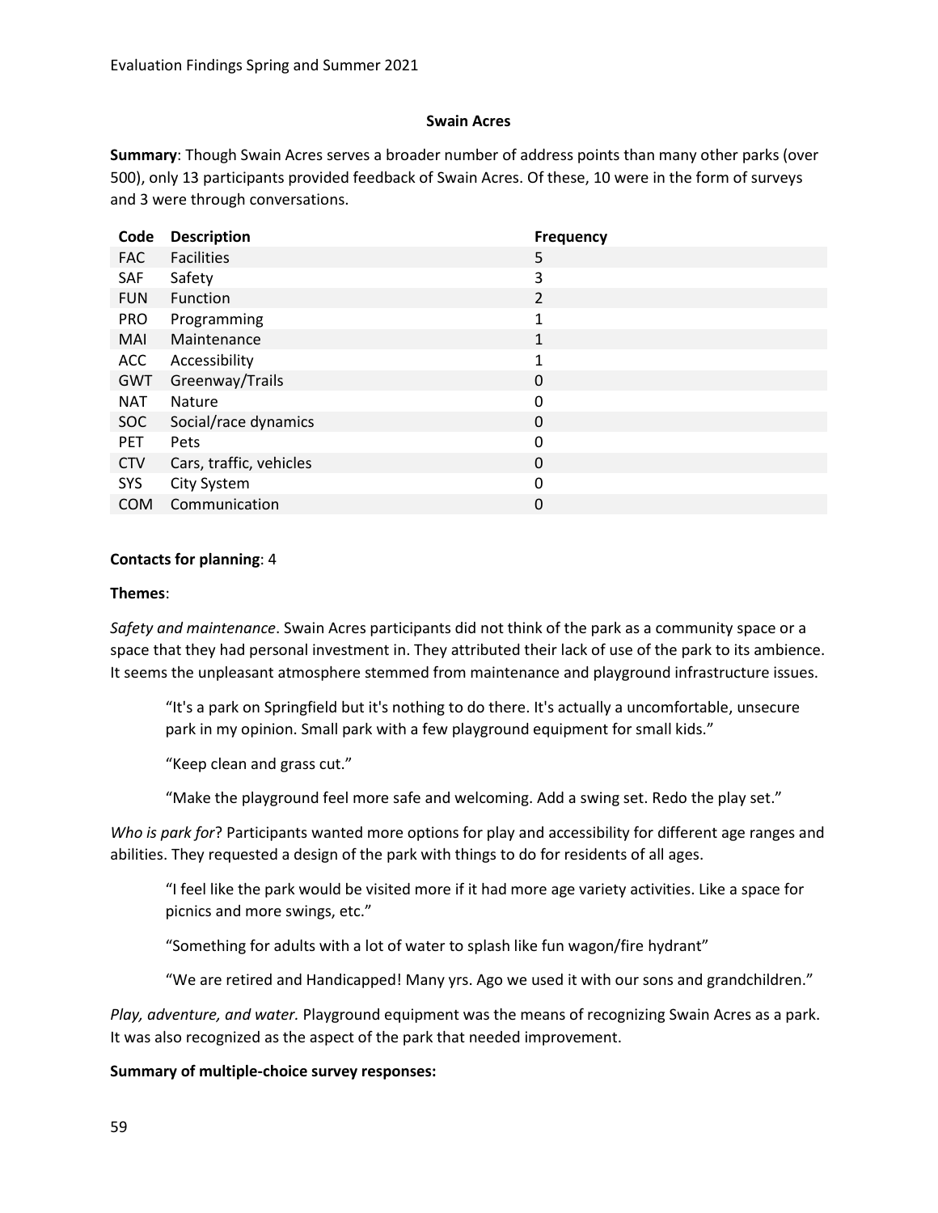### Swain Acres

**Summary**: Though Swain Acres serves a broader number of address points than many other parks (over 500), only 13 participants provided feedback of Swain Acres. Of these, 10 were in the form of surveys and 3 were through conversations.

| Code | Description | Frequency |
|---|---|---|
| FAC | Facilities | 5 |
| SAF | Safety | 3 |
| FUN | Function | 2 |
| PRO | Programming | 1 |
| MAI | Maintenance | 1 |
| ACC | Accessibility | 1 |
| GWT | Greenway/Trails | 0 |
| NAT | Nature | 0 |
| SOC | Social/race dynamics | 0 |
| PET | Pets | 0 |
| CTV | Cars, traffic, vehicles | 0 |
| SYS | City System | 0 |
| COM | Communication | 0 |

**Contacts for planning**: 4

**Themes**:

*Safety and maintenance*. Swain Acres participants did not think of the park as a community space or a space that they had personal investment in. They attributed their lack of use of the park to its ambience. It seems the unpleasant atmosphere stemmed from maintenance and playground infrastructure issues.

> "It's a park on Springfield but it's nothing to do there. It's actually a uncomfortable, unsecure park in my opinion. Small park with a few playground equipment for small kids."
>
> "Keep clean and grass cut."
>
> "Make the playground feel more safe and welcoming. Add a swing set. Redo the play set."

*Who is park for*? Participants wanted more options for play and accessibility for different age ranges and abilities. They requested a design of the park with things to do for residents of all ages.

> "I feel like the park would be visited more if it had more age variety activities. Like a space for picnics and more swings, etc."
>
> "Something for adults with a lot of water to splash like fun wagon/fire hydrant"
>
> "We are retired and Handicapped! Many yrs. Ago we used it with our sons and grandchildren."

*Play, adventure, and water.* Playground equipment was the means of recognizing Swain Acres as a park. It was also recognized as the aspect of the park that needed improvement.

**Summary of multiple-choice survey responses:**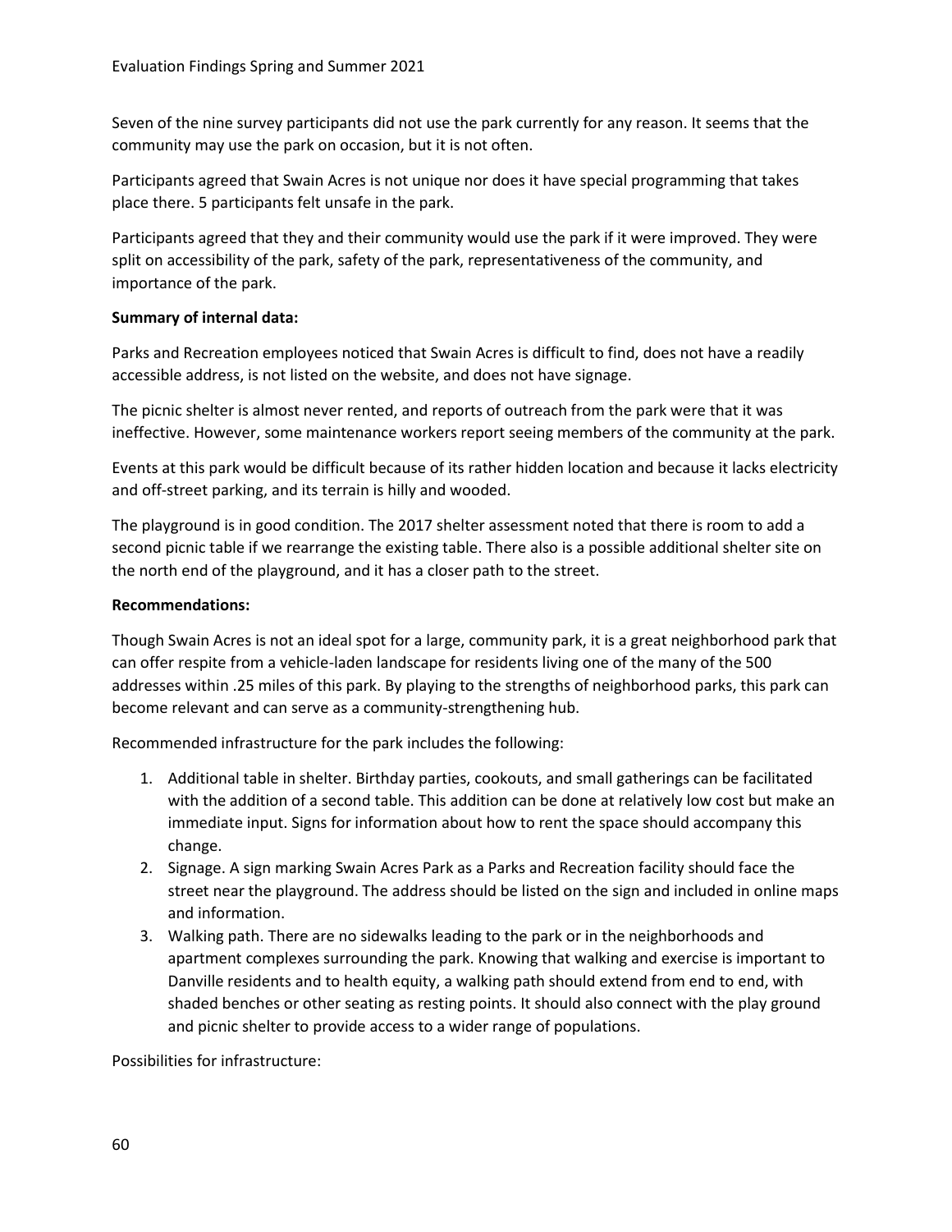Seven of the nine survey participants did not use the park currently for any reason. It seems that the community may use the park on occasion, but it is not often.

Participants agreed that Swain Acres is not unique nor does it have special programming that takes place there. 5 participants felt unsafe in the park.

Participants agreed that they and their community would use the park if it were improved. They were split on accessibility of the park, safety of the park, representativeness of the community, and importance of the park.

**Summary of internal data:**

Parks and Recreation employees noticed that Swain Acres is difficult to find, does not have a readily accessible address, is not listed on the website, and does not have signage.

The picnic shelter is almost never rented, and reports of outreach from the park were that it was ineffective. However, some maintenance workers report seeing members of the community at the park.

Events at this park would be difficult because of its rather hidden location and because it lacks electricity and off-street parking, and its terrain is hilly and wooded.

The playground is in good condition. The 2017 shelter assessment noted that there is room to add a second picnic table if we rearrange the existing table. There also is a possible additional shelter site on the north end of the playground, and it has a closer path to the street.

**Recommendations:**

Though Swain Acres is not an ideal spot for a large, community park, it is a great neighborhood park that can offer respite from a vehicle-laden landscape for residents living one of the many of the 500 addresses within .25 miles of this park. By playing to the strengths of neighborhood parks, this park can become relevant and can serve as a community-strengthening hub.

Recommended infrastructure for the park includes the following:

1. Additional table in shelter. Birthday parties, cookouts, and small gatherings can be facilitated with the addition of a second table. This addition can be done at relatively low cost but make an immediate input. Signs for information about how to rent the space should accompany this change.
2. Signage. A sign marking Swain Acres Park as a Parks and Recreation facility should face the street near the playground. The address should be listed on the sign and included in online maps and information.
3. Walking path. There are no sidewalks leading to the park or in the neighborhoods and apartment complexes surrounding the park. Knowing that walking and exercise is important to Danville residents and to health equity, a walking path should extend from end to end, with shaded benches or other seating as resting points. It should also connect with the play ground and picnic shelter to provide access to a wider range of populations.

Possibilities for infrastructure: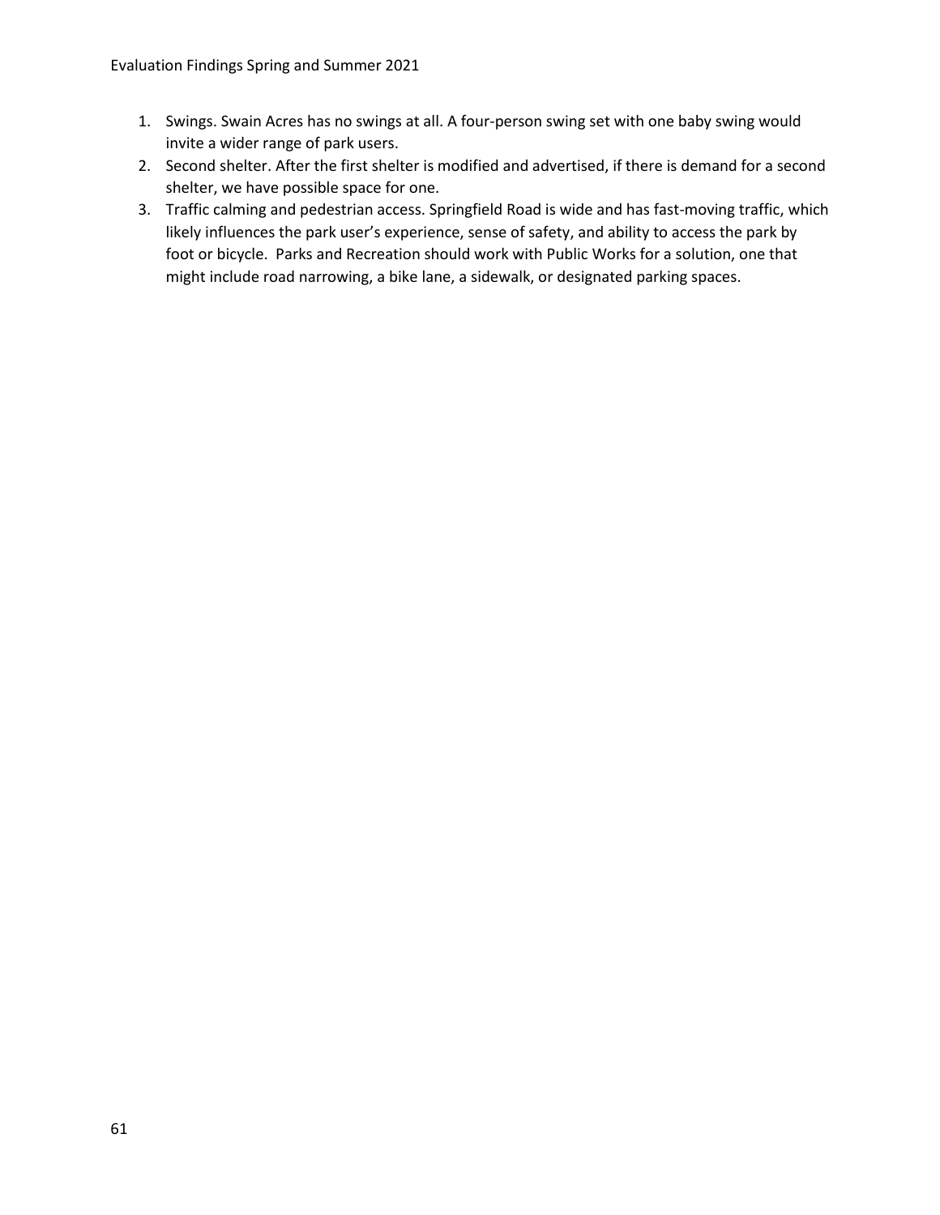1. Swings. Swain Acres has no swings at all. A four-person swing set with one baby swing would invite a wider range of park users.
2. Second shelter. After the first shelter is modified and advertised, if there is demand for a second shelter, we have possible space for one.
3. Traffic calming and pedestrian access. Springfield Road is wide and has fast-moving traffic, which likely influences the park user's experience, sense of safety, and ability to access the park by foot or bicycle. Parks and Recreation should work with Public Works for a solution, one that might include road narrowing, a bike lane, a sidewalk, or designated parking spaces.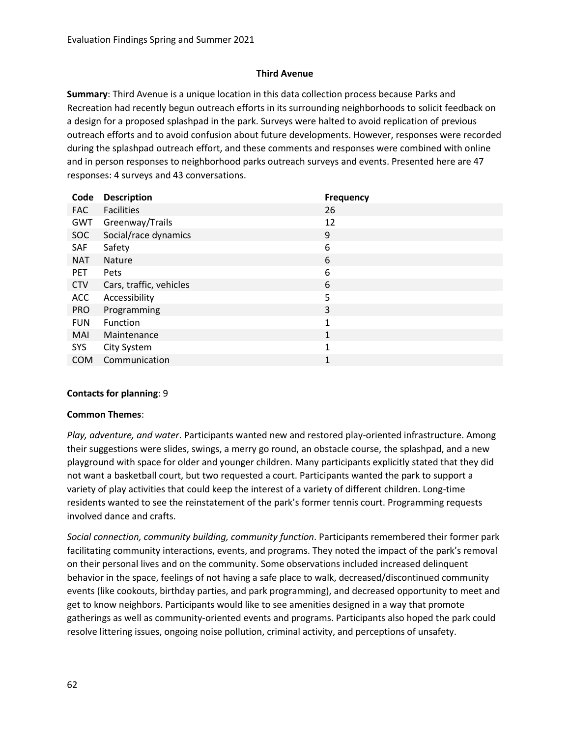### Third Avenue

**Summary**: Third Avenue is a unique location in this data collection process because Parks and Recreation had recently begun outreach efforts in its surrounding neighborhoods to solicit feedback on a design for a proposed splashpad in the park. Surveys were halted to avoid replication of previous outreach efforts and to avoid confusion about future developments. However, responses were recorded during the splashpad outreach effort, and these comments and responses were combined with online and in person responses to neighborhood parks outreach surveys and events. Presented here are 47 responses: 4 surveys and 43 conversations.

| Code | Description | Frequency |
|---|---|---|
| FAC | Facilities | 26 |
| GWT | Greenway/Trails | 12 |
| SOC | Social/race dynamics | 9 |
| SAF | Safety | 6 |
| NAT | Nature | 6 |
| PET | Pets | 6 |
| CTV | Cars, traffic, vehicles | 6 |
| ACC | Accessibility | 5 |
| PRO | Programming | 3 |
| FUN | Function | 1 |
| MAI | Maintenance | 1 |
| SYS | City System | 1 |
| COM | Communication | 1 |

**Contacts for planning**: 9

**Common Themes**:

*Play, adventure, and water*. Participants wanted new and restored play-oriented infrastructure. Among their suggestions were slides, swings, a merry go round, an obstacle course, the splashpad, and a new playground with space for older and younger children. Many participants explicitly stated that they did not want a basketball court, but two requested a court. Participants wanted the park to support a variety of play activities that could keep the interest of a variety of different children. Long-time residents wanted to see the reinstatement of the park's former tennis court. Programming requests involved dance and crafts.

*Social connection, community building, community function*. Participants remembered their former park facilitating community interactions, events, and programs. They noted the impact of the park's removal on their personal lives and on the community. Some observations included increased delinquent behavior in the space, feelings of not having a safe place to walk, decreased/discontinued community events (like cookouts, birthday parties, and park programming), and decreased opportunity to meet and get to know neighbors. Participants would like to see amenities designed in a way that promote gatherings as well as community-oriented events and programs. Participants also hoped the park could resolve littering issues, ongoing noise pollution, criminal activity, and perceptions of unsafety.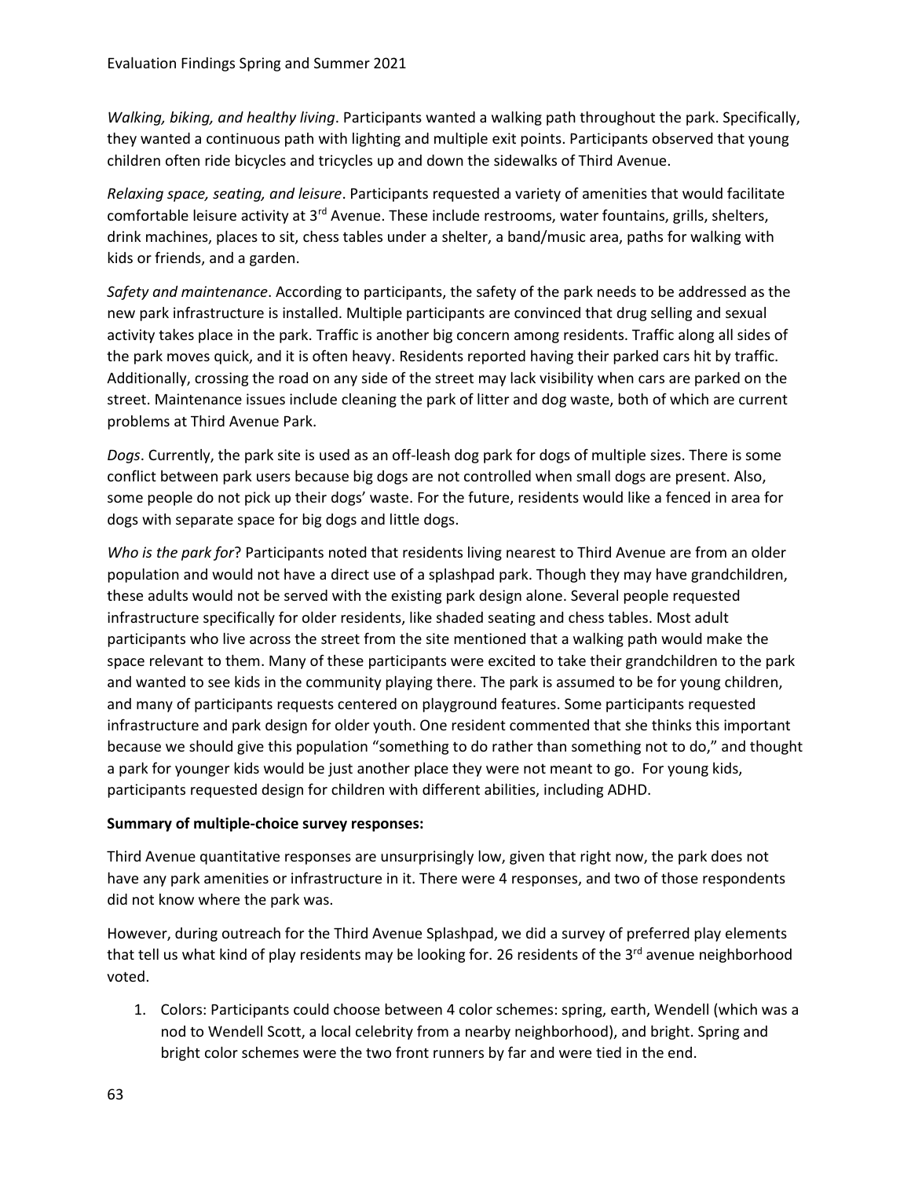*Walking, biking, and healthy living*. Participants wanted a walking path throughout the park. Specifically, they wanted a continuous path with lighting and multiple exit points. Participants observed that young children often ride bicycles and tricycles up and down the sidewalks of Third Avenue.

*Relaxing space, seating, and leisure*. Participants requested a variety of amenities that would facilitate comfortable leisure activity at 3rd Avenue. These include restrooms, water fountains, grills, shelters, drink machines, places to sit, chess tables under a shelter, a band/music area, paths for walking with kids or friends, and a garden.

*Safety and maintenance*. According to participants, the safety of the park needs to be addressed as the new park infrastructure is installed. Multiple participants are convinced that drug selling and sexual activity takes place in the park. Traffic is another big concern among residents. Traffic along all sides of the park moves quick, and it is often heavy. Residents reported having their parked cars hit by traffic. Additionally, crossing the road on any side of the street may lack visibility when cars are parked on the street. Maintenance issues include cleaning the park of litter and dog waste, both of which are current problems at Third Avenue Park.

*Dogs*. Currently, the park site is used as an off-leash dog park for dogs of multiple sizes. There is some conflict between park users because big dogs are not controlled when small dogs are present. Also, some people do not pick up their dogs' waste. For the future, residents would like a fenced in area for dogs with separate space for big dogs and little dogs.

*Who is the park for*? Participants noted that residents living nearest to Third Avenue are from an older population and would not have a direct use of a splashpad park. Though they may have grandchildren, these adults would not be served with the existing park design alone. Several people requested infrastructure specifically for older residents, like shaded seating and chess tables. Most adult participants who live across the street from the site mentioned that a walking path would make the space relevant to them. Many of these participants were excited to take their grandchildren to the park and wanted to see kids in the community playing there. The park is assumed to be for young children, and many of participants requests centered on playground features. Some participants requested infrastructure and park design for older youth. One resident commented that she thinks this important because we should give this population "something to do rather than something not to do," and thought a park for younger kids would be just another place they were not meant to go. For young kids, participants requested design for children with different abilities, including ADHD.

**Summary of multiple-choice survey responses:**

Third Avenue quantitative responses are unsurprisingly low, given that right now, the park does not have any park amenities or infrastructure in it. There were 4 responses, and two of those respondents did not know where the park was.

However, during outreach for the Third Avenue Splashpad, we did a survey of preferred play elements that tell us what kind of play residents may be looking for. 26 residents of the 3rd avenue neighborhood voted.

1. Colors: Participants could choose between 4 color schemes: spring, earth, Wendell (which was a nod to Wendell Scott, a local celebrity from a nearby neighborhood), and bright. Spring and bright color schemes were the two front runners by far and were tied in the end.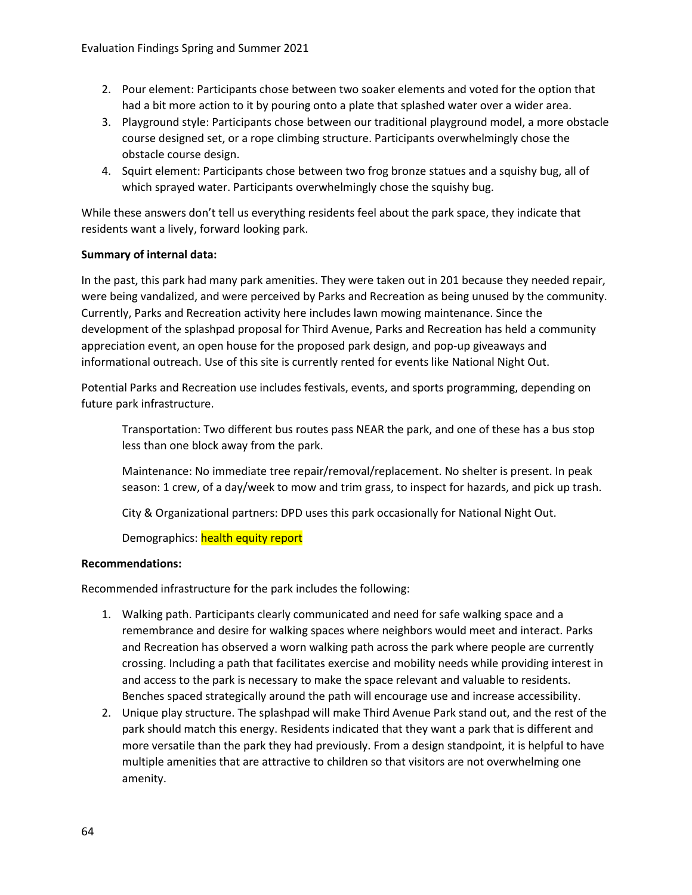2. Pour element: Participants chose between two soaker elements and voted for the option that had a bit more action to it by pouring onto a plate that splashed water over a wider area.
3. Playground style: Participants chose between our traditional playground model, a more obstacle course designed set, or a rope climbing structure. Participants overwhelmingly chose the obstacle course design.
4. Squirt element: Participants chose between two frog bronze statues and a squishy bug, all of which sprayed water. Participants overwhelmingly chose the squishy bug.

While these answers don't tell us everything residents feel about the park space, they indicate that residents want a lively, forward looking park.

**Summary of internal data:**

In the past, this park had many park amenities. They were taken out in 201 because they needed repair, were being vandalized, and were perceived by Parks and Recreation as being unused by the community. Currently, Parks and Recreation activity here includes lawn mowing maintenance. Since the development of the splashpad proposal for Third Avenue, Parks and Recreation has held a community appreciation event, an open house for the proposed park design, and pop-up giveaways and informational outreach. Use of this site is currently rented for events like National Night Out.

Potential Parks and Recreation use includes festivals, events, and sports programming, depending on future park infrastructure.

Transportation: Two different bus routes pass NEAR the park, and one of these has a bus stop less than one block away from the park.

Maintenance: No immediate tree repair/removal/replacement. No shelter is present. In peak season: 1 crew, of a day/week to mow and trim grass, to inspect for hazards, and pick up trash.

City & Organizational partners: DPD uses this park occasionally for National Night Out.

Demographics: health equity report

**Recommendations:**

Recommended infrastructure for the park includes the following:

1. Walking path. Participants clearly communicated and need for safe walking space and a remembrance and desire for walking spaces where neighbors would meet and interact. Parks and Recreation has observed a worn walking path across the park where people are currently crossing. Including a path that facilitates exercise and mobility needs while providing interest in and access to the park is necessary to make the space relevant and valuable to residents. Benches spaced strategically around the path will encourage use and increase accessibility.
2. Unique play structure. The splashpad will make Third Avenue Park stand out, and the rest of the park should match this energy. Residents indicated that they want a park that is different and more versatile than the park they had previously. From a design standpoint, it is helpful to have multiple amenities that are attractive to children so that visitors are not overwhelming one amenity.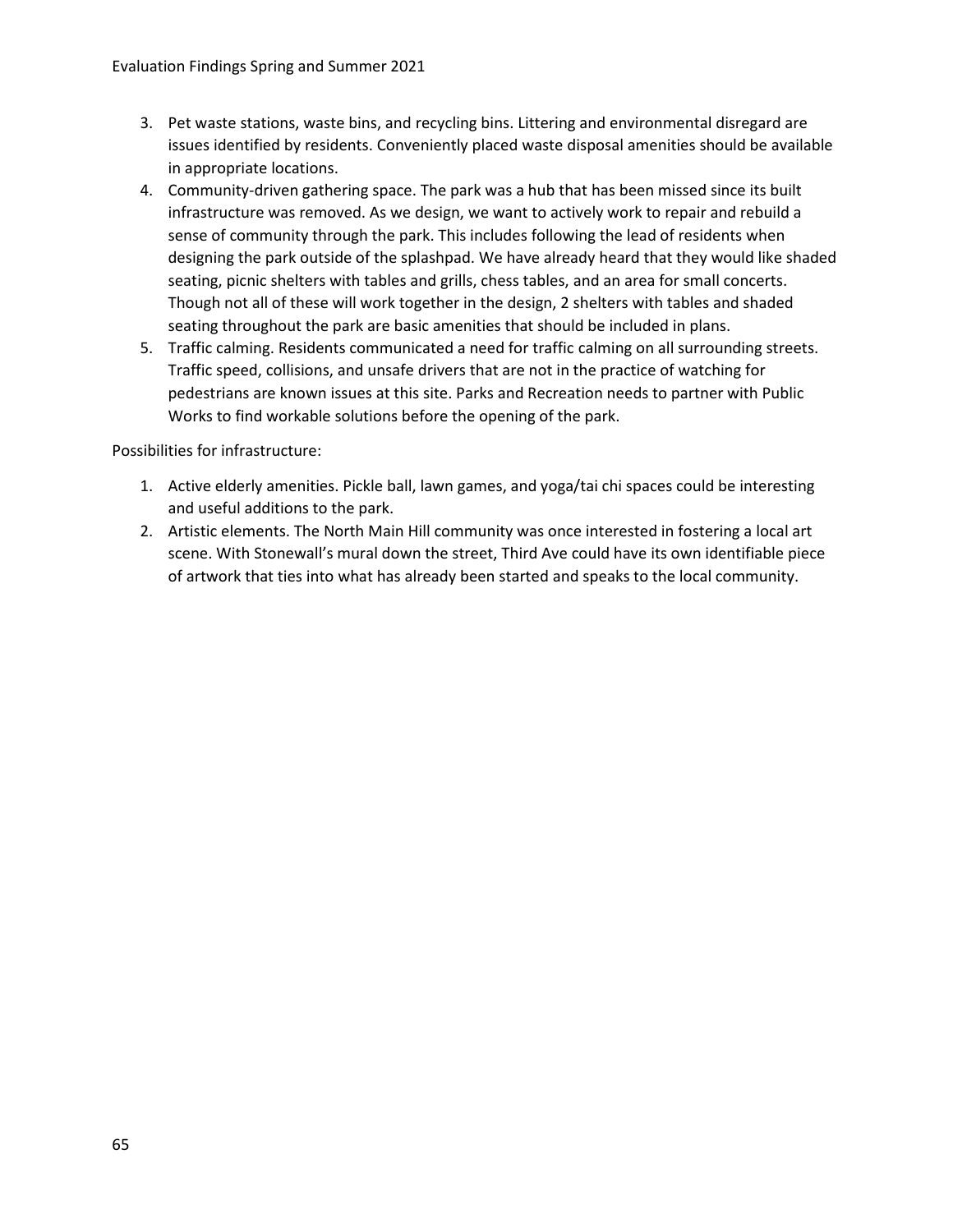3. Pet waste stations, waste bins, and recycling bins. Littering and environmental disregard are issues identified by residents. Conveniently placed waste disposal amenities should be available in appropriate locations.
4. Community-driven gathering space. The park was a hub that has been missed since its built infrastructure was removed. As we design, we want to actively work to repair and rebuild a sense of community through the park. This includes following the lead of residents when designing the park outside of the splashpad. We have already heard that they would like shaded seating, picnic shelters with tables and grills, chess tables, and an area for small concerts. Though not all of these will work together in the design, 2 shelters with tables and shaded seating throughout the park are basic amenities that should be included in plans.
5. Traffic calming. Residents communicated a need for traffic calming on all surrounding streets. Traffic speed, collisions, and unsafe drivers that are not in the practice of watching for pedestrians are known issues at this site. Parks and Recreation needs to partner with Public Works to find workable solutions before the opening of the park.

Possibilities for infrastructure:

1. Active elderly amenities. Pickle ball, lawn games, and yoga/tai chi spaces could be interesting and useful additions to the park.
2. Artistic elements. The North Main Hill community was once interested in fostering a local art scene. With Stonewall's mural down the street, Third Ave could have its own identifiable piece of artwork that ties into what has already been started and speaks to the local community.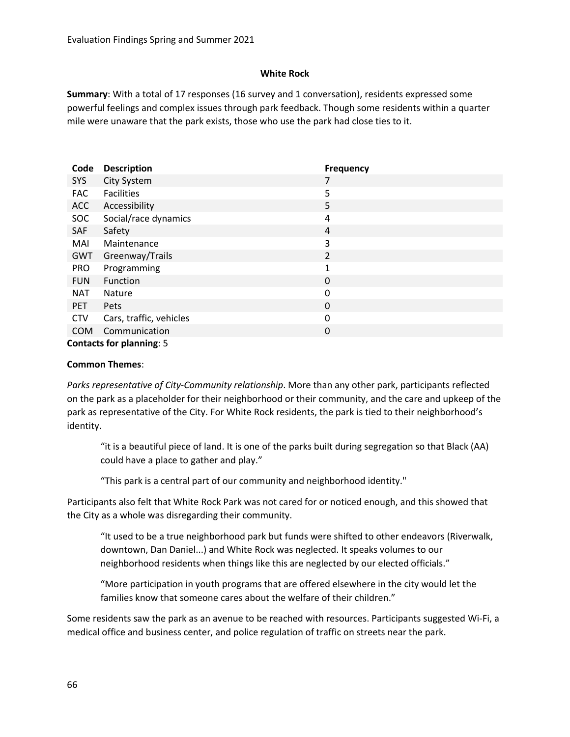### White Rock

**Summary**: With a total of 17 responses (16 survey and 1 conversation), residents expressed some powerful feelings and complex issues through park feedback. Though some residents within a quarter mile were unaware that the park exists, those who use the park had close ties to it.

| Code | Description | Frequency |
|---|---|---|
| SYS | City System | 7 |
| FAC | Facilities | 5 |
| ACC | Accessibility | 5 |
| SOC | Social/race dynamics | 4 |
| SAF | Safety | 4 |
| MAI | Maintenance | 3 |
| GWT | Greenway/Trails | 2 |
| PRO | Programming | 1 |
| FUN | Function | 0 |
| NAT | Nature | 0 |
| PET | Pets | 0 |
| CTV | Cars, traffic, vehicles | 0 |
| COM | Communication | 0 |

**Contacts for planning**: 5

**Common Themes**:

*Parks representative of City-Community relationship*. More than any other park, participants reflected on the park as a placeholder for their neighborhood or their community, and the care and upkeep of the park as representative of the City. For White Rock residents, the park is tied to their neighborhood's identity.

> "it is a beautiful piece of land. It is one of the parks built during segregation so that Black (AA) could have a place to gather and play."
>
> "This park is a central part of our community and neighborhood identity."

Participants also felt that White Rock Park was not cared for or noticed enough, and this showed that the City as a whole was disregarding their community.

> "It used to be a true neighborhood park but funds were shifted to other endeavors (Riverwalk, downtown, Dan Daniel...) and White Rock was neglected. It speaks volumes to our neighborhood residents when things like this are neglected by our elected officials."
>
> "More participation in youth programs that are offered elsewhere in the city would let the families know that someone cares about the welfare of their children."

Some residents saw the park as an avenue to be reached with resources. Participants suggested Wi-Fi, a medical office and business center, and police regulation of traffic on streets near the park.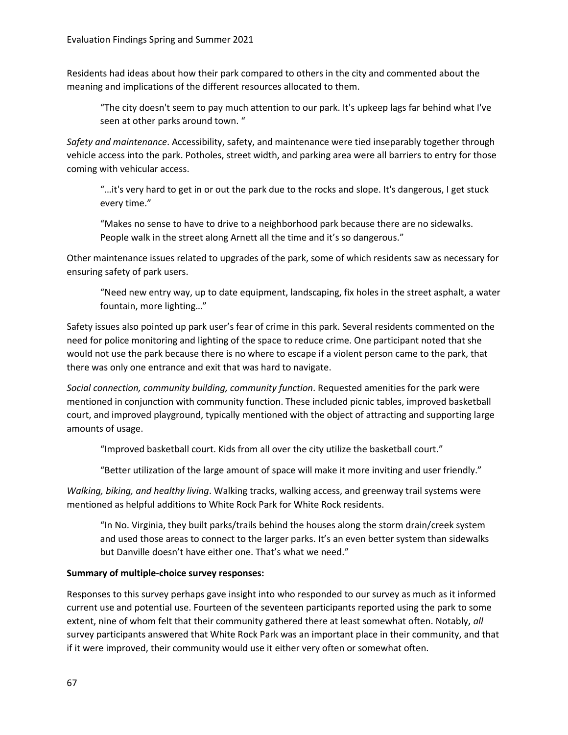Residents had ideas about how their park compared to others in the city and commented about the meaning and implications of the different resources allocated to them.

> "The city doesn't seem to pay much attention to our park. It's upkeep lags far behind what I've seen at other parks around town. "

*Safety and maintenance*. Accessibility, safety, and maintenance were tied inseparably together through vehicle access into the park. Potholes, street width, and parking area were all barriers to entry for those coming with vehicular access.

> "…it's very hard to get in or out the park due to the rocks and slope. It's dangerous, I get stuck every time."

> "Makes no sense to have to drive to a neighborhood park because there are no sidewalks. People walk in the street along Arnett all the time and it's so dangerous."

Other maintenance issues related to upgrades of the park, some of which residents saw as necessary for ensuring safety of park users.

> "Need new entry way, up to date equipment, landscaping, fix holes in the street asphalt, a water fountain, more lighting…"

Safety issues also pointed up park user's fear of crime in this park. Several residents commented on the need for police monitoring and lighting of the space to reduce crime. One participant noted that she would not use the park because there is no where to escape if a violent person came to the park, that there was only one entrance and exit that was hard to navigate.

*Social connection, community building, community function*. Requested amenities for the park were mentioned in conjunction with community function. These included picnic tables, improved basketball court, and improved playground, typically mentioned with the object of attracting and supporting large amounts of usage.

> "Improved basketball court. Kids from all over the city utilize the basketball court."

> "Better utilization of the large amount of space will make it more inviting and user friendly."

*Walking, biking, and healthy living*. Walking tracks, walking access, and greenway trail systems were mentioned as helpful additions to White Rock Park for White Rock residents.

> "In No. Virginia, they built parks/trails behind the houses along the storm drain/creek system and used those areas to connect to the larger parks. It's an even better system than sidewalks but Danville doesn't have either one. That's what we need."

**Summary of multiple-choice survey responses:**

Responses to this survey perhaps gave insight into who responded to our survey as much as it informed current use and potential use. Fourteen of the seventeen participants reported using the park to some extent, nine of whom felt that their community gathered there at least somewhat often. Notably, *all* survey participants answered that White Rock Park was an important place in their community, and that if it were improved, their community would use it either very often or somewhat often.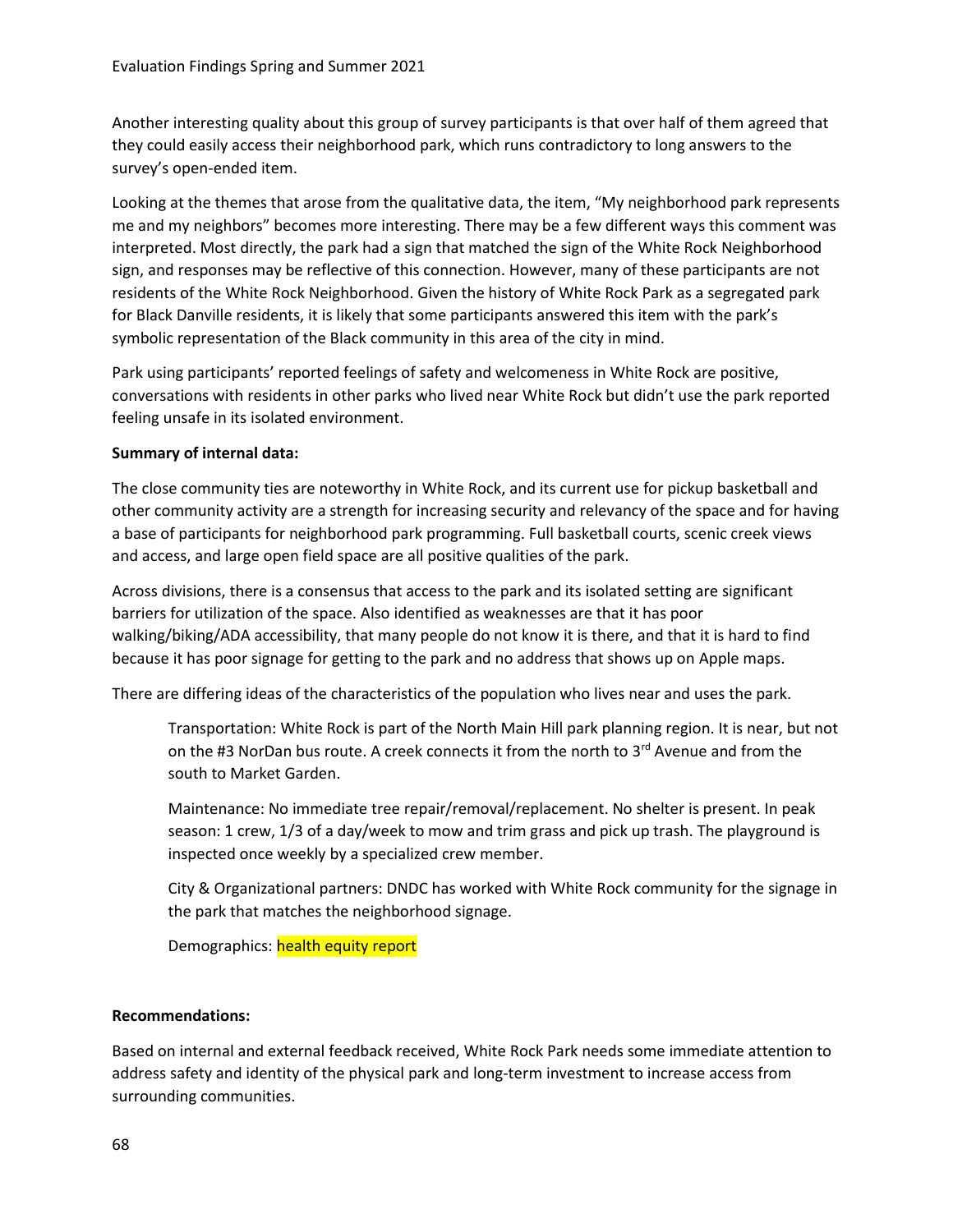Another interesting quality about this group of survey participants is that over half of them agreed that they could easily access their neighborhood park, which runs contradictory to long answers to the survey's open-ended item.

Looking at the themes that arose from the qualitative data, the item, "My neighborhood park represents me and my neighbors" becomes more interesting. There may be a few different ways this comment was interpreted. Most directly, the park had a sign that matched the sign of the White Rock Neighborhood sign, and responses may be reflective of this connection. However, many of these participants are not residents of the White Rock Neighborhood. Given the history of White Rock Park as a segregated park for Black Danville residents, it is likely that some participants answered this item with the park's symbolic representation of the Black community in this area of the city in mind.

Park using participants' reported feelings of safety and welcomeness in White Rock are positive, conversations with residents in other parks who lived near White Rock but didn't use the park reported feeling unsafe in its isolated environment.

**Summary of internal data:**

The close community ties are noteworthy in White Rock, and its current use for pickup basketball and other community activity are a strength for increasing security and relevancy of the space and for having a base of participants for neighborhood park programming. Full basketball courts, scenic creek views and access, and large open field space are all positive qualities of the park.

Across divisions, there is a consensus that access to the park and its isolated setting are significant barriers for utilization of the space. Also identified as weaknesses are that it has poor walking/biking/ADA accessibility, that many people do not know it is there, and that it is hard to find because it has poor signage for getting to the park and no address that shows up on Apple maps.

There are differing ideas of the characteristics of the population who lives near and uses the park.

> Transportation: White Rock is part of the North Main Hill park planning region. It is near, but not on the #3 NorDan bus route. A creek connects it from the north to 3rd Avenue and from the south to Market Garden.
>
> Maintenance: No immediate tree repair/removal/replacement. No shelter is present. In peak season: 1 crew, 1/3 of a day/week to mow and trim grass and pick up trash. The playground is inspected once weekly by a specialized crew member.
>
> City & Organizational partners: DNDC has worked with White Rock community for the signage in the park that matches the neighborhood signage.
>
> Demographics: health equity report

**Recommendations:**

Based on internal and external feedback received, White Rock Park needs some immediate attention to address safety and identity of the physical park and long-term investment to increase access from surrounding communities.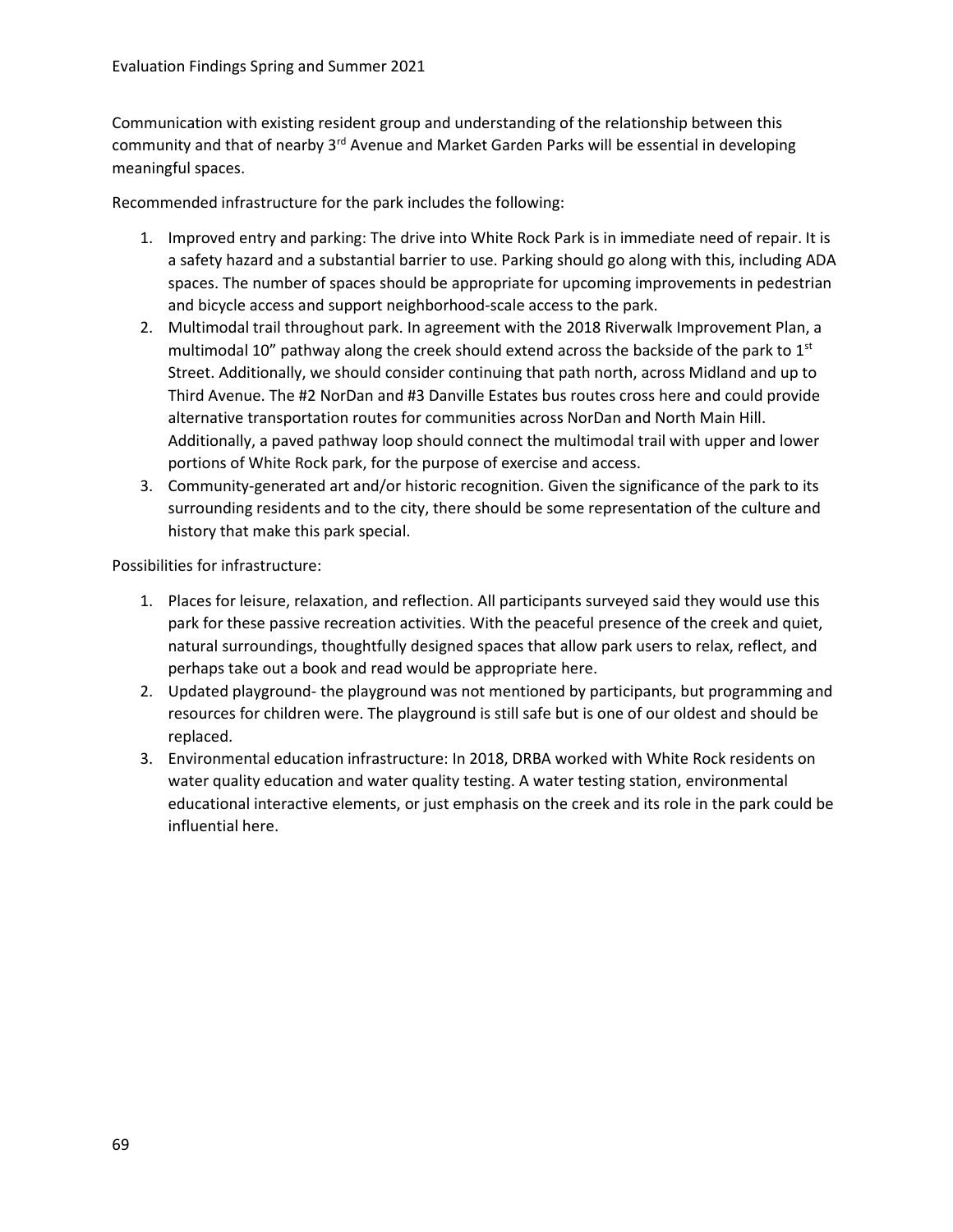Communication with existing resident group and understanding of the relationship between this community and that of nearby 3rd Avenue and Market Garden Parks will be essential in developing meaningful spaces.

Recommended infrastructure for the park includes the following:

1. Improved entry and parking: The drive into White Rock Park is in immediate need of repair. It is a safety hazard and a substantial barrier to use. Parking should go along with this, including ADA spaces. The number of spaces should be appropriate for upcoming improvements in pedestrian and bicycle access and support neighborhood-scale access to the park.
2. Multimodal trail throughout park. In agreement with the 2018 Riverwalk Improvement Plan, a multimodal 10" pathway along the creek should extend across the backside of the park to 1st Street. Additionally, we should consider continuing that path north, across Midland and up to Third Avenue. The #2 NorDan and #3 Danville Estates bus routes cross here and could provide alternative transportation routes for communities across NorDan and North Main Hill. Additionally, a paved pathway loop should connect the multimodal trail with upper and lower portions of White Rock park, for the purpose of exercise and access.
3. Community-generated art and/or historic recognition. Given the significance of the park to its surrounding residents and to the city, there should be some representation of the culture and history that make this park special.

Possibilities for infrastructure:

1. Places for leisure, relaxation, and reflection. All participants surveyed said they would use this park for these passive recreation activities. With the peaceful presence of the creek and quiet, natural surroundings, thoughtfully designed spaces that allow park users to relax, reflect, and perhaps take out a book and read would be appropriate here.
2. Updated playground- the playground was not mentioned by participants, but programming and resources for children were. The playground is still safe but is one of our oldest and should be replaced.
3. Environmental education infrastructure: In 2018, DRBA worked with White Rock residents on water quality education and water quality testing. A water testing station, environmental educational interactive elements, or just emphasis on the creek and its role in the park could be influential here.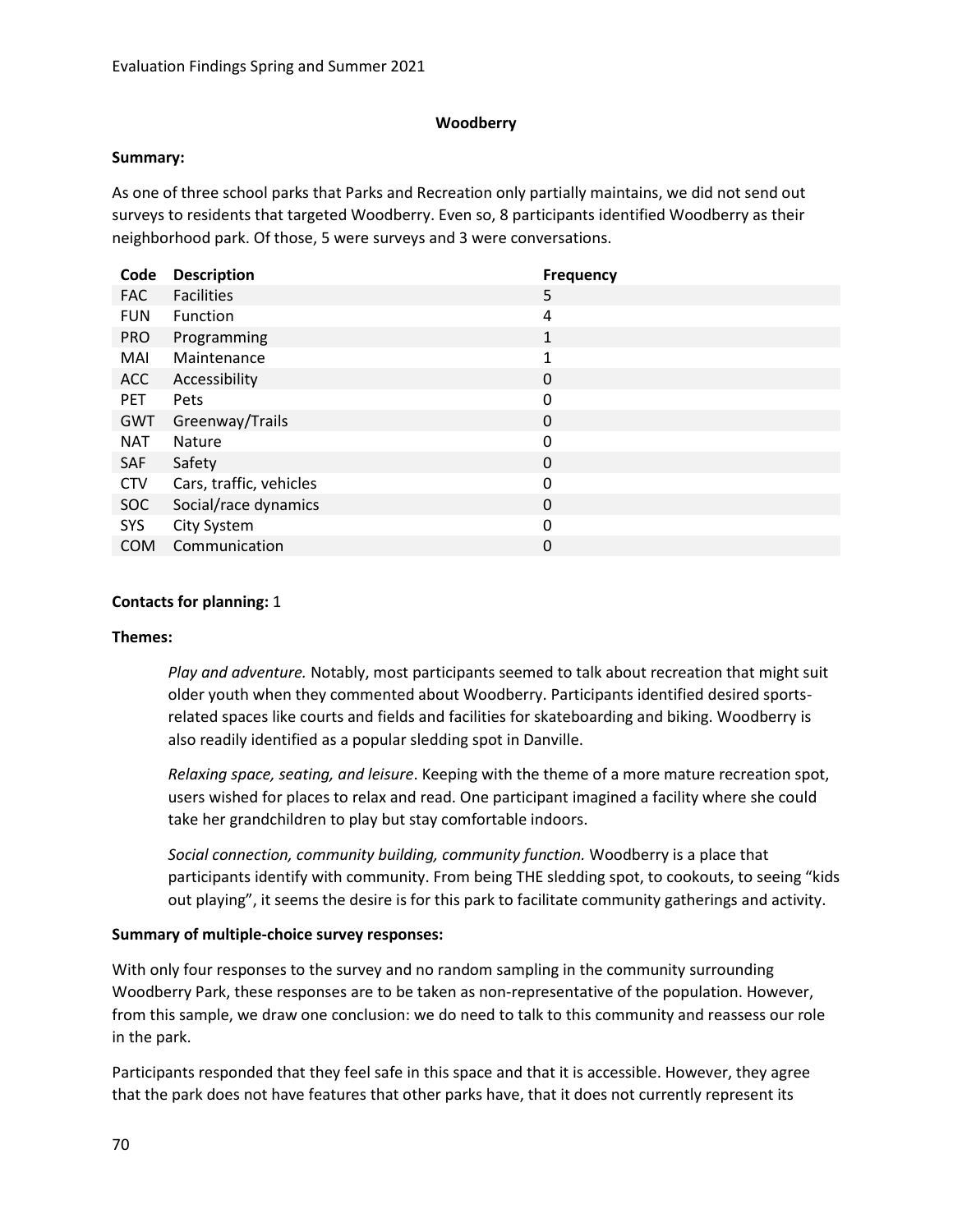## Woodberry

**Summary:**

As one of three school parks that Parks and Recreation only partially maintains, we did not send out surveys to residents that targeted Woodberry. Even so, 8 participants identified Woodberry as their neighborhood park. Of those, 5 were surveys and 3 were conversations.

| Code | Description | Frequency |
|---|---|---|
| FAC | Facilities | 5 |
| FUN | Function | 4 |
| PRO | Programming | 1 |
| MAI | Maintenance | 1 |
| ACC | Accessibility | 0 |
| PET | Pets | 0 |
| GWT | Greenway/Trails | 0 |
| NAT | Nature | 0 |
| SAF | Safety | 0 |
| CTV | Cars, traffic, vehicles | 0 |
| SOC | Social/race dynamics | 0 |
| SYS | City System | 0 |
| COM | Communication | 0 |

**Contacts for planning:** 1

**Themes:**

*Play and adventure.* Notably, most participants seemed to talk about recreation that might suit older youth when they commented about Woodberry. Participants identified desired sports-related spaces like courts and fields and facilities for skateboarding and biking. Woodberry is also readily identified as a popular sledding spot in Danville.

*Relaxing space, seating, and leisure*. Keeping with the theme of a more mature recreation spot, users wished for places to relax and read. One participant imagined a facility where she could take her grandchildren to play but stay comfortable indoors.

*Social connection, community building, community function.* Woodberry is a place that participants identify with community. From being THE sledding spot, to cookouts, to seeing "kids out playing", it seems the desire is for this park to facilitate community gatherings and activity.

**Summary of multiple-choice survey responses:**

With only four responses to the survey and no random sampling in the community surrounding Woodberry Park, these responses are to be taken as non-representative of the population. However, from this sample, we draw one conclusion: we do need to talk to this community and reassess our role in the park.

Participants responded that they feel safe in this space and that it is accessible. However, they agree that the park does not have features that other parks have, that it does not currently represent its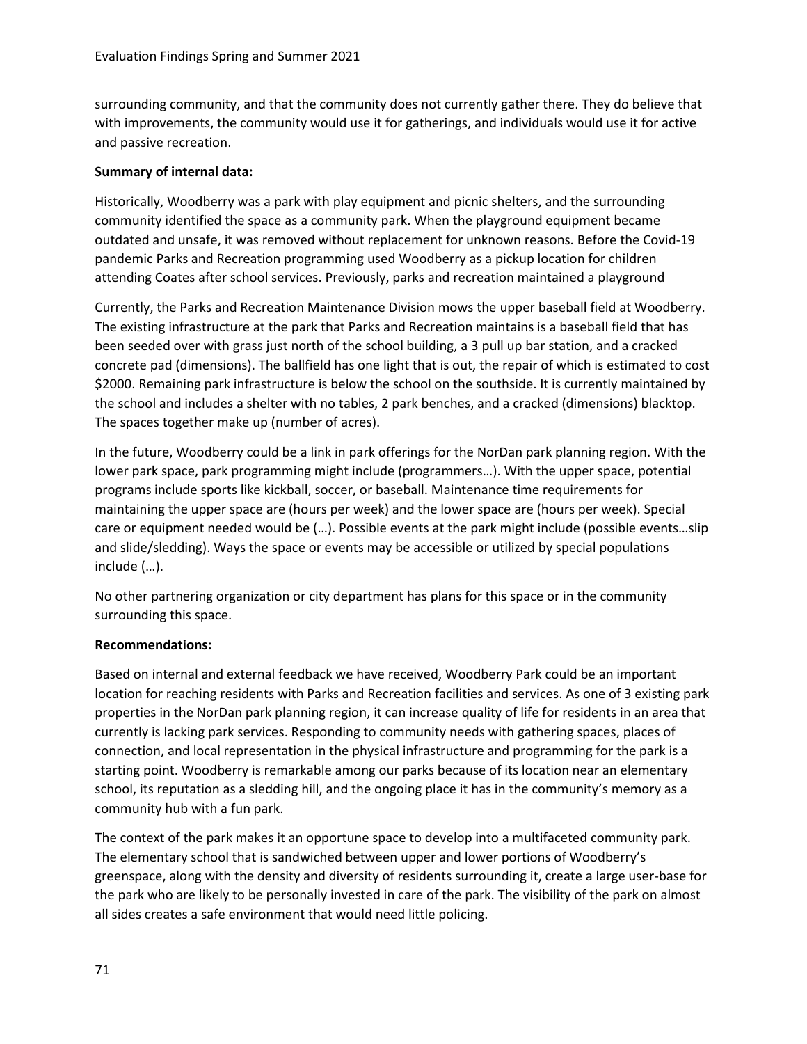surrounding community, and that the community does not currently gather there. They do believe that with improvements, the community would use it for gatherings, and individuals would use it for active and passive recreation.

**Summary of internal data:**

Historically, Woodberry was a park with play equipment and picnic shelters, and the surrounding community identified the space as a community park. When the playground equipment became outdated and unsafe, it was removed without replacement for unknown reasons. Before the Covid-19 pandemic Parks and Recreation programming used Woodberry as a pickup location for children attending Coates after school services. Previously, parks and recreation maintained a playground

Currently, the Parks and Recreation Maintenance Division mows the upper baseball field at Woodberry. The existing infrastructure at the park that Parks and Recreation maintains is a baseball field that has been seeded over with grass just north of the school building, a 3 pull up bar station, and a cracked concrete pad (dimensions). The ballfield has one light that is out, the repair of which is estimated to cost $2000. Remaining park infrastructure is below the school on the southside. It is currently maintained by the school and includes a shelter with no tables, 2 park benches, and a cracked (dimensions) blacktop. The spaces together make up (number of acres).

In the future, Woodberry could be a link in park offerings for the NorDan park planning region. With the lower park space, park programming might include (programmers…). With the upper space, potential programs include sports like kickball, soccer, or baseball. Maintenance time requirements for maintaining the upper space are (hours per week) and the lower space are (hours per week). Special care or equipment needed would be (…). Possible events at the park might include (possible events…slip and slide/sledding). Ways the space or events may be accessible or utilized by special populations include (…).

No other partnering organization or city department has plans for this space or in the community surrounding this space.

**Recommendations:**

Based on internal and external feedback we have received, Woodberry Park could be an important location for reaching residents with Parks and Recreation facilities and services. As one of 3 existing park properties in the NorDan park planning region, it can increase quality of life for residents in an area that currently is lacking park services. Responding to community needs with gathering spaces, places of connection, and local representation in the physical infrastructure and programming for the park is a starting point. Woodberry is remarkable among our parks because of its location near an elementary school, its reputation as a sledding hill, and the ongoing place it has in the community's memory as a community hub with a fun park.

The context of the park makes it an opportune space to develop into a multifaceted community park. The elementary school that is sandwiched between upper and lower portions of Woodberry's greenspace, along with the density and diversity of residents surrounding it, create a large user-base for the park who are likely to be personally invested in care of the park. The visibility of the park on almost all sides creates a safe environment that would need little policing.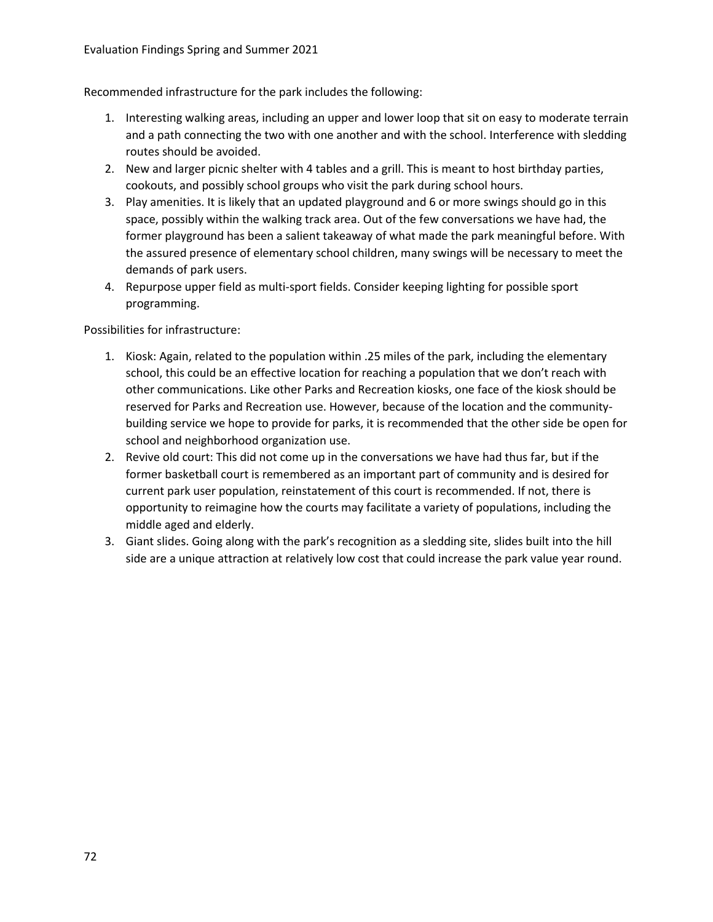Recommended infrastructure for the park includes the following:

1. Interesting walking areas, including an upper and lower loop that sit on easy to moderate terrain and a path connecting the two with one another and with the school. Interference with sledding routes should be avoided.
2. New and larger picnic shelter with 4 tables and a grill. This is meant to host birthday parties, cookouts, and possibly school groups who visit the park during school hours.
3. Play amenities. It is likely that an updated playground and 6 or more swings should go in this space, possibly within the walking track area. Out of the few conversations we have had, the former playground has been a salient takeaway of what made the park meaningful before. With the assured presence of elementary school children, many swings will be necessary to meet the demands of park users.
4. Repurpose upper field as multi-sport fields. Consider keeping lighting for possible sport programming.

Possibilities for infrastructure:

1. Kiosk: Again, related to the population within .25 miles of the park, including the elementary school, this could be an effective location for reaching a population that we don't reach with other communications. Like other Parks and Recreation kiosks, one face of the kiosk should be reserved for Parks and Recreation use. However, because of the location and the community-building service we hope to provide for parks, it is recommended that the other side be open for school and neighborhood organization use.
2. Revive old court: This did not come up in the conversations we have had thus far, but if the former basketball court is remembered as an important part of community and is desired for current park user population, reinstatement of this court is recommended. If not, there is opportunity to reimagine how the courts may facilitate a variety of populations, including the middle aged and elderly.
3. Giant slides. Going along with the park's recognition as a sledding site, slides built into the hill side are a unique attraction at relatively low cost that could increase the park value year round.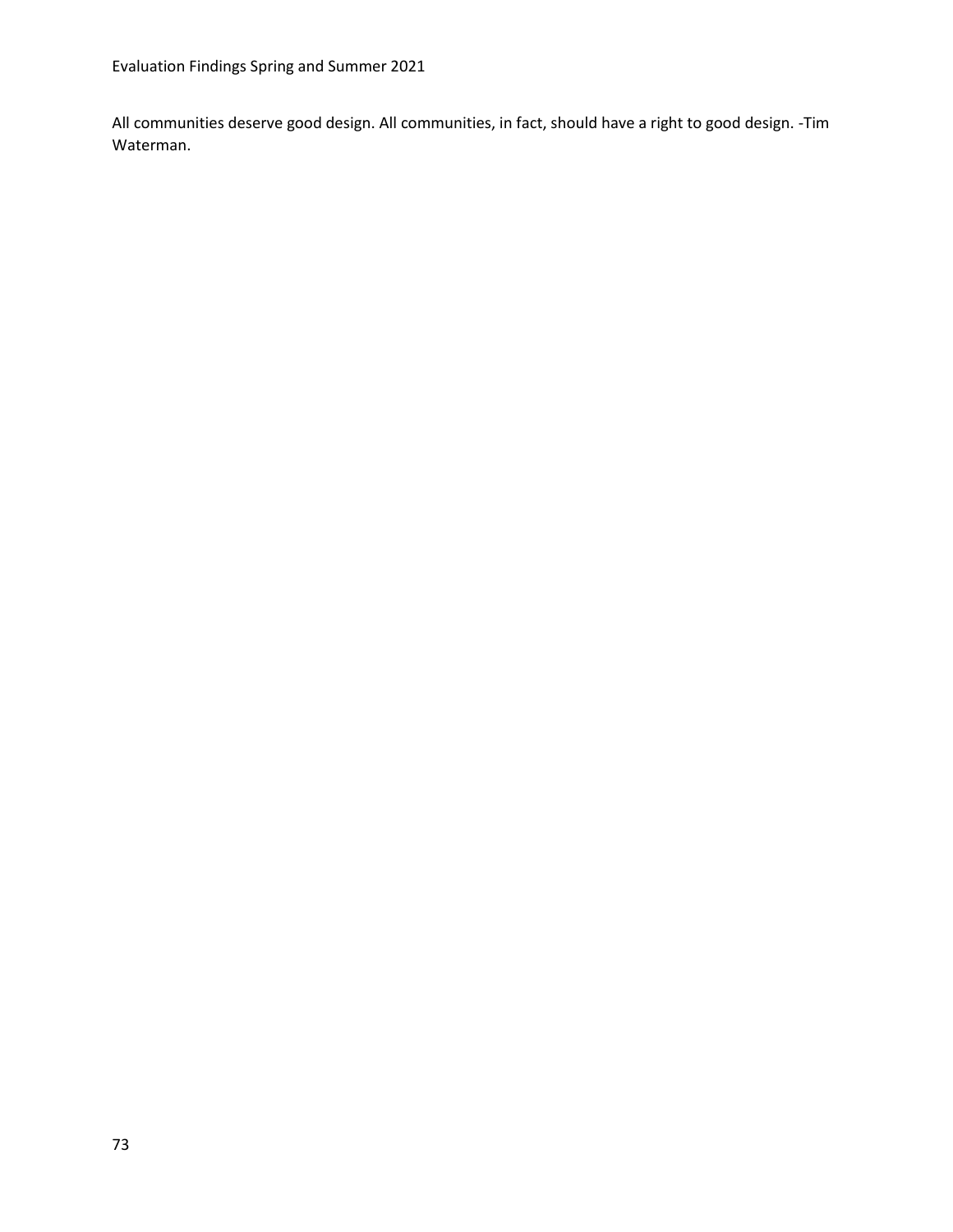All communities deserve good design. All communities, in fact, should have a right to good design. -Tim Waterman.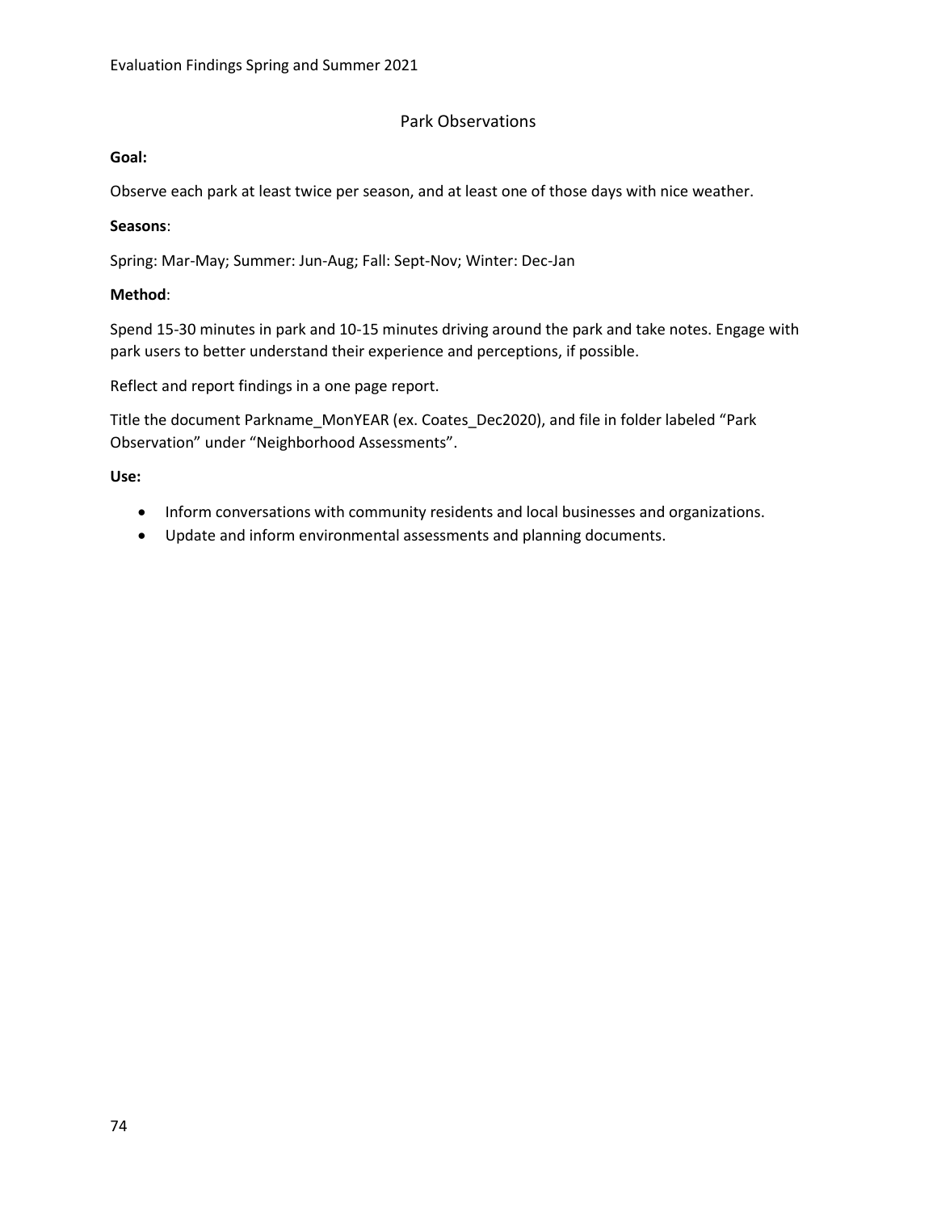## Park Observations

**Goal:**

Observe each park at least twice per season, and at least one of those days with nice weather.

**Seasons**:

Spring: Mar-May; Summer: Jun-Aug; Fall: Sept-Nov; Winter: Dec-Jan

**Method**:

Spend 15-30 minutes in park and 10-15 minutes driving around the park and take notes. Engage with park users to better understand their experience and perceptions, if possible.

Reflect and report findings in a one page report.

Title the document Parkname_MonYEAR (ex. Coates_Dec2020), and file in folder labeled "Park Observation" under "Neighborhood Assessments".

**Use:**

- Inform conversations with community residents and local businesses and organizations.
- Update and inform environmental assessments and planning documents.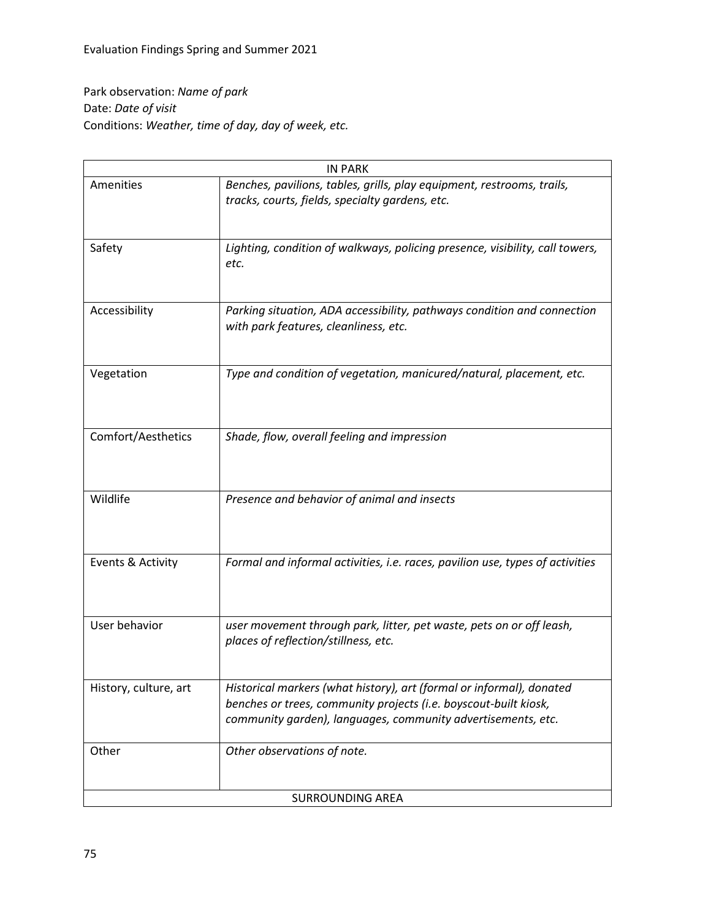Park observation: *Name of park*
Date: *Date of visit*
Conditions: *Weather, time of day, day of week, etc.*

| IN PARK | |
|---|---|
| Amenities | *Benches, pavilions, tables, grills, play equipment, restrooms, trails, tracks, courts, fields, specialty gardens, etc.* |
| Safety | *Lighting, condition of walkways, policing presence, visibility, call towers, etc.* |
| Accessibility | *Parking situation, ADA accessibility, pathways condition and connection with park features, cleanliness, etc.* |
| Vegetation | *Type and condition of vegetation, manicured/natural, placement, etc.* |
| Comfort/Aesthetics | *Shade, flow, overall feeling and impression* |
| Wildlife | *Presence and behavior of animal and insects* |
| Events & Activity | *Formal and informal activities, i.e. races, pavilion use, types of activities* |
| User behavior | *user movement through park, litter, pet waste, pets on or off leash, places of reflection/stillness, etc.* |
| History, culture, art | *Historical markers (what history), art (formal or informal), donated benches or trees, community projects (i.e. boyscout-built kiosk, community garden), languages, community advertisements, etc.* |
| Other | *Other observations of note.* |
| SURROUNDING AREA | |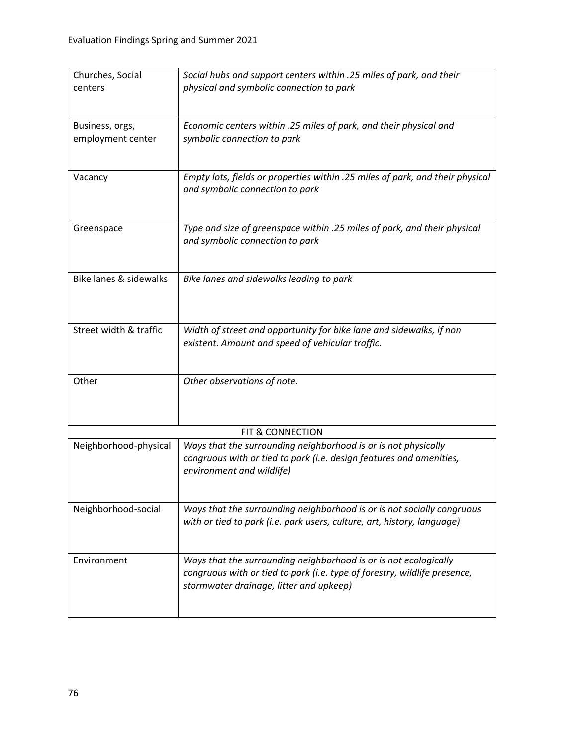| | |
|---|---|
| Churches, Social centers | *Social hubs and support centers within .25 miles of park, and their physical and symbolic connection to park* |
| Business, orgs, employment center | *Economic centers within .25 miles of park, and their physical and symbolic connection to park* |
| Vacancy | *Empty lots, fields or properties within .25 miles of park, and their physical and symbolic connection to park* |
| Greenspace | *Type and size of greenspace within .25 miles of park, and their physical and symbolic connection to park* |
| Bike lanes & sidewalks | *Bike lanes and sidewalks leading to park* |
| Street width & traffic | *Width of street and opportunity for bike lane and sidewalks, if non existent. Amount and speed of vehicular traffic.* |
| Other | *Other observations of note.* |
| FIT & CONNECTION | |
| Neighborhood-physical | *Ways that the surrounding neighborhood is or is not physically congruous with or tied to park (i.e. design features and amenities, environment and wildlife)* |
| Neighborhood-social | *Ways that the surrounding neighborhood is or is not socially congruous with or tied to park (i.e. park users, culture, art, history, language)* |
| Environment | *Ways that the surrounding neighborhood is or is not ecologically congruous with or tied to park (i.e. type of forestry, wildlife presence, stormwater drainage, litter and upkeep)* |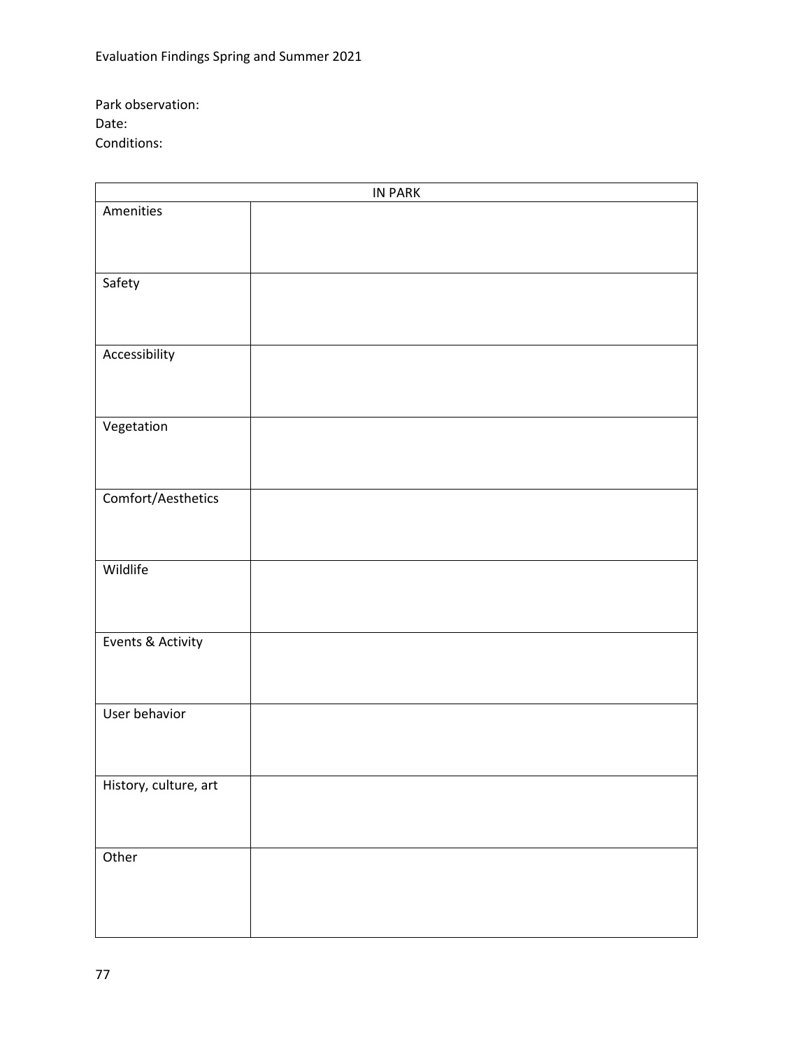Park observation:
Date:
Conditions:

| IN PARK | |
|---|---|
| Amenities | |
| Safety | |
| Accessibility | |
| Vegetation | |
| Comfort/Aesthetics | |
| Wildlife | |
| Events & Activity | |
| User behavior | |
| History, culture, art | |
| Other | |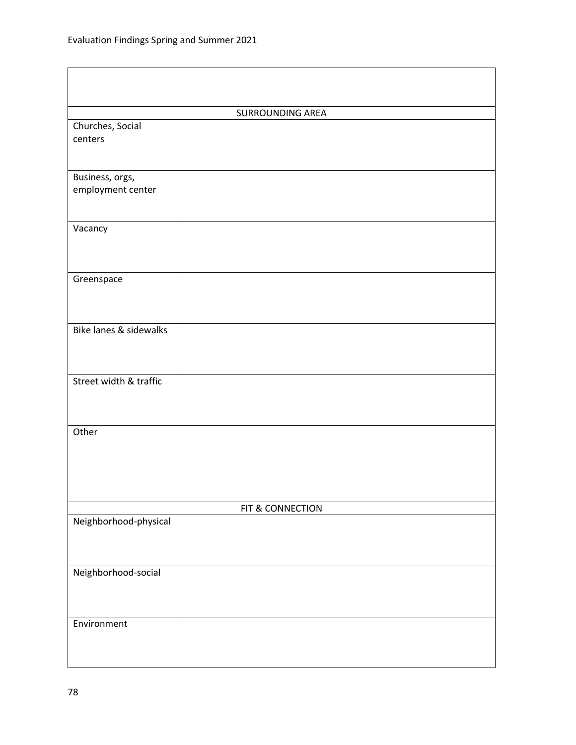| | |
|---|---|
| **SURROUNDING AREA** | |
| Churches, Social centers | |
| Business, orgs, employment center | |
| Vacancy | |
| Greenspace | |
| Bike lanes & sidewalks | |
| Street width & traffic | |
| Other | |
| **FIT & CONNECTION** | |
| Neighborhood-physical | |
| Neighborhood-social | |
| Environment | |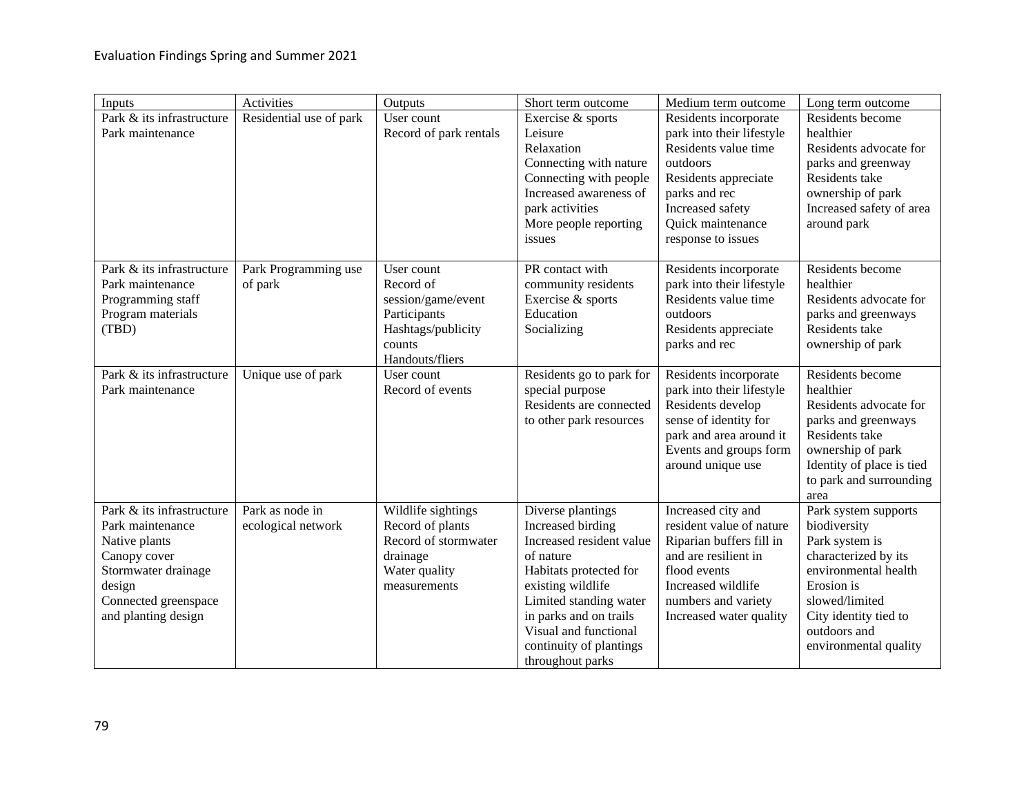| Inputs | Activities | Outputs | Short term outcome | Medium term outcome | Long term outcome |
|---|---|---|---|---|---|
| Park & its infrastructure<br>Park maintenance | Residential use of park | User count<br>Record of park rentals | Exercise & sports<br>Leisure<br>Relaxation<br>Connecting with nature<br>Connecting with people<br>Increased awareness of park activities<br>More people reporting issues | Residents incorporate park into their lifestyle<br>Residents value time outdoors<br>Residents appreciate parks and rec<br>Increased safety<br>Quick maintenance response to issues | Residents become healthier<br>Residents advocate for parks and greenway<br>Residents take ownership of park<br>Increased safety of area around park |
| Park & its infrastructure<br>Park maintenance<br>Programming staff<br>Program materials (TBD) | Park Programming use of park | User count<br>Record of session/game/event<br>Participants<br>Hashtags/publicity counts<br>Handouts/fliers | PR contact with community residents<br>Exercise & sports<br>Education<br>Socializing | Residents incorporate park into their lifestyle<br>Residents value time outdoors<br>Residents appreciate parks and rec | Residents become healthier<br>Residents advocate for parks and greenways<br>Residents take ownership of park |
| Park & its infrastructure<br>Park maintenance | Unique use of park | User count<br>Record of events | Residents go to park for special purpose<br>Residents are connected to other park resources | Residents incorporate park into their lifestyle<br>Residents develop sense of identity for park and area around it<br>Events and groups form around unique use | Residents become healthier<br>Residents advocate for parks and greenways<br>Residents take ownership of park<br>Identity of place is tied to park and surrounding area |
| Park & its infrastructure<br>Park maintenance<br>Native plants<br>Canopy cover<br>Stormwater drainage design<br>Connected greenspace and planting design | Park as node in ecological network | Wildlife sightings<br>Record of plants<br>Record of stormwater drainage<br>Water quality measurements | Diverse plantings<br>Increased birding<br>Increased resident value of nature<br>Habitats protected for existing wildlife<br>Limited standing water in parks and on trails<br>Visual and functional continuity of plantings throughout parks | Increased city and resident value of nature<br>Riparian buffers fill in and are resilient in flood events<br>Increased wildlife numbers and variety<br>Increased water quality | Park system supports biodiversity<br>Park system is characterized by its environmental health<br>Erosion is slowed/limited<br>City identity tied to outdoors and environmental quality |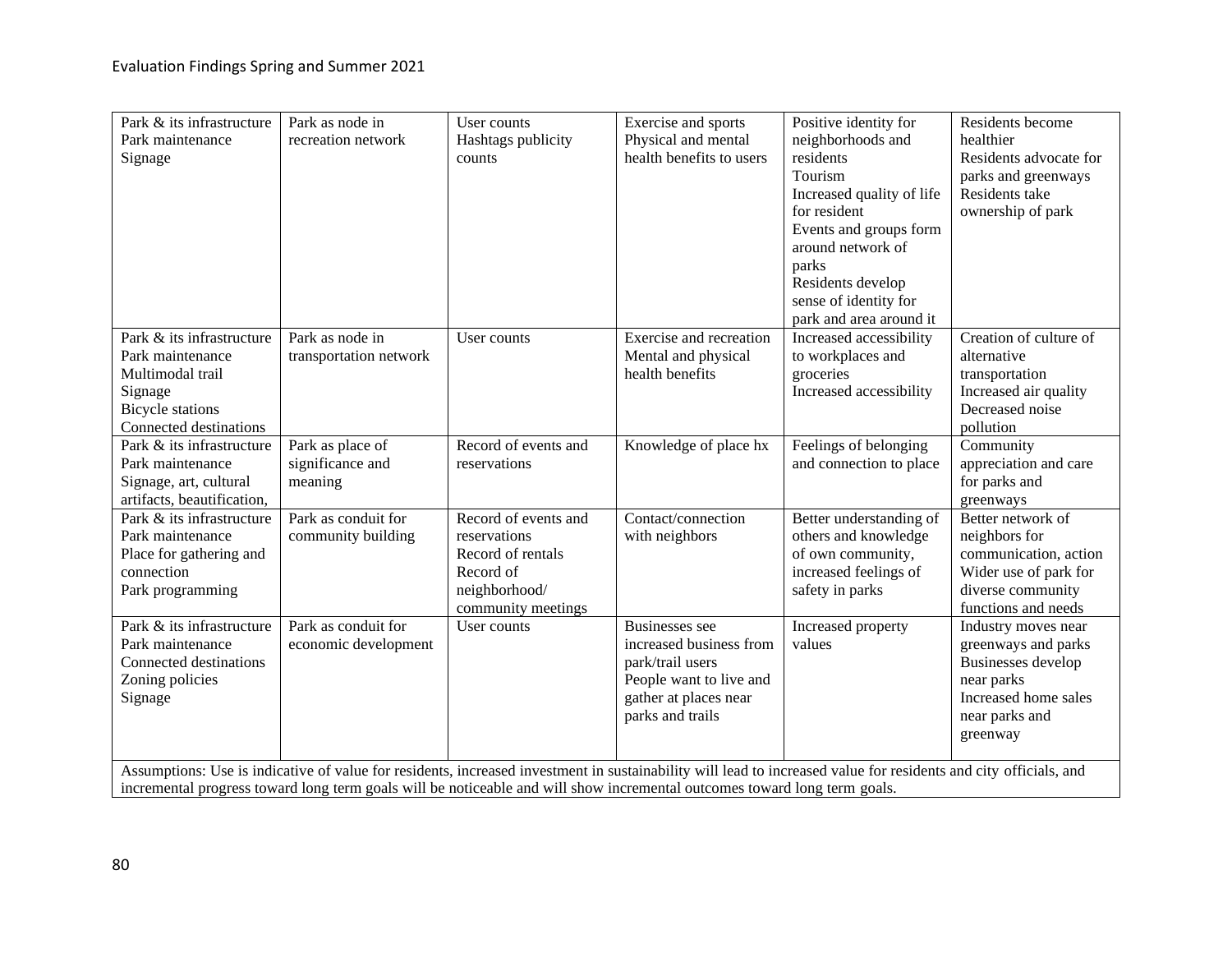| | | | | | |
|---|---|---|---|---|---|
| Park & its infrastructure<br>Park maintenance<br>Signage | Park as node in recreation network | User counts<br>Hashtags publicity counts | Exercise and sports<br>Physical and mental health benefits to users | Positive identity for neighborhoods and residents<br>Tourism<br>Increased quality of life for resident<br>Events and groups form around network of parks<br>Residents develop sense of identity for park and area around it | Residents become healthier<br>Residents advocate for parks and greenways<br>Residents take ownership of park |
| Park & its infrastructure<br>Park maintenance<br>Multimodal trail<br>Signage<br>Bicycle stations<br>Connected destinations | Park as node in transportation network | User counts | Exercise and recreation<br>Mental and physical health benefits | Increased accessibility to workplaces and groceries<br>Increased accessibility | Creation of culture of alternative transportation<br>Increased air quality<br>Decreased noise pollution |
| Park & its infrastructure<br>Park maintenance<br>Signage, art, cultural artifacts, beautification, | Park as place of significance and meaning | Record of events and reservations | Knowledge of place hx | Feelings of belonging and connection to place | Community appreciation and care for parks and greenways |
| Park & its infrastructure<br>Park maintenance<br>Place for gathering and connection<br>Park programming | Park as conduit for community building | Record of events and reservations<br>Record of rentals<br>Record of neighborhood/ community meetings | Contact/connection with neighbors | Better understanding of others and knowledge of own community, increased feelings of safety in parks | Better network of neighbors for communication, action<br>Wider use of park for diverse community functions and needs |
| Park & its infrastructure<br>Park maintenance<br>Connected destinations<br>Zoning policies<br>Signage | Park as conduit for economic development | User counts | Businesses see increased business from park/trail users<br>People want to live and gather at places near parks and trails | Increased property values | Industry moves near greenways and parks<br>Businesses develop near parks<br>Increased home sales near parks and greenway |
| Assumptions: Use is indicative of value for residents, increased investment in sustainability will lead to increased value for residents and city officials, and incremental progress toward long term goals will be noticeable and will show incremental outcomes toward long term goals. | | | | | |